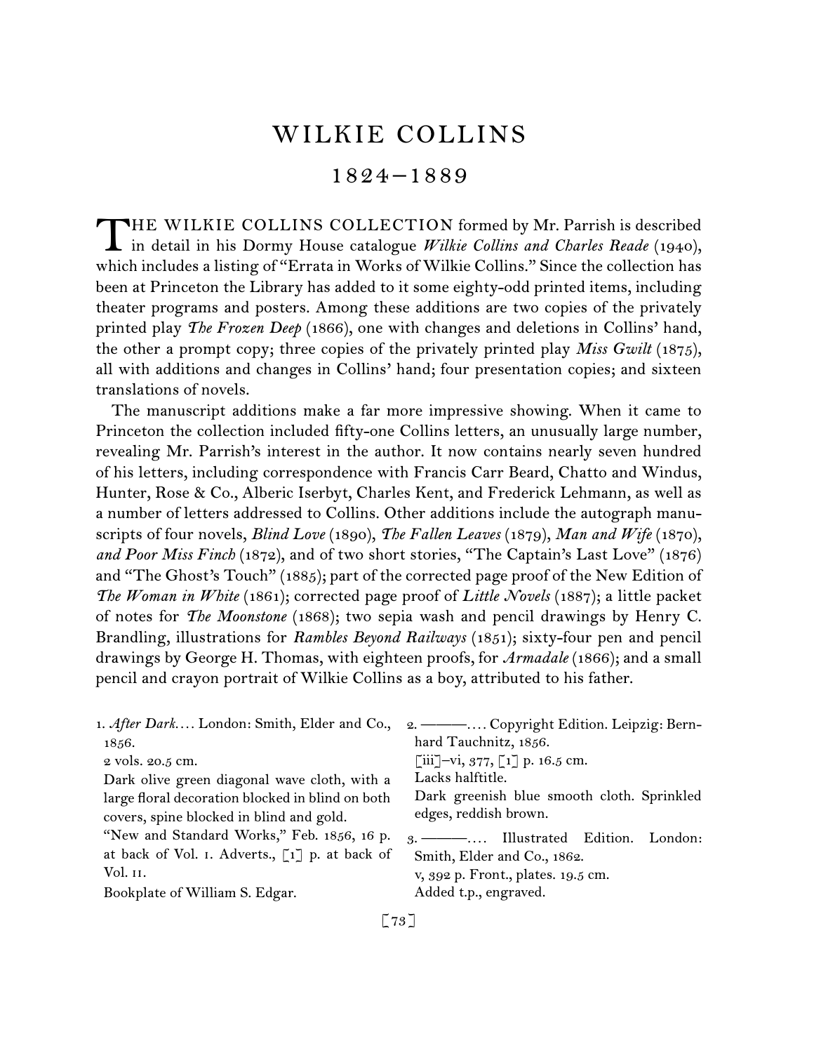# WILKIE COLLINS

## 1824–1889

THE WILKIE COLLINS COLLECTION formed by Mr. Parrish is described in detail in his Dormy House catalogue *Wilkie Collins and Charles Reade* (1940), which includes a listing of "Errata in Works of Wilkie Collins." Since the collection has been at Princeton the Library has added to it some eighty-odd printed items, including theater programs and posters. Among these additions are two copies of the privately printed play *The Frozen Deep* (1866), one with changes and deletions in Collins' hand, the other a prompt copy; three copies of the privately printed play *Miss Gwilt* (1875), all with additions and changes in Collins' hand; four presentation copies; and sixteen translations of novels.

The manuscript additions make a far more impressive showing. When it came to Princeton the collection included fifty-one Collins letters, an unusually large number, revealing Mr. Parrish's interest in the author. It now contains nearly seven hundred of his letters, including correspondence with Francis Carr Beard, Chatto and Windus, Hunter, Rose & Co., Alberic Iserbyt, Charles Kent, and Frederick Lehmann, as well as a number of letters addressed to Collins. Other additions include the autograph manuscripts of four novels, *Blind Love* (1890), *The Fallen Leaves* (1879), *Man and Wife* (1870), *and Poor Miss Finch* (1872), and of two short stories, "The Captain's Last Love" (1876) and "The Ghost's Touch" (1885); part of the corrected page proof of the New Edition of *The Woman in White* (1861); corrected page proof of *Little Novels* (1887); a little packet of notes for *The Moonstone* (1868); two sepia wash and pencil drawings by Henry C. Brandling, illustrations for *Rambles Beyond Railways* (1851); sixty-four pen and pencil drawings by George H. Thomas, with eighteen proofs, for *Armadale* (1866); and a small pencil and crayon portrait of Wilkie Collins as a boy, attributed to his father.

1. *After Dark*.... London: Smith, Elder and Co., 1856.
 2 vols. 20.5 cm.
 Dark olive green diagonal wave cloth, with a large floral decoration blocked in blind on both covers, spine blocked in blind and gold.
 "New and Standard Works," Feb. 1856, 16 p. at back of Vol. I. Adverts., [1] p. at back of Vol. II.
 Bookplate of William S. Edgar.

2. ———.... Copyright Edition. Leipzig: Bernhard Tauchnitz, 1856.
 [iii]–vi, 377, [1] p. 16.5 cm.
 Lacks halftitle.
 Dark greenish blue smooth cloth. Sprinkled edges, reddish brown.

3. ———.... Illustrated Edition. London: Smith, Elder and Co., 1862.
 v, 392 p. Front., plates. 19.5 cm.
 Added t.p., engraved.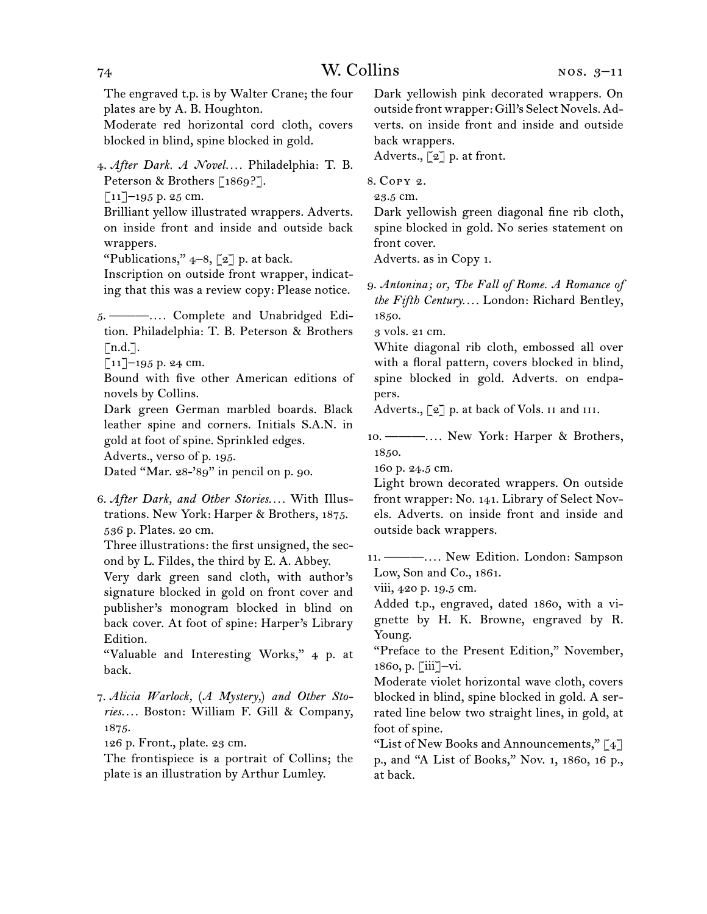The engraved t.p. is by Walter Crane; the four plates are by A. B. Houghton.

Moderate red horizontal cord cloth, covers blocked in blind, spine blocked in gold.

4. *After Dark. A Novel.*... Philadelphia: T. B. Peterson & Brothers [1869?].

[11]–195 p. 25 cm.

Brilliant yellow illustrated wrappers. Adverts. on inside front and inside and outside back wrappers.

"Publications," 4–8, [2] p. at back.

Inscription on outside front wrapper, indicating that this was a review copy: Please notice.

5. ———.... Complete and Unabridged Edition. Philadelphia: T. B. Peterson & Brothers [n.d.].

[11]–195 p. 24 cm.

Bound with five other American editions of novels by Collins.

Dark green German marbled boards. Black leather spine and corners. Initials S.A.N. in gold at foot of spine. Sprinkled edges.

Adverts., verso of p. 195.

Dated "Mar. 28-'89" in pencil on p. 90.

6. *After Dark, and Other Stories.*... With Illustrations. New York: Harper & Brothers, 1875.

536 p. Plates. 20 cm.

Three illustrations: the first unsigned, the second by L. Fildes, the third by E. A. Abbey.

Very dark green sand cloth, with author's signature blocked in gold on front cover and publisher's monogram blocked in blind on back cover. At foot of spine: Harper's Library Edition.

"Valuable and Interesting Works," 4 p. at back.

7. *Alicia Warlock, (A Mystery,) and Other Stories.*... Boston: William F. Gill & Company, 1875.

126 p. Front., plate. 23 cm.

The frontispiece is a portrait of Collins; the plate is an illustration by Arthur Lumley.

Dark yellowish pink decorated wrappers. On outside front wrapper: Gill's Select Novels. Adverts. on inside front and inside and outside back wrappers.

Adverts., [2] p. at front.

8. Copy 2.

23.5 cm.

Dark yellowish green diagonal fine rib cloth, spine blocked in gold. No series statement on front cover.

Adverts. as in Copy 1.

9. *Antonina; or, The Fall of Rome. A Romance of the Fifth Century.*... London: Richard Bentley, 1850.

3 vols. 21 cm.

White diagonal rib cloth, embossed all over with a floral pattern, covers blocked in blind, spine blocked in gold. Adverts. on endpapers.

Adverts., [2] p. at back of Vols. II and III.

10. ———.... New York: Harper & Brothers, 1850.

160 p. 24.5 cm.

Light brown decorated wrappers. On outside front wrapper: No. 141. Library of Select Novels. Adverts. on inside front and inside and outside back wrappers.

11. ———.... New Edition. London: Sampson Low, Son and Co., 1861.

viii, 420 p. 19.5 cm.

Added t.p., engraved, dated 1860, with a vignette by H. K. Browne, engraved by R. Young.

"Preface to the Present Edition," November, 1860, p. [iii]–vi.

Moderate violet horizontal wave cloth, covers blocked in blind, spine blocked in gold. A serrated line below two straight lines, in gold, at foot of spine.

"List of New Books and Announcements," [4] p., and "A List of Books," Nov. 1, 1860, 16 p., at back.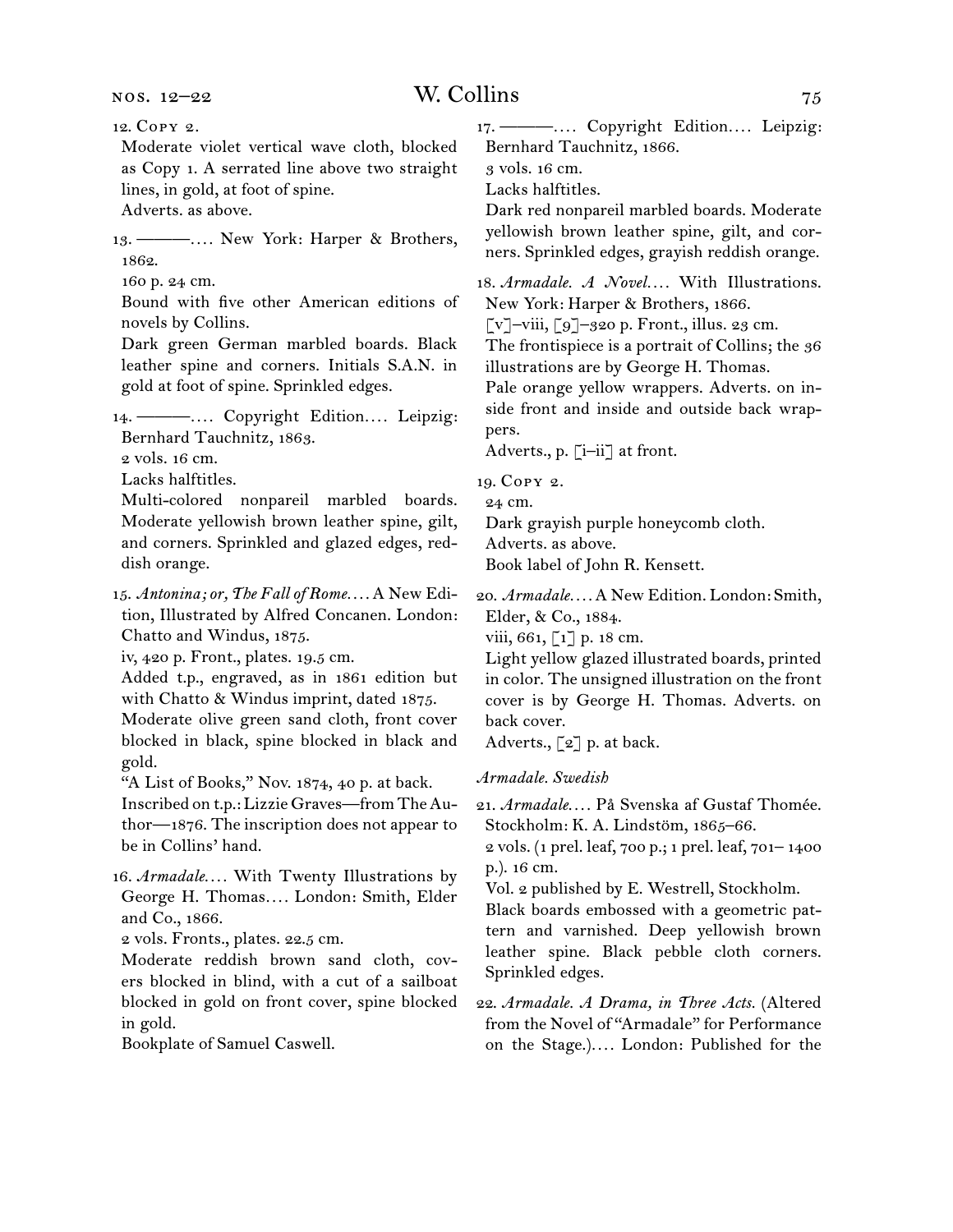12. Copy 2.
Moderate violet vertical wave cloth, blocked as Copy 1. A serrated line above two straight lines, in gold, at foot of spine.
Adverts. as above.

13. ———.… New York: Harper & Brothers, 1862.
160 p. 24 cm.
Bound with five other American editions of novels by Collins.
Dark green German marbled boards. Black leather spine and corners. Initials S.A.N. in gold at foot of spine. Sprinkled edges.

14. ———.… Copyright Edition.… Leipzig: Bernhard Tauchnitz, 1863.
2 vols. 16 cm.
Lacks halftitles.
Multi-colored nonpareil marbled boards. Moderate yellowish brown leather spine, gilt, and corners. Sprinkled and glazed edges, reddish orange.

15. *Antonina; or, The Fall of Rome.…* A New Edition, Illustrated by Alfred Concanen. London: Chatto and Windus, 1875.
iv, 420 p. Front., plates. 19.5 cm.
Added t.p., engraved, as in 1861 edition but with Chatto & Windus imprint, dated 1875.
Moderate olive green sand cloth, front cover blocked in black, spine blocked in black and gold.
"A List of Books," Nov. 1874, 40 p. at back.
Inscribed on t.p.: Lizzie Graves—from The Author—1876. The inscription does not appear to be in Collins' hand.

16. *Armadale.…* With Twenty Illustrations by George H. Thomas.… London: Smith, Elder and Co., 1866.
2 vols. Fronts., plates. 22.5 cm.
Moderate reddish brown sand cloth, covers blocked in blind, with a cut of a sailboat blocked in gold on front cover, spine blocked in gold.
Bookplate of Samuel Caswell.

17. ———.… Copyright Edition.… Leipzig: Bernhard Tauchnitz, 1866.
3 vols. 16 cm.
Lacks halftitles.
Dark red nonpareil marbled boards. Moderate yellowish brown leather spine, gilt, and corners. Sprinkled edges, grayish reddish orange.

18. *Armadale. A Novel.…* With Illustrations. New York: Harper & Brothers, 1866.
[v]–viii, [9]–320 p. Front., illus. 23 cm.
The frontispiece is a portrait of Collins; the 36 illustrations are by George H. Thomas.
Pale orange yellow wrappers. Adverts. on inside front and inside and outside back wrappers.
Adverts., p. [i–ii] at front.

19. Copy 2.
24 cm.
Dark grayish purple honeycomb cloth.
Adverts. as above.
Book label of John R. Kensett.

20. *Armadale.…* A New Edition. London: Smith, Elder, & Co., 1884.
viii, 661, [1] p. 18 cm.
Light yellow glazed illustrated boards, printed in color. The unsigned illustration on the front cover is by George H. Thomas. Adverts. on back cover.
Adverts., [2] p. at back.

*Armadale. Swedish*

21. *Armadale.…* På Svenska af Gustaf Thomée. Stockholm: K. A. Lindstöm, 1865–66.
2 vols. (1 prel. leaf, 700 p.; 1 prel. leaf, 701– 1400 p.). 16 cm.
Vol. 2 published by E. Westrell, Stockholm.
Black boards embossed with a geometric pattern and varnished. Deep yellowish brown leather spine. Black pebble cloth corners. Sprinkled edges.

22. *Armadale. A Drama, in Three Acts.* (Altered from the Novel of "Armadale" for Performance on the Stage.).… London: Published for the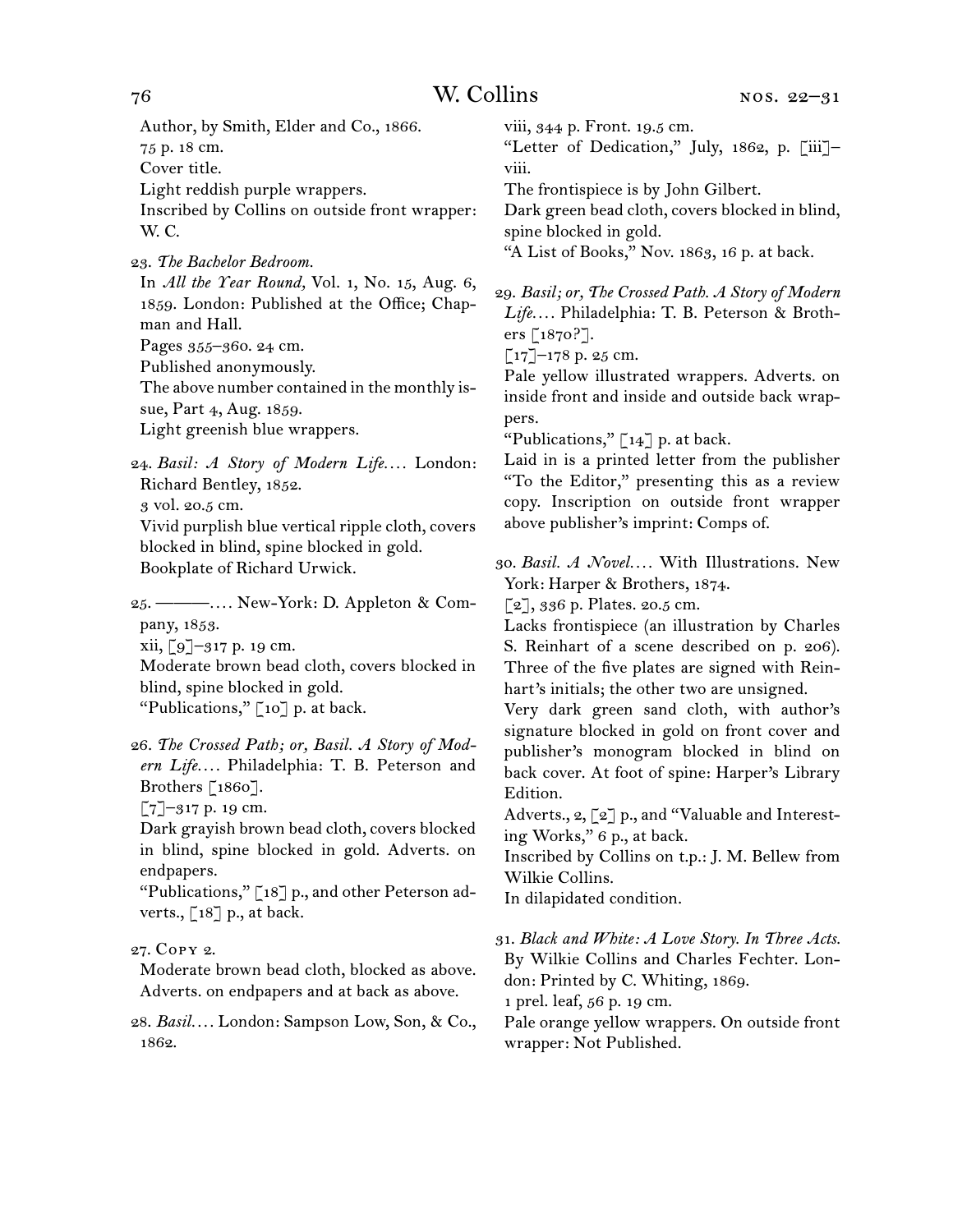Author, by Smith, Elder and Co., 1866.
75 p. 18 cm.
Cover title.
Light reddish purple wrappers.
Inscribed by Collins on outside front wrapper: W. C.

23. *The Bachelor Bedroom.*
In *All the Year Round,* Vol. 1, No. 15, Aug. 6, 1859. London: Published at the Office; Chapman and Hall.
Pages 355–360. 24 cm.
Published anonymously.
The above number contained in the monthly issue, Part 4, Aug. 1859.
Light greenish blue wrappers.

24. *Basil: A Story of Modern Life.* . . . London: Richard Bentley, 1852.
3 vol. 20.5 cm.
Vivid purplish blue vertical ripple cloth, covers blocked in blind, spine blocked in gold.
Bookplate of Richard Urwick.

25. ———. . . . New-York: D. Appleton & Company, 1853.
xii, [9]–317 p. 19 cm.
Moderate brown bead cloth, covers blocked in blind, spine blocked in gold.
"Publications," [10] p. at back.

26. *The Crossed Path; or, Basil. A Story of Modern Life.* . . . Philadelphia: T. B. Peterson and Brothers [1860].
[7]–317 p. 19 cm.
Dark grayish brown bead cloth, covers blocked in blind, spine blocked in gold. Adverts. on endpapers.
"Publications," [18] p., and other Peterson adverts., [18] p., at back.

27. Copy 2.
Moderate brown bead cloth, blocked as above. Adverts. on endpapers and at back as above.

28. *Basil.* . . . London: Sampson Low, Son, & Co., 1862.
viii, 344 p. Front. 19.5 cm.
"Letter of Dedication," July, 1862, p. [iii]–viii.
The frontispiece is by John Gilbert.
Dark green bead cloth, covers blocked in blind, spine blocked in gold.
"A List of Books," Nov. 1863, 16 p. at back.

29. *Basil; or, The Crossed Path. A Story of Modern Life.* . . . Philadelphia: T. B. Peterson & Brothers [1870?].
[17]–178 p. 25 cm.
Pale yellow illustrated wrappers. Adverts. on inside front and inside and outside back wrappers.
"Publications," [14] p. at back.
Laid in is a printed letter from the publisher "To the Editor," presenting this as a review copy. Inscription on outside front wrapper above publisher's imprint: Comps of.

30. *Basil. A Novel.* . . . With Illustrations. New York: Harper & Brothers, 1874.
[2], 336 p. Plates. 20.5 cm.
Lacks frontispiece (an illustration by Charles S. Reinhart of a scene described on p. 206). Three of the five plates are signed with Reinhart's initials; the other two are unsigned.
Very dark green sand cloth, with author's signature blocked in gold on front cover and publisher's monogram blocked in blind on back cover. At foot of spine: Harper's Library Edition.
Adverts., 2, [2] p., and "Valuable and Interesting Works," 6 p., at back.
Inscribed by Collins on t.p.: J. M. Bellew from Wilkie Collins.
In dilapidated condition.

31. *Black and White: A Love Story. In Three Acts.* By Wilkie Collins and Charles Fechter. London: Printed by C. Whiting, 1869.
1 prel. leaf, 56 p. 19 cm.
Pale orange yellow wrappers. On outside front wrapper: Not Published.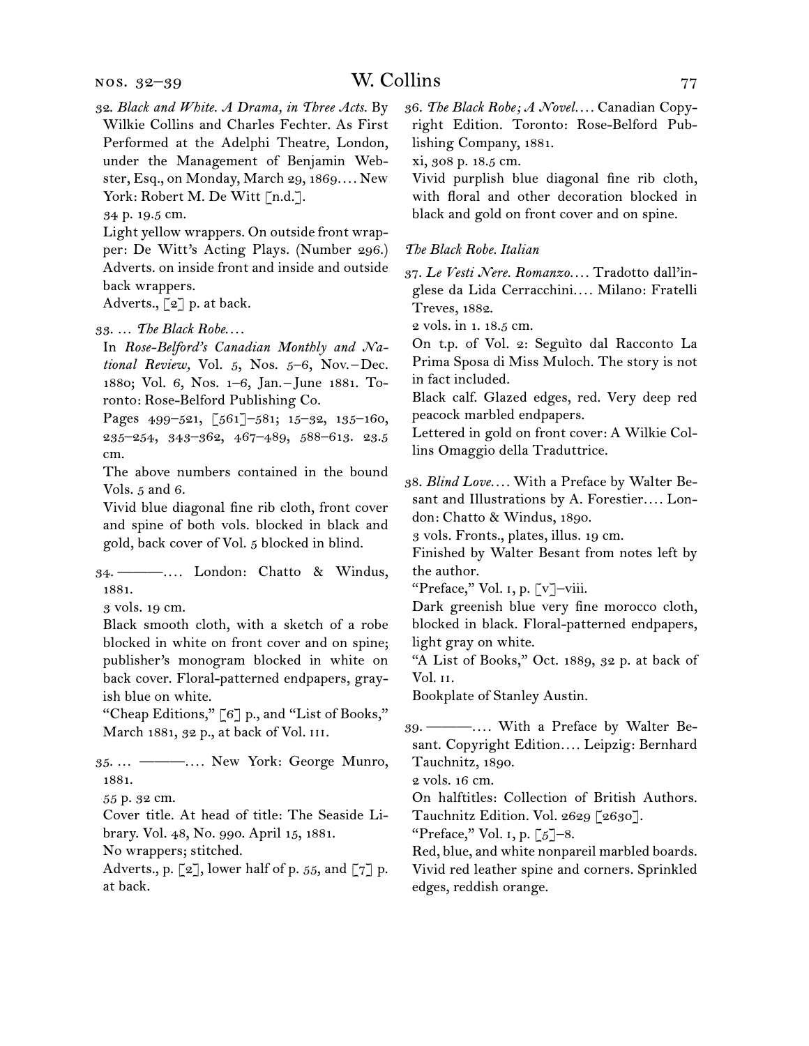32. *Black and White. A Drama, in Three Acts.* By Wilkie Collins and Charles Fechter. As First Performed at the Adelphi Theatre, London, under the Management of Benjamin Webster, Esq., on Monday, March 29, 1869.... New York: Robert M. De Witt [n.d.].
34 p. 19.5 cm.
Light yellow wrappers. On outside front wrapper: De Witt's Acting Plays. (Number 296.) Adverts. on inside front and inside and outside back wrappers.
Adverts., [2] p. at back.

33. ... *The Black Robe....*
In *Rose-Belford's Canadian Monthly and National Review,* Vol. 5, Nos. 5–6, Nov.–Dec. 1880; Vol. 6, Nos. 1–6, Jan.–June 1881. Toronto: Rose-Belford Publishing Co.
Pages 499–521, [561]–581; 15–32, 135–160, 235–254, 343–362, 467–489, 588–613. 23.5 cm.
The above numbers contained in the bound Vols. 5 and 6.
Vivid blue diagonal fine rib cloth, front cover and spine of both vols. blocked in black and gold, back cover of Vol. 5 blocked in blind.

34. ———.... London: Chatto & Windus, 1881.
3 vols. 19 cm.
Black smooth cloth, with a sketch of a robe blocked in white on front cover and on spine; publisher's monogram blocked in white on back cover. Floral-patterned endpapers, grayish blue on white.
"Cheap Editions," [6] p., and "List of Books," March 1881, 32 p., at back of Vol. III.

35. ... ———.... New York: George Munro, 1881.
55 p. 32 cm.
Cover title. At head of title: The Seaside Library. Vol. 48, No. 990. April 15, 1881.
No wrappers; stitched.
Adverts., p. [2], lower half of p. 55, and [7] p. at back.

36. *The Black Robe; A Novel....* Canadian Copyright Edition. Toronto: Rose-Belford Publishing Company, 1881.
xi, 308 p. 18.5 cm.
Vivid purplish blue diagonal fine rib cloth, with floral and other decoration blocked in black and gold on front cover and on spine.

*The Black Robe. Italian*

37. *Le Vesti Nere. Romanzo....* Tradotto dall'inglese da Lida Cerracchini.... Milano: Fratelli Treves, 1882.
2 vols. in 1. 18.5 cm.
On t.p. of Vol. 2: Seguìto dal Racconto La Prima Sposa di Miss Muloch. The story is not in fact included.
Black calf. Glazed edges, red. Very deep red peacock marbled endpapers.
Lettered in gold on front cover: A Wilkie Collins Omaggio della Traduttrice.

38. *Blind Love....* With a Preface by Walter Besant and Illustrations by A. Forestier.... London: Chatto & Windus, 1890.
3 vols. Fronts., plates, illus. 19 cm.
Finished by Walter Besant from notes left by the author.
"Preface," Vol. I, p. [v]–viii.
Dark greenish blue very fine morocco cloth, blocked in black. Floral-patterned endpapers, light gray on white.
"A List of Books," Oct. 1889, 32 p. at back of Vol. II.
Bookplate of Stanley Austin.

39. ———.... With a Preface by Walter Besant. Copyright Edition.... Leipzig: Bernhard Tauchnitz, 1890.
2 vols. 16 cm.
On halftitles: Collection of British Authors. Tauchnitz Edition. Vol. 2629 [2630].
"Preface," Vol. I, p. [5]–8.
Red, blue, and white nonpareil marbled boards. Vivid red leather spine and corners. Sprinkled edges, reddish orange.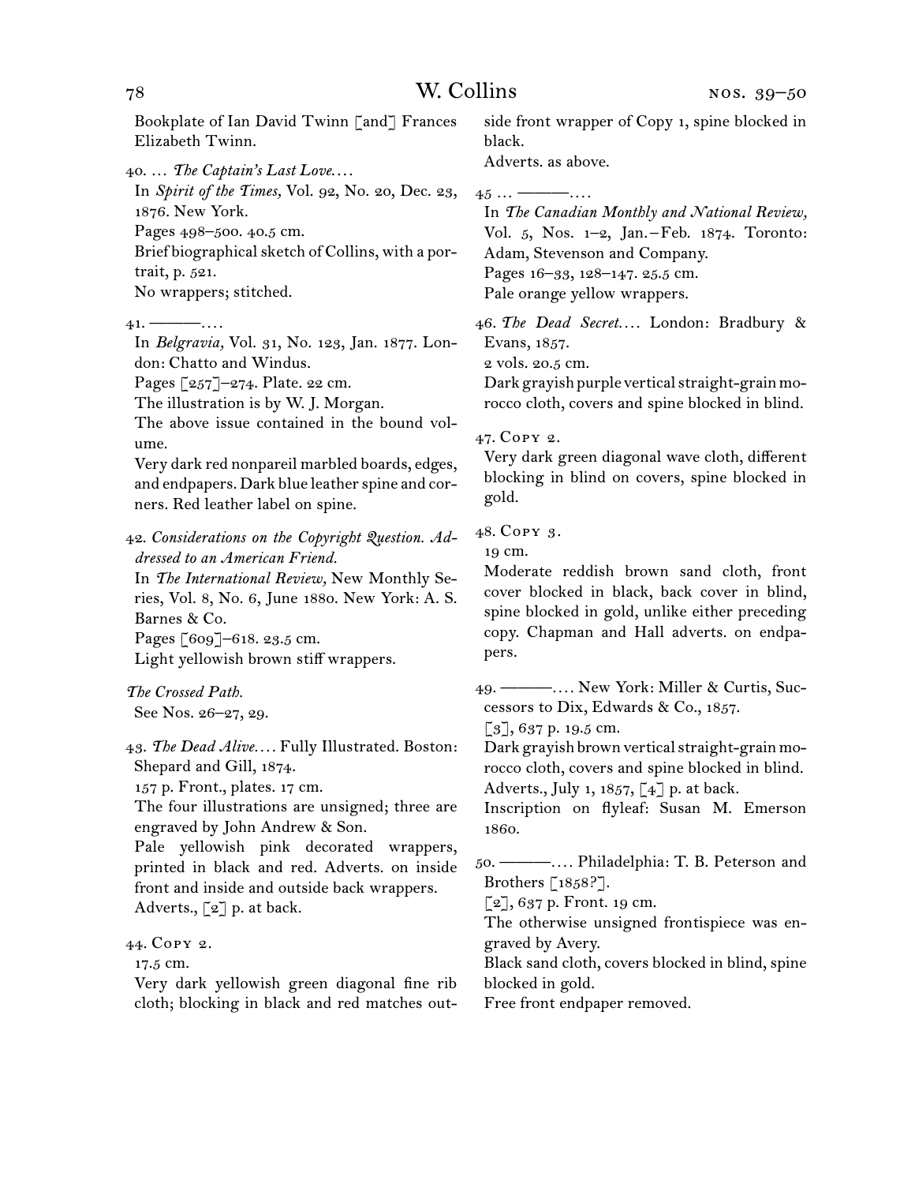Bookplate of Ian David Twinn [and] Frances Elizabeth Twinn.

40. … *The Captain's Last Love.…*
In *Spirit of the Times,* Vol. 92, No. 20, Dec. 23, 1876. New York.
Pages 498–500. 40.5 cm.
Brief biographical sketch of Collins, with a portrait, p. 521.
No wrappers; stitched.

41. ———.…
In *Belgravia,* Vol. 31, No. 123, Jan. 1877. London: Chatto and Windus.
Pages [257]–274. Plate. 22 cm.
The illustration is by W. J. Morgan.
The above issue contained in the bound volume.
Very dark red nonpareil marbled boards, edges, and endpapers. Dark blue leather spine and corners. Red leather label on spine.

42. *Considerations on the Copyright Question. Addressed to an American Friend.*
In *The International Review,* New Monthly Series, Vol. 8, No. 6, June 1880. New York: A. S. Barnes & Co.
Pages [609]–618. 23.5 cm.
Light yellowish brown stiff wrappers.

*The Crossed Path.*
See Nos. 26–27, 29.

43. *The Dead Alive.…* Fully Illustrated. Boston: Shepard and Gill, 1874.
157 p. Front., plates. 17 cm.
The four illustrations are unsigned; three are engraved by John Andrew & Son.
Pale yellowish pink decorated wrappers, printed in black and red. Adverts. on inside front and inside and outside back wrappers.
Adverts., [2] p. at back.

44. Copy 2.
17.5 cm.
Very dark yellowish green diagonal fine rib cloth; blocking in black and red matches outside front wrapper of Copy 1, spine blocked in black.
Adverts. as above.

45 … ———.…
In *The Canadian Monthly and National Review,* Vol. 5, Nos. 1–2, Jan.–Feb. 1874. Toronto: Adam, Stevenson and Company.
Pages 16–33, 128–147. 25.5 cm.
Pale orange yellow wrappers.

46. *The Dead Secret.…* London: Bradbury & Evans, 1857.
2 vols. 20.5 cm.
Dark grayish purple vertical straight-grain morocco cloth, covers and spine blocked in blind.

47. Copy 2.
Very dark green diagonal wave cloth, different blocking in blind on covers, spine blocked in gold.

48. Copy 3.
19 cm.
Moderate reddish brown sand cloth, front cover blocked in black, back cover in blind, spine blocked in gold, unlike either preceding copy. Chapman and Hall adverts. on endpapers.

49. ———.… New York: Miller & Curtis, Successors to Dix, Edwards & Co., 1857.
[3], 637 p. 19.5 cm.
Dark grayish brown vertical straight-grain morocco cloth, covers and spine blocked in blind.
Adverts., July 1, 1857, [4] p. at back.
Inscription on flyleaf: Susan M. Emerson 1860.

50. ———.… Philadelphia: T. B. Peterson and Brothers [1858?].
[2], 637 p. Front. 19 cm.
The otherwise unsigned frontispiece was engraved by Avery.
Black sand cloth, covers blocked in blind, spine blocked in gold.
Free front endpaper removed.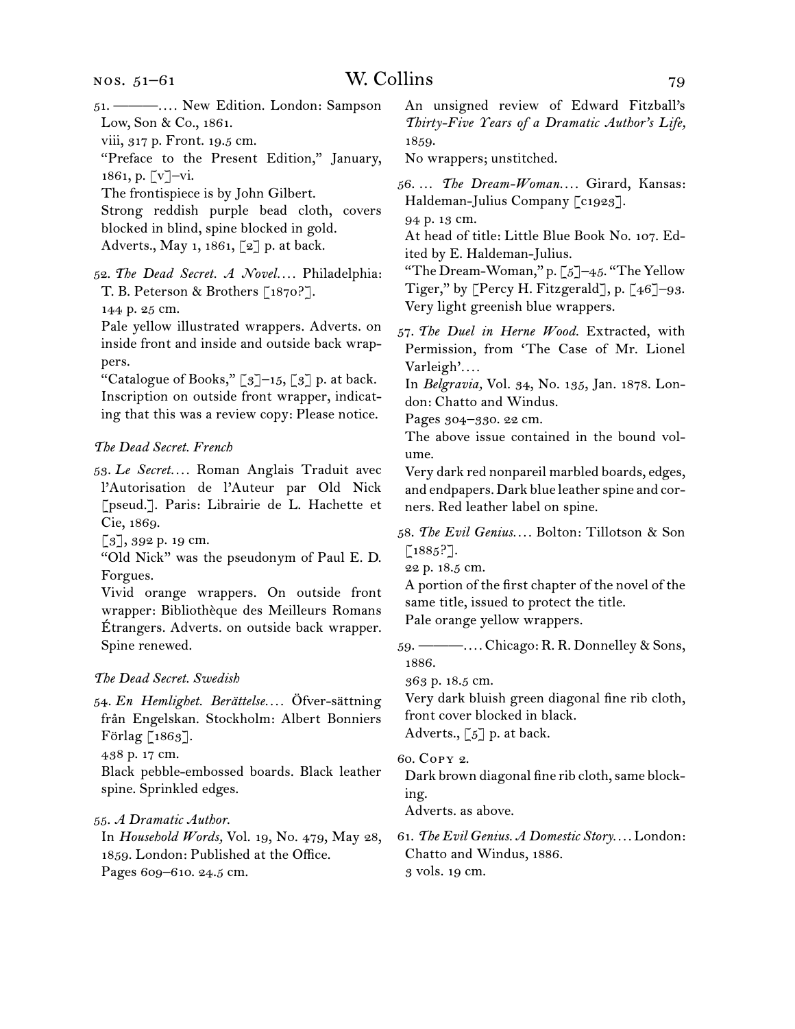51. ———. … New Edition. London: Sampson Low, Son & Co., 1861.
viii, 317 p. Front. 19.5 cm.
"Preface to the Present Edition," January, 1861, p. [v]–vi.
The frontispiece is by John Gilbert.
Strong reddish purple bead cloth, covers blocked in blind, spine blocked in gold.
Adverts., May 1, 1861, [2] p. at back.

52. *The Dead Secret. A Novel.* … Philadelphia: T. B. Peterson & Brothers [1870?].
144 p. 25 cm.
Pale yellow illustrated wrappers. Adverts. on inside front and inside and outside back wrappers.
"Catalogue of Books," [3]–15, [3] p. at back.
Inscription on outside front wrapper, indicating that this was a review copy: Please notice.

*The Dead Secret. French*

53. *Le Secret.* … Roman Anglais Traduit avec l'Autorisation de l'Auteur par Old Nick [pseud.]. Paris: Librairie de L. Hachette et Cie, 1869.
[3], 392 p. 19 cm.
"Old Nick" was the pseudonym of Paul E. D. Forgues.
Vivid orange wrappers. On outside front wrapper: Bibliothèque des Meilleurs Romans Étrangers. Adverts. on outside back wrapper. Spine renewed.

*The Dead Secret. Swedish*

54. *En Hemlighet. Berättelse.* … Öfver-sättning från Engelskan. Stockholm: Albert Bonniers Förlag [1863].
438 p. 17 cm.
Black pebble-embossed boards. Black leather spine. Sprinkled edges.

55. *A Dramatic Author.*
In *Household Words,* Vol. 19, No. 479, May 28, 1859. London: Published at the Office.
Pages 609–610. 24.5 cm.
An unsigned review of Edward Fitzball's *Thirty-Five Years of a Dramatic Author's Life,* 1859.
No wrappers; unstitched.

56. … *The Dream-Woman.* … Girard, Kansas: Haldeman-Julius Company [c1923].
94 p. 13 cm.
At head of title: Little Blue Book No. 107. Edited by E. Haldeman-Julius.
"The Dream-Woman," p. [5]–45. "The Yellow Tiger," by [Percy H. Fitzgerald], p. [46]–93.
Very light greenish blue wrappers.

57. *The Duel in Herne Wood.* Extracted, with Permission, from 'The Case of Mr. Lionel Varleigh'. …
In *Belgravia,* Vol. 34, No. 135, Jan. 1878. London: Chatto and Windus.
Pages 304–330. 22 cm.
The above issue contained in the bound volume.
Very dark red nonpareil marbled boards, edges, and endpapers. Dark blue leather spine and corners. Red leather label on spine.

58. *The Evil Genius.* … Bolton: Tillotson & Son [1885?].
22 p. 18.5 cm.
A portion of the first chapter of the novel of the same title, issued to protect the title.
Pale orange yellow wrappers.

59. ———. … Chicago: R. R. Donnelley & Sons, 1886.
363 p. 18.5 cm.
Very dark bluish green diagonal fine rib cloth, front cover blocked in black.
Adverts., [5] p. at back.

60. Copy 2.
Dark brown diagonal fine rib cloth, same blocking.
Adverts. as above.

61. *The Evil Genius. A Domestic Story.* … London: Chatto and Windus, 1886.
3 vols. 19 cm.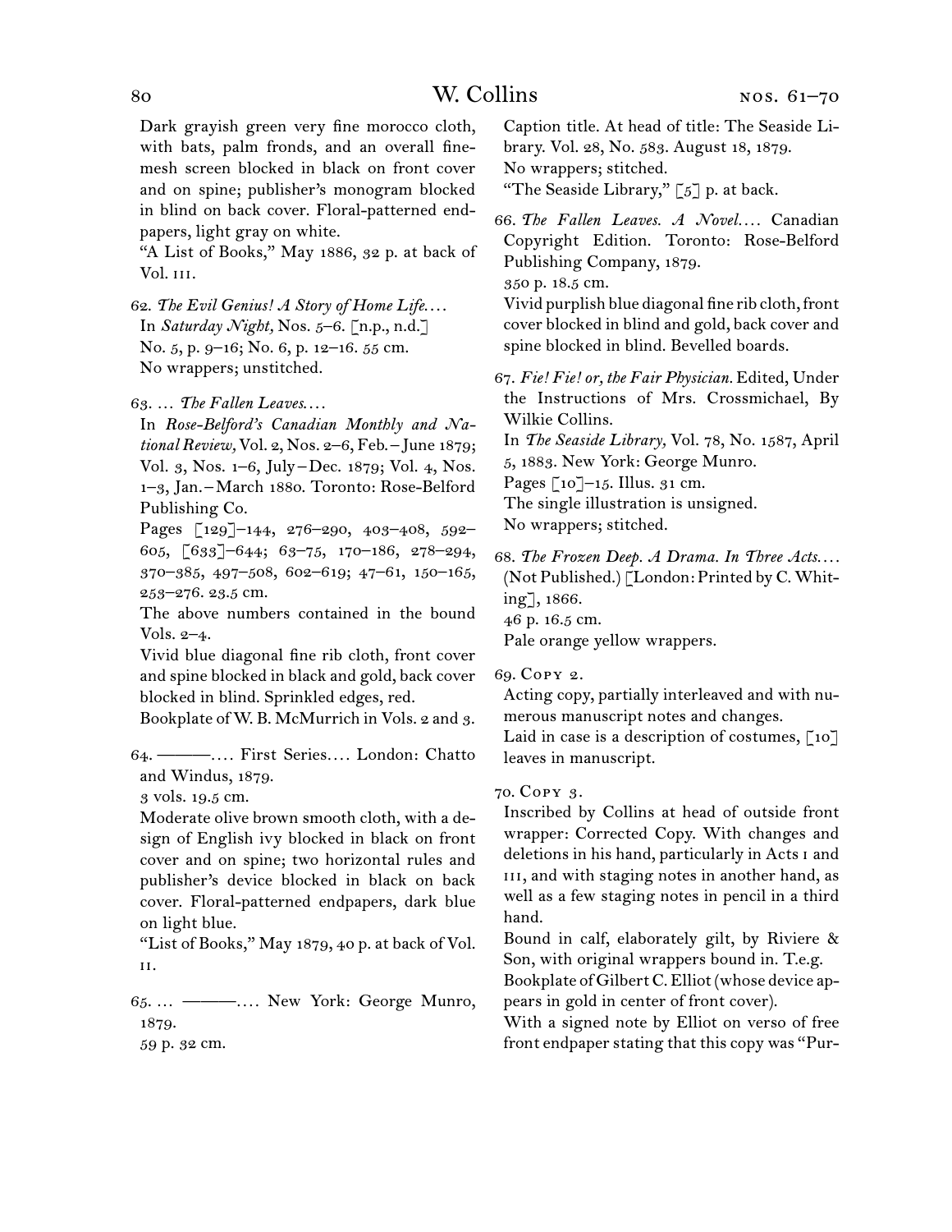Dark grayish green very fine morocco cloth, with bats, palm fronds, and an overall fine-mesh screen blocked in black on front cover and on spine; publisher's monogram blocked in blind on back cover. Floral-patterned endpapers, light gray on white.

"A List of Books," May 1886, 32 p. at back of Vol. III.

62. *The Evil Genius! A Story of Home Life....*
In *Saturday Night,* Nos. 5–6. [n.p., n.d.]
No. 5, p. 9–16; No. 6, p. 12–16. 55 cm.
No wrappers; unstitched.

63. ... *The Fallen Leaves....*
In *Rose-Belford's Canadian Monthly and National Review,* Vol. 2, Nos. 2–6, Feb.–June 1879; Vol. 3, Nos. 1–6, July–Dec. 1879; Vol. 4, Nos. 1–3, Jan.–March 1880. Toronto: Rose-Belford Publishing Co.
Pages [129]–144, 276–290, 403–408, 592–605, [633]–644; 63–75, 170–186, 278–294, 370–385, 497–508, 602–619; 47–61, 150–165, 253–276. 23.5 cm.
The above numbers contained in the bound Vols. 2–4.
Vivid blue diagonal fine rib cloth, front cover and spine blocked in black and gold, back cover blocked in blind. Sprinkled edges, red.
Bookplate of W. B. McMurrich in Vols. 2 and 3.

64. ———.... First Series.... London: Chatto and Windus, 1879.
3 vols. 19.5 cm.
Moderate olive brown smooth cloth, with a design of English ivy blocked in black on front cover and on spine; two horizontal rules and publisher's device blocked in black on back cover. Floral-patterned endpapers, dark blue on light blue.
"List of Books," May 1879, 40 p. at back of Vol. II.

65. ... ———.... New York: George Munro, 1879.
59 p. 32 cm.
Caption title. At head of title: The Seaside Library. Vol. 28, No. 583. August 18, 1879.
No wrappers; stitched.
"The Seaside Library," [5] p. at back.

66. *The Fallen Leaves. A Novel....* Canadian Copyright Edition. Toronto: Rose-Belford Publishing Company, 1879.
350 p. 18.5 cm.
Vivid purplish blue diagonal fine rib cloth, front cover blocked in blind and gold, back cover and spine blocked in blind. Bevelled boards.

67. *Fie! Fie! or, the Fair Physician.* Edited, Under the Instructions of Mrs. Crossmichael, By Wilkie Collins.
In *The Seaside Library,* Vol. 78, No. 1587, April 5, 1883. New York: George Munro.
Pages [10]–15. Illus. 31 cm.
The single illustration is unsigned.
No wrappers; stitched.

68. *The Frozen Deep. A Drama. In Three Acts....* (Not Published.) [London: Printed by C. Whiting], 1866.
46 p. 16.5 cm.
Pale orange yellow wrappers.

69. Copy 2.
Acting copy, partially interleaved and with numerous manuscript notes and changes.
Laid in case is a description of costumes, [10] leaves in manuscript.

70. Copy 3.
Inscribed by Collins at head of outside front wrapper: Corrected Copy. With changes and deletions in his hand, particularly in Acts I and III, and with staging notes in another hand, as well as a few staging notes in pencil in a third hand.
Bound in calf, elaborately gilt, by Riviere & Son, with original wrappers bound in. T.e.g.
Bookplate of Gilbert C. Elliot (whose device appears in gold in center of front cover).
With a signed note by Elliot on verso of free front endpaper stating that this copy was "Pur-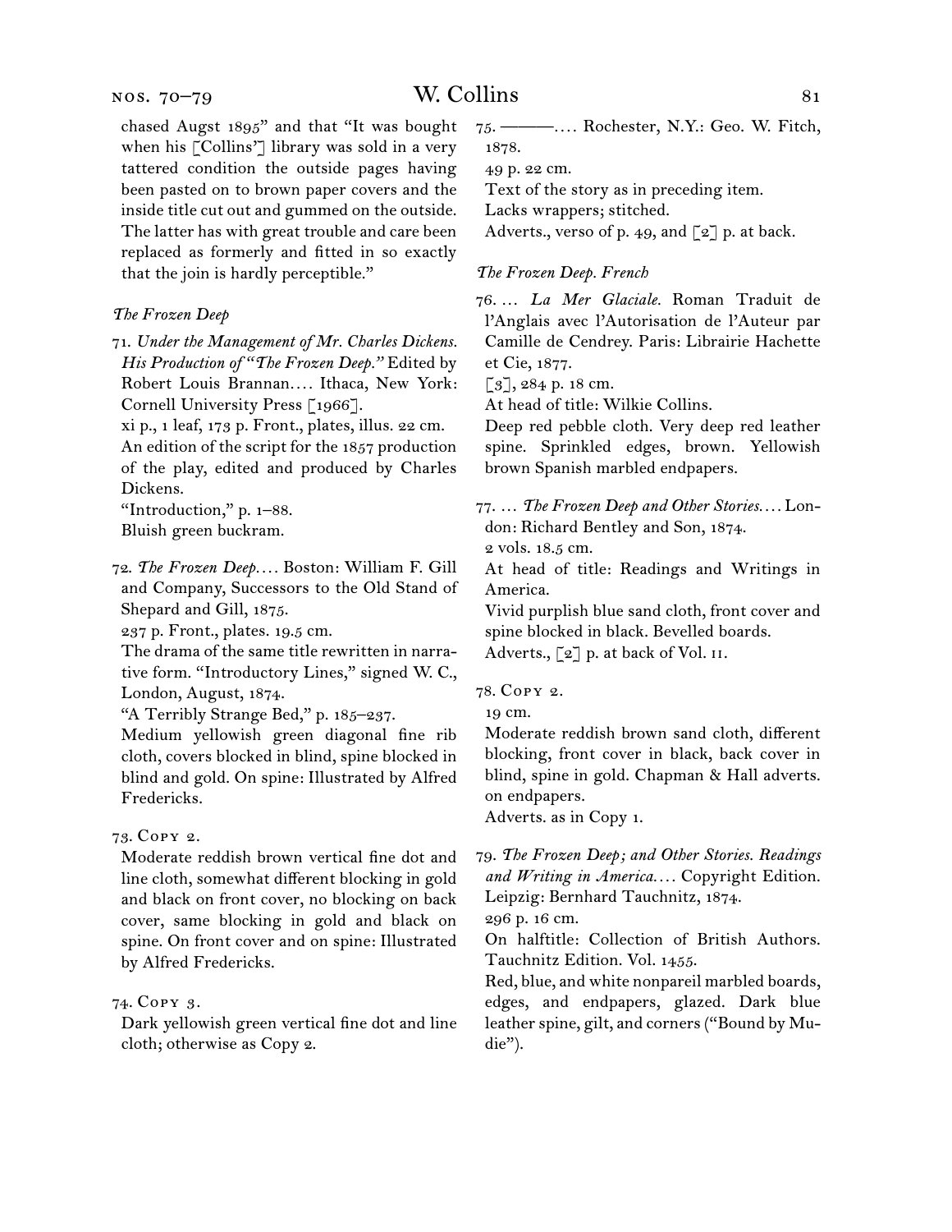chased Augst 1895” and that “It was bought when his [Collins’] library was sold in a very tattered condition the outside pages having been pasted on to brown paper covers and the inside title cut out and gummed on the outside. The latter has with great trouble and care been replaced as formerly and fitted in so exactly that the join is hardly perceptible.”

*The Frozen Deep*

71. *Under the Management of Mr. Charles Dickens. His Production of “The Frozen Deep.”* Edited by Robert Louis Brannan.... Ithaca, New York: Cornell University Press [1966].
xi p., 1 leaf, 173 p. Front., plates, illus. 22 cm.
An edition of the script for the 1857 production of the play, edited and produced by Charles Dickens.
“Introduction,” p. 1–88.
Bluish green buckram.

72. *The Frozen Deep....* Boston: William F. Gill and Company, Successors to the Old Stand of Shepard and Gill, 1875.
237 p. Front., plates. 19.5 cm.
The drama of the same title rewritten in narrative form. “Introductory Lines,” signed W. C., London, August, 1874.
“A Terribly Strange Bed,” p. 185–237.
Medium yellowish green diagonal fine rib cloth, covers blocked in blind, spine blocked in blind and gold. On spine: Illustrated by Alfred Fredericks.

73. Copy 2.
Moderate reddish brown vertical fine dot and line cloth, somewhat different blocking in gold and black on front cover, no blocking on back cover, same blocking in gold and black on spine. On front cover and on spine: Illustrated by Alfred Fredericks.

74. Copy 3.
Dark yellowish green vertical fine dot and line cloth; otherwise as Copy 2.

75. ———.... Rochester, N.Y.: Geo. W. Fitch, 1878.
49 p. 22 cm.
Text of the story as in preceding item.
Lacks wrappers; stitched.
Adverts., verso of p. 49, and [2] p. at back.

*The Frozen Deep. French*

76. ... *La Mer Glaciale.* Roman Traduit de l’Anglais avec l’Autorisation de l’Auteur par Camille de Cendrey. Paris: Librairie Hachette et Cie, 1877.
[3], 284 p. 18 cm.
At head of title: Wilkie Collins.
Deep red pebble cloth. Very deep red leather spine. Sprinkled edges, brown. Yellowish brown Spanish marbled endpapers.

77. ... *The Frozen Deep and Other Stories....* London: Richard Bentley and Son, 1874.
2 vols. 18.5 cm.
At head of title: Readings and Writings in America.
Vivid purplish blue sand cloth, front cover and spine blocked in black. Bevelled boards.
Adverts., [2] p. at back of Vol. II.

78. Copy 2.
19 cm.
Moderate reddish brown sand cloth, different blocking, front cover in black, back cover in blind, spine in gold. Chapman & Hall adverts. on endpapers.
Adverts. as in Copy 1.

79. *The Frozen Deep; and Other Stories. Readings and Writing in America....* Copyright Edition. Leipzig: Bernhard Tauchnitz, 1874.
296 p. 16 cm.
On halftitle: Collection of British Authors. Tauchnitz Edition. Vol. 1455.
Red, blue, and white nonpareil marbled boards, edges, and endpapers, glazed. Dark blue leather spine, gilt, and corners (“Bound by Mudie”).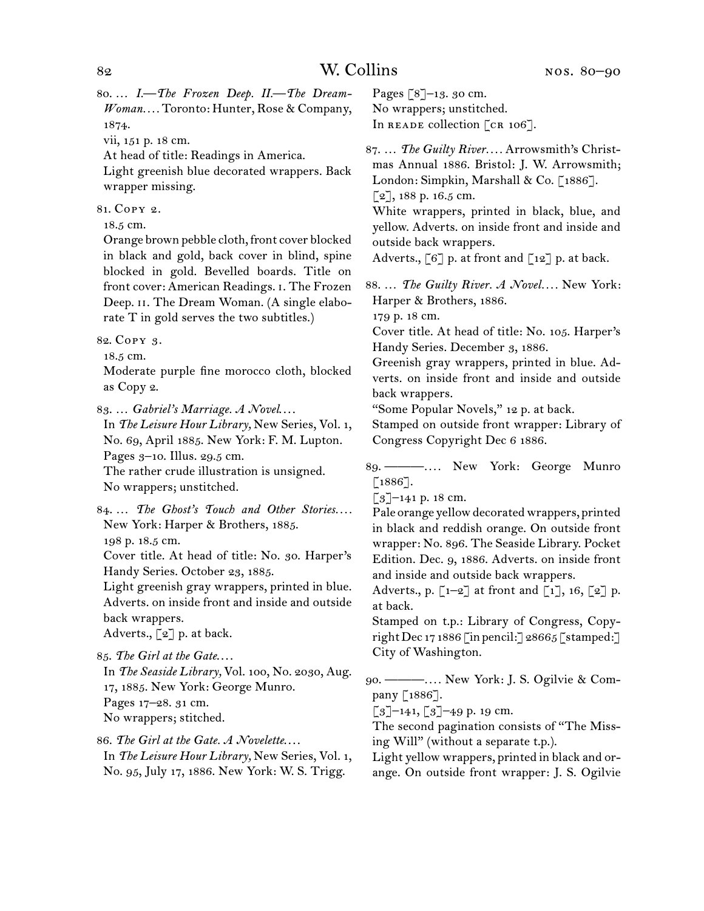80. … *I.—The Frozen Deep. II.—The Dream-Woman.…* Toronto: Hunter, Rose & Company, 1874.
vii, 151 p. 18 cm.
At head of title: Readings in America.
Light greenish blue decorated wrappers. Back wrapper missing.

81. Copy 2.
18.5 cm.
Orange brown pebble cloth, front cover blocked in black and gold, back cover in blind, spine blocked in gold. Bevelled boards. Title on front cover: American Readings. I. The Frozen Deep. II. The Dream Woman. (A single elaborate T in gold serves the two subtitles.)

82. Copy 3.
18.5 cm.
Moderate purple fine morocco cloth, blocked as Copy 2.

83. … *Gabriel's Marriage. A Novel.…*
In *The Leisure Hour Library,* New Series, Vol. 1, No. 69, April 1885. New York: F. M. Lupton.
Pages 3–10. Illus. 29.5 cm.
The rather crude illustration is unsigned.
No wrappers; unstitched.

84. … *The Ghost's Touch and Other Stories.…* New York: Harper & Brothers, 1885.
198 p. 18.5 cm.
Cover title. At head of title: No. 30. Harper's Handy Series. October 23, 1885.
Light greenish gray wrappers, printed in blue. Adverts. on inside front and inside and outside back wrappers.
Adverts., [2] p. at back.

85. *The Girl at the Gate.…*
In *The Seaside Library,* Vol. 100, No. 2030, Aug. 17, 1885. New York: George Munro.
Pages 17–28. 31 cm.
No wrappers; stitched.

86. *The Girl at the Gate. A Novelette.…*
In *The Leisure Hour Library,* New Series, Vol. 1, No. 95, July 17, 1886. New York: W. S. Trigg.
Pages [8]–13. 30 cm.
No wrappers; unstitched.
In reade collection [cr 106].

87. … *The Guilty River.…* Arrowsmith's Christmas Annual 1886. Bristol: J. W. Arrowsmith; London: Simpkin, Marshall & Co. [1886].
[2], 188 p. 16.5 cm.
White wrappers, printed in black, blue, and yellow. Adverts. on inside front and inside and outside back wrappers.
Adverts., [6] p. at front and [12] p. at back.

88. … *The Guilty River. A Novel.…* New York: Harper & Brothers, 1886.
179 p. 18 cm.
Cover title. At head of title: No. 105. Harper's Handy Series. December 3, 1886.
Greenish gray wrappers, printed in blue. Adverts. on inside front and inside and outside back wrappers.
"Some Popular Novels," 12 p. at back.
Stamped on outside front wrapper: Library of Congress Copyright Dec 6 1886.

89. ———.… New York: George Munro [1886].
[3]–141 p. 18 cm.
Pale orange yellow decorated wrappers, printed in black and reddish orange. On outside front wrapper: No. 896. The Seaside Library. Pocket Edition. Dec. 9, 1886. Adverts. on inside front and inside and outside back wrappers.
Adverts., p. [1–2] at front and [1], 16, [2] p. at back.
Stamped on t.p.: Library of Congress, Copyright Dec 17 1886 [in pencil:] 28665 [stamped:] City of Washington.

90. ———.… New York: J. S. Ogilvie & Company [1886].
[3]–141, [3]–49 p. 19 cm.
The second pagination consists of "The Missing Will" (without a separate t.p.).
Light yellow wrappers, printed in black and orange. On outside front wrapper: J. S. Ogilvie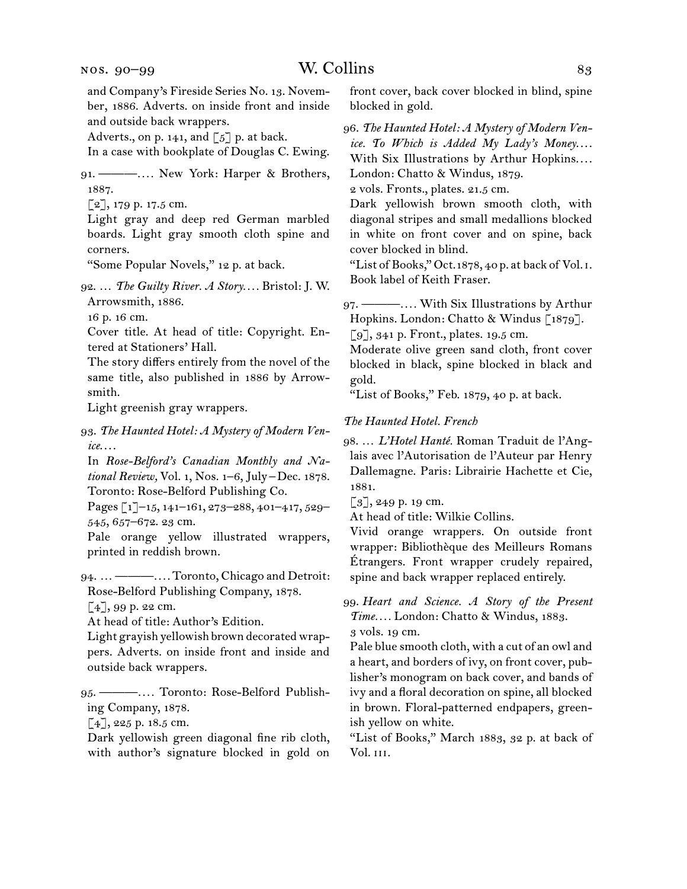and Company's Fireside Series No. 13. November, 1886. Adverts. on inside front and inside and outside back wrappers.
Adverts., on p. 141, and [5] p. at back.
In a case with bookplate of Douglas C. Ewing.

91. ———.... New York: Harper & Brothers, 1887.
[2], 179 p. 17.5 cm.
Light gray and deep red German marbled boards. Light gray smooth cloth spine and corners.
"Some Popular Novels," 12 p. at back.

92. ... *The Guilty River. A Story....* Bristol: J. W. Arrowsmith, 1886.
16 p. 16 cm.
Cover title. At head of title: Copyright. Entered at Stationers' Hall.
The story differs entirely from the novel of the same title, also published in 1886 by Arrowsmith.
Light greenish gray wrappers.

93. *The Haunted Hotel: A Mystery of Modern Venice....*
In *Rose-Belford's Canadian Monthly and National Review,* Vol. 1, Nos. 1–6, July–Dec. 1878. Toronto: Rose-Belford Publishing Co.
Pages [1]–15, 141–161, 273–288, 401–417, 529–545, 657–672. 23 cm.
Pale orange yellow illustrated wrappers, printed in reddish brown.

94. ... ———.... Toronto, Chicago and Detroit: Rose-Belford Publishing Company, 1878.
[4], 99 p. 22 cm.
At head of title: Author's Edition.
Light grayish yellowish brown decorated wrappers. Adverts. on inside front and inside and outside back wrappers.

95. ———.... Toronto: Rose-Belford Publishing Company, 1878.
[4], 225 p. 18.5 cm.
Dark yellowish green diagonal fine rib cloth, with author's signature blocked in gold on front cover, back cover blocked in blind, spine blocked in gold.

96. *The Haunted Hotel: A Mystery of Modern Venice. To Which is Added My Lady's Money....* With Six Illustrations by Arthur Hopkins.... London: Chatto & Windus, 1879.
2 vols. Fronts., plates. 21.5 cm.
Dark yellowish brown smooth cloth, with diagonal stripes and small medallions blocked in white on front cover and on spine, back cover blocked in blind.
"List of Books," Oct. 1878, 40 p. at back of Vol. I.
Book label of Keith Fraser.

97. ———.... With Six Illustrations by Arthur Hopkins. London: Chatto & Windus [1879].
[9], 341 p. Front., plates. 19.5 cm.
Moderate olive green sand cloth, front cover blocked in black, spine blocked in black and gold.
"List of Books," Feb. 1879, 40 p. at back.

*The Haunted Hotel. French*

98. ... *L'Hotel Hanté.* Roman Traduit de l'Anglais avec l'Autorisation de l'Auteur par Henry Dallemagne. Paris: Librairie Hachette et Cie, 1881.
[3], 249 p. 19 cm.
At head of title: Wilkie Collins.
Vivid orange wrappers. On outside front wrapper: Bibliothèque des Meilleurs Romans Étrangers. Front wrapper crudely repaired, spine and back wrapper replaced entirely.

99. *Heart and Science. A Story of the Present Time....* London: Chatto & Windus, 1883.
3 vols. 19 cm.
Pale blue smooth cloth, with a cut of an owl and a heart, and borders of ivy, on front cover, publisher's monogram on back cover, and bands of ivy and a floral decoration on spine, all blocked in brown. Floral-patterned endpapers, greenish yellow on white.
"List of Books," March 1883, 32 p. at back of Vol. III.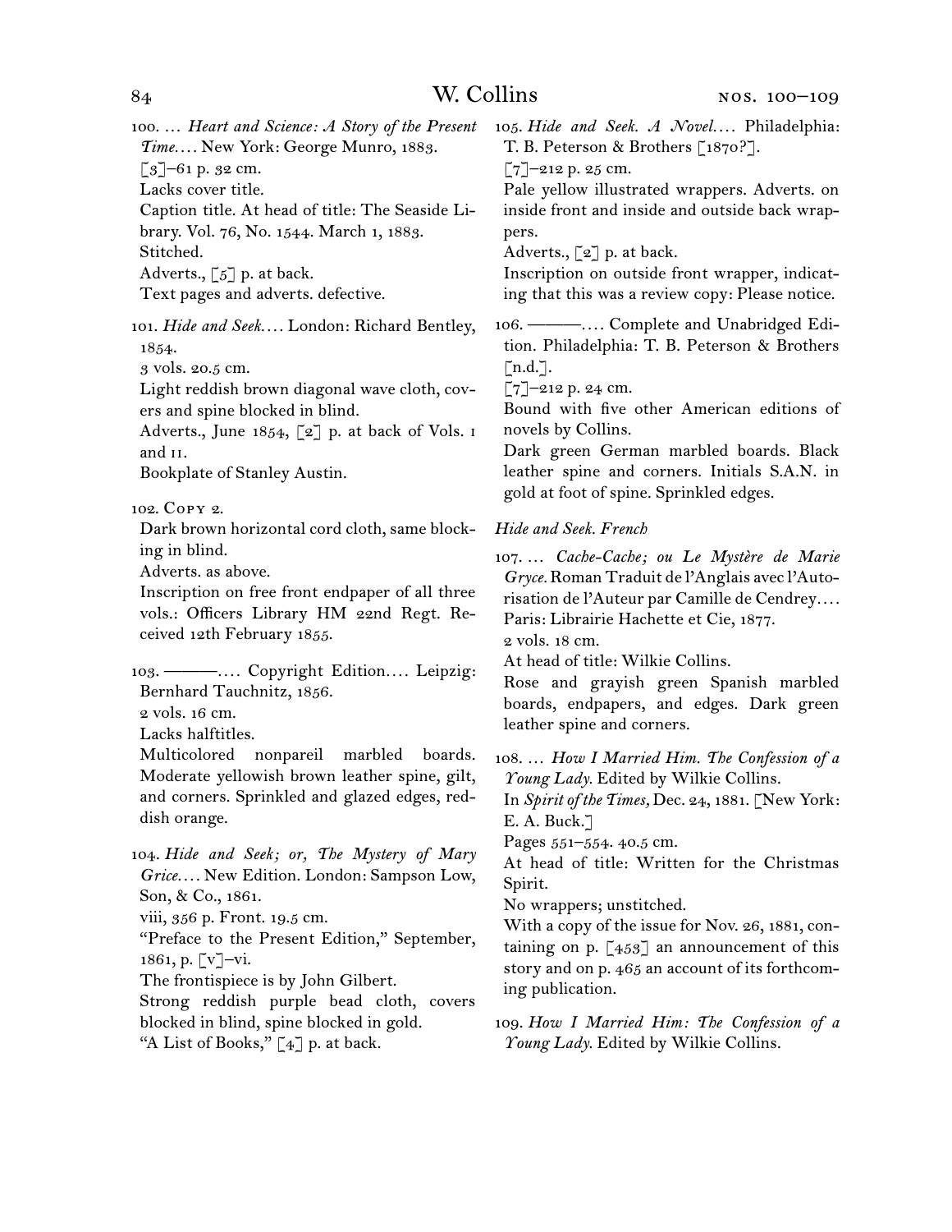100. … *Heart and Science: A Story of the Present Time.*… New York: George Munro, 1883.
[3]–61 p. 32 cm.
Lacks cover title.
Caption title. At head of title: The Seaside Library. Vol. 76, No. 1544. March 1, 1883.
Stitched.
Adverts., [5] p. at back.
Text pages and adverts. defective.

101. *Hide and Seek.*… London: Richard Bentley, 1854.
3 vols. 20.5 cm.
Light reddish brown diagonal wave cloth, covers and spine blocked in blind.
Adverts., June 1854, [2] p. at back of Vols. I and II.
Bookplate of Stanley Austin.

102. Copy 2.
Dark brown horizontal cord cloth, same blocking in blind.
Adverts. as above.
Inscription on free front endpaper of all three vols.: Officers Library HM 22nd Regt. Received 12th February 1855.

103. ———.… Copyright Edition.… Leipzig: Bernhard Tauchnitz, 1856.
2 vols. 16 cm.
Lacks halftitles.
Multicolored nonpareil marbled boards. Moderate yellowish brown leather spine, gilt, and corners. Sprinkled and glazed edges, reddish orange.

104. *Hide and Seek; or, The Mystery of Mary Grice.*… New Edition. London: Sampson Low, Son, & Co., 1861.
viii, 356 p. Front. 19.5 cm.
"Preface to the Present Edition," September, 1861, p. [v]–vi.
The frontispiece is by John Gilbert.
Strong reddish purple bead cloth, covers blocked in blind, spine blocked in gold.
"A List of Books," [4] p. at back.

105. *Hide and Seek. A Novel.*… Philadelphia: T. B. Peterson & Brothers [1870?].
[7]–212 p. 25 cm.
Pale yellow illustrated wrappers. Adverts. on inside front and inside and outside back wrappers.
Adverts., [2] p. at back.
Inscription on outside front wrapper, indicating that this was a review copy: Please notice.

106. ———.… Complete and Unabridged Edition. Philadelphia: T. B. Peterson & Brothers [n.d.].
[7]–212 p. 24 cm.
Bound with five other American editions of novels by Collins.
Dark green German marbled boards. Black leather spine and corners. Initials S.A.N. in gold at foot of spine. Sprinkled edges.

*Hide and Seek. French*

107. … *Cache-Cache; ou Le Mystère de Marie Gryce.* Roman Traduit de l'Anglais avec l'Autorisation de l'Auteur par Camille de Cendrey.… Paris: Librairie Hachette et Cie, 1877.
2 vols. 18 cm.
At head of title: Wilkie Collins.
Rose and grayish green Spanish marbled boards, endpapers, and edges. Dark green leather spine and corners.

108. … *How I Married Him. The Confession of a Young Lady.* Edited by Wilkie Collins.
In *Spirit of the Times,* Dec. 24, 1881. [New York: E. A. Buck.]
Pages 551–554. 40.5 cm.
At head of title: Written for the Christmas Spirit.
No wrappers; unstitched.
With a copy of the issue for Nov. 26, 1881, containing on p. [453] an announcement of this story and on p. 465 an account of its forthcoming publication.

109. *How I Married Him: The Confession of a Young Lady.* Edited by Wilkie Collins.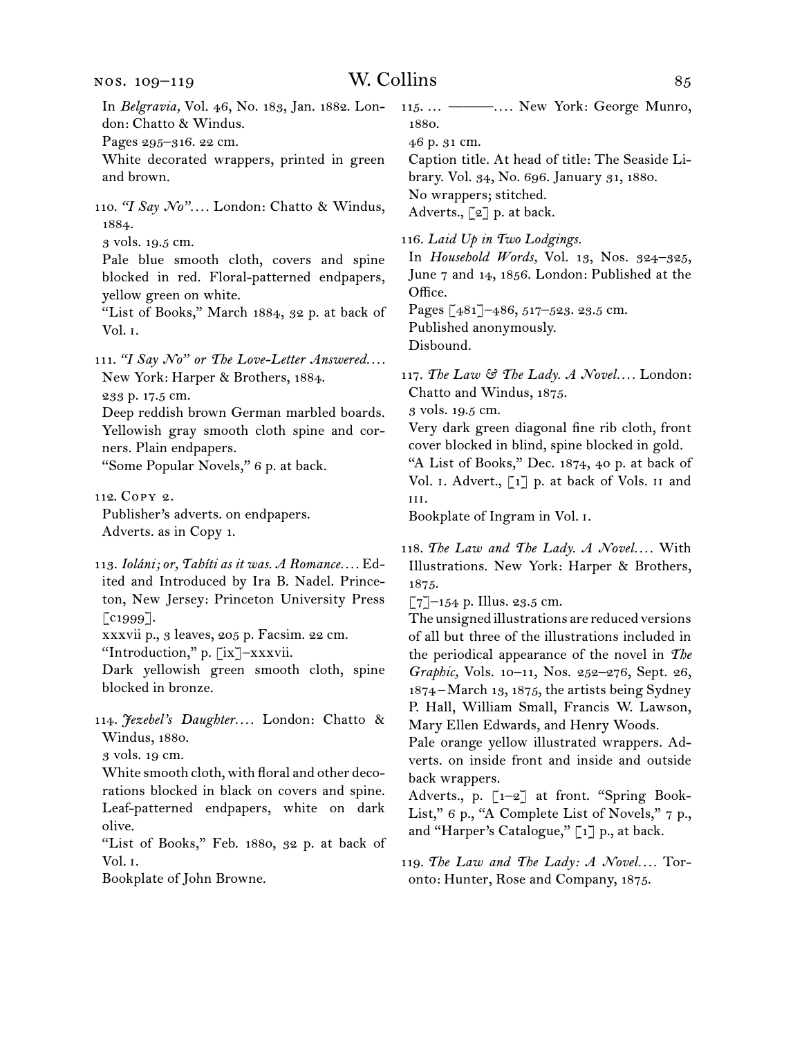In *Belgravia,* Vol. 46, No. 183, Jan. 1882. London: Chatto & Windus.
Pages 295–316. 22 cm.
White decorated wrappers, printed in green and brown.

110. *"I Say No"*. . . . London: Chatto & Windus, 1884.
3 vols. 19.5 cm.
Pale blue smooth cloth, covers and spine blocked in red. Floral-patterned endpapers, yellow green on white.
"List of Books," March 1884, 32 p. at back of Vol. i.

111. *"I Say No" or The Love-Letter Answered. . . .* New York: Harper & Brothers, 1884.
233 p. 17.5 cm.
Deep reddish brown German marbled boards. Yellowish gray smooth cloth spine and corners. Plain endpapers.
"Some Popular Novels," 6 p. at back.

112. Copy 2.
Publisher's adverts. on endpapers.
Adverts. as in Copy 1.

113. *Ioláni; or, Tahíti as it was. A Romance. . . .* Edited and Introduced by Ira B. Nadel. Princeton, New Jersey: Princeton University Press [c1999].
xxxvii p., 3 leaves, 205 p. Facsim. 22 cm.
"Introduction," p. [ix]–xxxvii.
Dark yellowish green smooth cloth, spine blocked in bronze.

114. *Jezebel's Daughter. . . .* London: Chatto & Windus, 1880.
3 vols. 19 cm.
White smooth cloth, with floral and other decorations blocked in black on covers and spine. Leaf-patterned endpapers, white on dark olive.
"List of Books," Feb. 1880, 32 p. at back of Vol. i.
Bookplate of John Browne.

115. . . . ———. . . . New York: George Munro, 1880.
46 p. 31 cm.
Caption title. At head of title: The Seaside Library. Vol. 34, No. 696. January 31, 1880.
No wrappers; stitched.
Adverts., [2] p. at back.

116. *Laid Up in Two Lodgings.*
In *Household Words,* Vol. 13, Nos. 324–325, June 7 and 14, 1856. London: Published at the Office.
Pages [481]–486, 517–523. 23.5 cm.
Published anonymously.
Disbound.

117. *The Law & The Lady. A Novel. . . .* London: Chatto and Windus, 1875.
3 vols. 19.5 cm.
Very dark green diagonal fine rib cloth, front cover blocked in blind, spine blocked in gold.
"A List of Books," Dec. 1874, 40 p. at back of Vol. i. Advert., [1] p. at back of Vols. ii and iii.
Bookplate of Ingram in Vol. i.

118. *The Law and The Lady. A Novel. . . .* With Illustrations. New York: Harper & Brothers, 1875.
[7]–154 p. Illus. 23.5 cm.
The unsigned illustrations are reduced versions of all but three of the illustrations included in the periodical appearance of the novel in *The Graphic,* Vols. 10–11, Nos. 252–276, Sept. 26, 1874–March 13, 1875, the artists being Sydney P. Hall, William Small, Francis W. Lawson, Mary Ellen Edwards, and Henry Woods.
Pale orange yellow illustrated wrappers. Adverts. on inside front and inside and outside back wrappers.
Adverts., p. [1–2] at front. "Spring Book-List," 6 p., "A Complete List of Novels," 7 p., and "Harper's Catalogue," [1] p., at back.

119. *The Law and The Lady: A Novel. . . .* Toronto: Hunter, Rose and Company, 1875.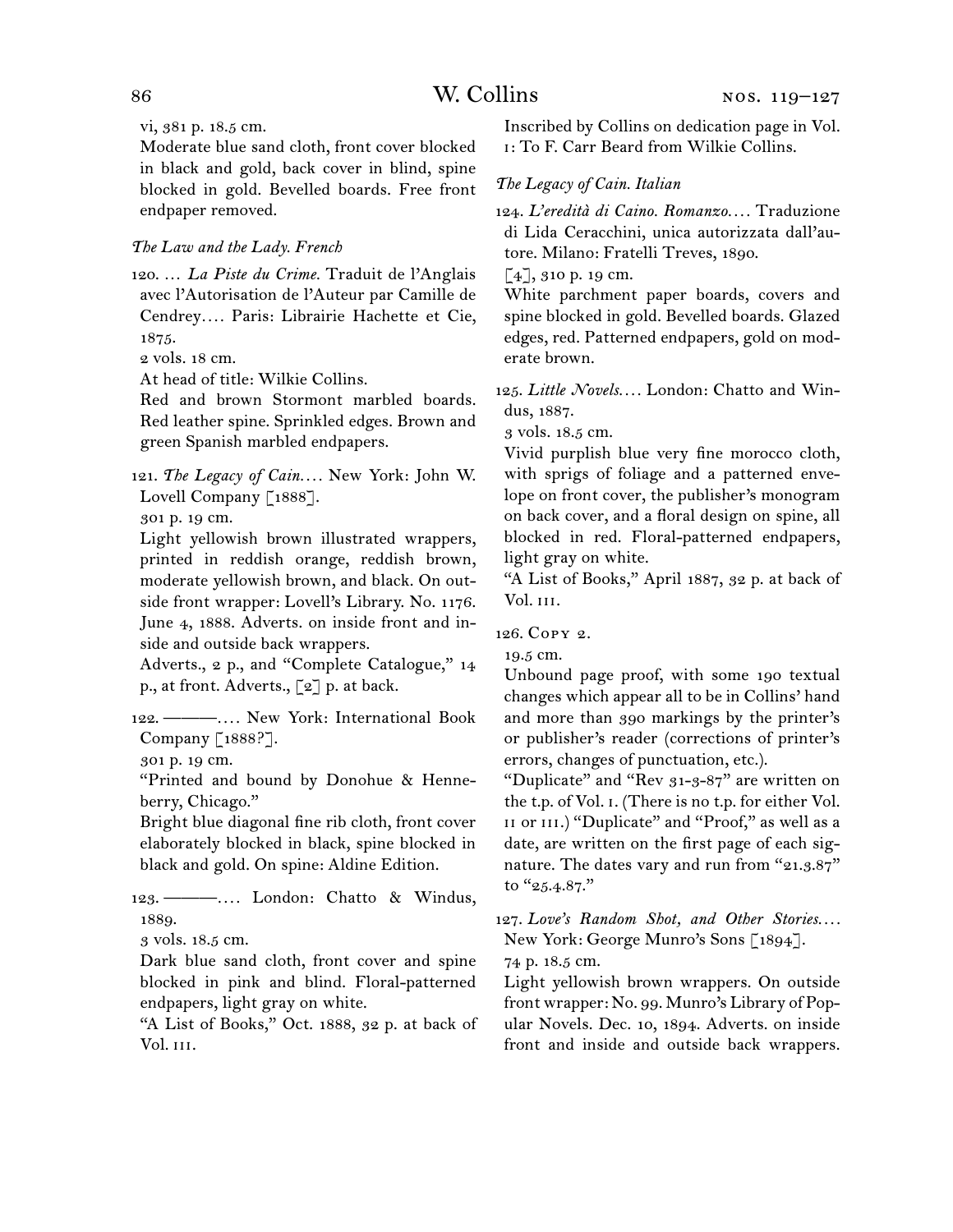vi, 381 p. 18.5 cm.

Moderate blue sand cloth, front cover blocked in black and gold, back cover in blind, spine blocked in gold. Bevelled boards. Free front endpaper removed.

### *The Law and the Lady. French*

120. … *La Piste du Crime.* Traduit de l'Anglais avec l'Autorisation de l'Auteur par Camille de Cendrey.… Paris: Librairie Hachette et Cie, 1875.

2 vols. 18 cm.

At head of title: Wilkie Collins.

Red and brown Stormont marbled boards. Red leather spine. Sprinkled edges. Brown and green Spanish marbled endpapers.

121. *The Legacy of Cain.*… New York: John W. Lovell Company [1888].

301 p. 19 cm.

Light yellowish brown illustrated wrappers, printed in reddish orange, reddish brown, moderate yellowish brown, and black. On outside front wrapper: Lovell's Library. No. 1176. June 4, 1888. Adverts. on inside front and inside and outside back wrappers.

Adverts., 2 p., and "Complete Catalogue," 14 p., at front. Adverts., [2] p. at back.

122. ———.… New York: International Book Company [1888?].

301 p. 19 cm.

"Printed and bound by Donohue & Henneberry, Chicago."

Bright blue diagonal fine rib cloth, front cover elaborately blocked in black, spine blocked in black and gold. On spine: Aldine Edition.

123. ———.… London: Chatto & Windus, 1889.

3 vols. 18.5 cm.

Dark blue sand cloth, front cover and spine blocked in pink and blind. Floral-patterned endpapers, light gray on white.

"A List of Books," Oct. 1888, 32 p. at back of Vol. III.

Inscribed by Collins on dedication page in Vol. I: To F. Carr Beard from Wilkie Collins.

### *The Legacy of Cain. Italian*

124. *L'eredità di Caino. Romanzo.*… Traduzione di Lida Ceracchini, unica autorizzata dall'autore. Milano: Fratelli Treves, 1890.

[4], 310 p. 19 cm.

White parchment paper boards, covers and spine blocked in gold. Bevelled boards. Glazed edges, red. Patterned endpapers, gold on moderate brown.

125. *Little Novels.*… London: Chatto and Windus, 1887.

3 vols. 18.5 cm.

Vivid purplish blue very fine morocco cloth, with sprigs of foliage and a patterned envelope on front cover, the publisher's monogram on back cover, and a floral design on spine, all blocked in red. Floral-patterned endpapers, light gray on white.

"A List of Books," April 1887, 32 p. at back of Vol. III.

126. Copy 2.

19.5 cm.

Unbound page proof, with some 190 textual changes which appear all to be in Collins' hand and more than 390 markings by the printer's or publisher's reader (corrections of printer's errors, changes of punctuation, etc.).

"Duplicate" and "Rev 31-3-87" are written on the t.p. of Vol. I. (There is no t.p. for either Vol. II or III.) "Duplicate" and "Proof," as well as a date, are written on the first page of each signature. The dates vary and run from "21.3.87" to "25.4.87."

127. *Love's Random Shot, and Other Stories.*… New York: George Munro's Sons [1894].

74 p. 18.5 cm.

Light yellowish brown wrappers. On outside front wrapper: No. 99. Munro's Library of Popular Novels. Dec. 10, 1894. Adverts. on inside front and inside and outside back wrappers.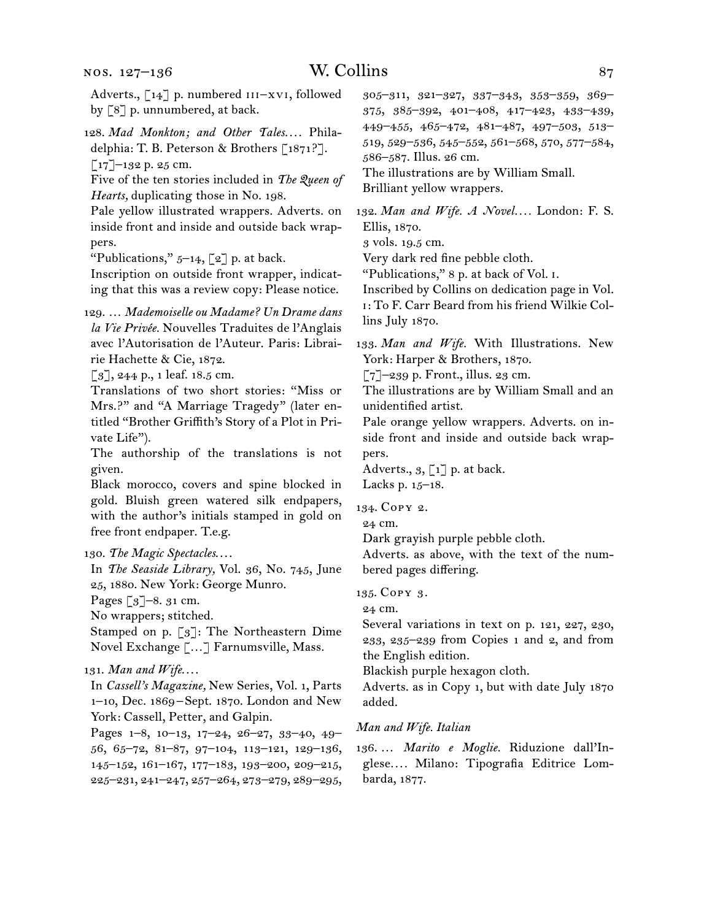Adverts., [14] p. numbered III–XVI, followed by [8] p. unnumbered, at back.

128. *Mad Monkton; and Other Tales.…* Philadelphia: T. B. Peterson & Brothers [1871?].
[17]–132 p. 25 cm.
Five of the ten stories included in *The Queen of Hearts,* duplicating those in No. 198.
Pale yellow illustrated wrappers. Adverts. on inside front and inside and outside back wrappers.
"Publications," 5–14, [2] p. at back.
Inscription on outside front wrapper, indicating that this was a review copy: Please notice.

129. … *Mademoiselle ou Madame? Un Drame dans la Vie Privée.* Nouvelles Traduites de l'Anglais avec l'Autorisation de l'Auteur. Paris: Librairie Hachette & Cie, 1872.
[3], 244 p., 1 leaf. 18.5 cm.
Translations of two short stories: "Miss or Mrs.?" and "A Marriage Tragedy" (later entitled "Brother Griffith's Story of a Plot in Private Life").
The authorship of the translations is not given.
Black morocco, covers and spine blocked in gold. Bluish green watered silk endpapers, with the author's initials stamped in gold on free front endpaper. T.e.g.

130. *The Magic Spectacles.…*
In *The Seaside Library,* Vol. 36, No. 745, June 25, 1880. New York: George Munro.
Pages [3]–8. 31 cm.
No wrappers; stitched.
Stamped on p. [3]: The Northeastern Dime Novel Exchange […] Farnumsville, Mass.

131. *Man and Wife.…*
In *Cassell's Magazine,* New Series, Vol. 1, Parts 1–10, Dec. 1869–Sept. 1870. London and New York: Cassell, Petter, and Galpin.
Pages 1–8, 10–13, 17–24, 26–27, 33–40, 49–56, 65–72, 81–87, 97–104, 113–121, 129–136, 145–152, 161–167, 177–183, 193–200, 209–215, 225–231, 241–247, 257–264, 273–279, 289–295, 305–311, 321–327, 337–343, 353–359, 369–375, 385–392, 401–408, 417–423, 433–439, 449–455, 465–472, 481–487, 497–503, 513–519, 529–536, 545–552, 561–568, 570, 577–584, 586–587. Illus. 26 cm.
The illustrations are by William Small.
Brilliant yellow wrappers.

132. *Man and Wife. A Novel.…* London: F. S. Ellis, 1870.
3 vols. 19.5 cm.
Very dark red fine pebble cloth.
"Publications," 8 p. at back of Vol. 1.
Inscribed by Collins on dedication page in Vol. 1: To F. Carr Beard from his friend Wilkie Collins July 1870.

133. *Man and Wife.* With Illustrations. New York: Harper & Brothers, 1870.
[7]–239 p. Front., illus. 23 cm.
The illustrations are by William Small and an unidentified artist.
Pale orange yellow wrappers. Adverts. on inside front and inside and outside back wrappers.
Adverts., 3, [1] p. at back.
Lacks p. 15–18.

134. Copy 2.
24 cm.
Dark grayish purple pebble cloth.
Adverts. as above, with the text of the numbered pages differing.

135. Copy 3.
24 cm.
Several variations in text on p. 121, 227, 230, 233, 235–239 from Copies 1 and 2, and from the English edition.
Blackish purple hexagon cloth.
Adverts. as in Copy 1, but with date July 1870 added.

*Man and Wife. Italian*

136. … *Marito e Moglie.* Riduzione dall'Inglese.… Milano: Tipografia Editrice Lombarda, 1877.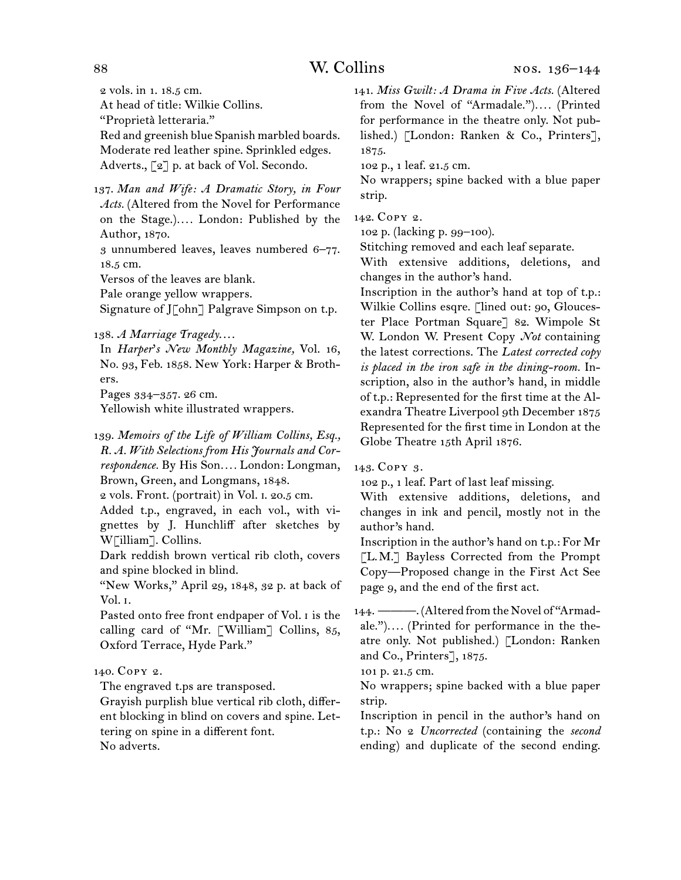2 vols. in 1. 18.5 cm.
At head of title: Wilkie Collins.
"Proprietà letteraria."
Red and greenish blue Spanish marbled boards. Moderate red leather spine. Sprinkled edges.
Adverts., [2] p. at back of Vol. Secondo.

137. *Man and Wife: A Dramatic Story, in Four Acts.* (Altered from the Novel for Performance on the Stage.).... London: Published by the Author, 1870.
3 unnumbered leaves, leaves numbered 6–77. 18.5 cm.
Versos of the leaves are blank.
Pale orange yellow wrappers.
Signature of J[ohn] Palgrave Simpson on t.p.

138. *A Marriage Tragedy....*
In *Harper's New Monthly Magazine,* Vol. 16, No. 93, Feb. 1858. New York: Harper & Brothers.
Pages 334–357. 26 cm.
Yellowish white illustrated wrappers.

139. *Memoirs of the Life of William Collins, Esq., R. A. With Selections from His Journals and Correspondence.* By His Son.... London: Longman, Brown, Green, and Longmans, 1848.
2 vols. Front. (portrait) in Vol. 1. 20.5 cm.
Added t.p., engraved, in each vol., with vignettes by J. Hunchliff after sketches by W[illiam]. Collins.
Dark reddish brown vertical rib cloth, covers and spine blocked in blind.
"New Works," April 29, 1848, 32 p. at back of Vol. 1.
Pasted onto free front endpaper of Vol. 1 is the calling card of "Mr. [William] Collins, 85, Oxford Terrace, Hyde Park."

140. Copy 2.
The engraved t.ps are transposed.
Grayish purplish blue vertical rib cloth, different blocking in blind on covers and spine. Lettering on spine in a different font.
No adverts.

141. *Miss Gwilt: A Drama in Five Acts.* (Altered from the Novel of "Armadale.").... (Printed for performance in the theatre only. Not published.) [London: Ranken & Co., Printers], 1875.
102 p., 1 leaf. 21.5 cm.
No wrappers; spine backed with a blue paper strip.

142. Copy 2.
102 p. (lacking p. 99–100).
Stitching removed and each leaf separate.
With extensive additions, deletions, and changes in the author's hand.
Inscription in the author's hand at top of t.p.: Wilkie Collins esqre. [lined out: 90, Gloucester Place Portman Square] 82. Wimpole St W. London W. Present Copy *Not* containing the latest corrections. The *Latest corrected copy is placed in the iron safe in the dining-room.* Inscription, also in the author's hand, in middle of t.p.: Represented for the first time at the Alexandra Theatre Liverpool 9th December 1875 Represented for the first time in London at the Globe Theatre 15th April 1876.

143. Copy 3.
102 p., 1 leaf. Part of last leaf missing.
With extensive additions, deletions, and changes in ink and pencil, mostly not in the author's hand.
Inscription in the author's hand on t.p.: For Mr [L.M.] Bayless Corrected from the Prompt Copy—Proposed change in the First Act See page 9, and the end of the first act.

144. ———. (Altered from the Novel of "Armadale.").... (Printed for performance in the theatre only. Not published.) [London: Ranken and Co., Printers], 1875.
101 p. 21.5 cm.
No wrappers; spine backed with a blue paper strip.
Inscription in pencil in the author's hand on t.p.: No 2 *Uncorrected* (containing the *second* ending) and duplicate of the second ending.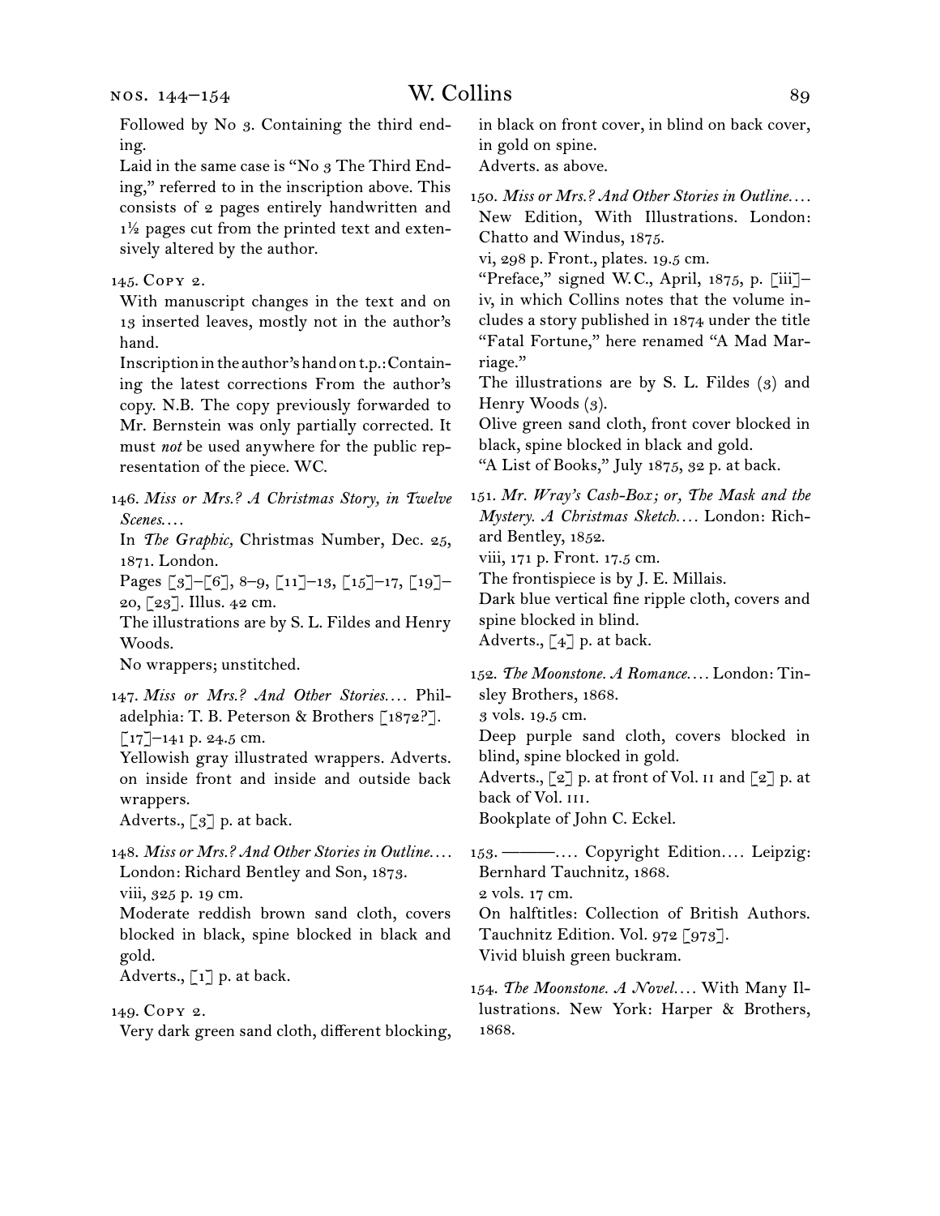Followed by No 3. Containing the third ending.

Laid in the same case is "No 3 The Third Ending," referred to in the inscription above. This consists of 2 pages entirely handwritten and 1½ pages cut from the printed text and extensively altered by the author.

145. Copy 2.

With manuscript changes in the text and on 13 inserted leaves, mostly not in the author's hand.

Inscription in the author's hand on t.p.: Containing the latest corrections From the author's copy. N.B. The copy previously forwarded to Mr. Bernstein was only partially corrected. It must *not* be used anywhere for the public representation of the piece. WC.

146. *Miss or Mrs.? A Christmas Story, in Twelve Scenes. . . .*

In *The Graphic,* Christmas Number, Dec. 25, 1871. London.

Pages [3]–[6], 8–9, [11]–13, [15]–17, [19]–20, [23]. Illus. 42 cm.

The illustrations are by S. L. Fildes and Henry Woods.

No wrappers; unstitched.

147. *Miss or Mrs.? And Other Stories. . . .* Philadelphia: T. B. Peterson & Brothers [1872?].

[17]–141 p. 24.5 cm.

Yellowish gray illustrated wrappers. Adverts. on inside front and inside and outside back wrappers.

Adverts., [3] p. at back.

148. *Miss or Mrs.? And Other Stories in Outline. . . .* London: Richard Bentley and Son, 1873.

viii, 325 p. 19 cm.

Moderate reddish brown sand cloth, covers blocked in black, spine blocked in black and gold.

Adverts., [1] p. at back.

149. Copy 2.

Very dark green sand cloth, different blocking, in black on front cover, in blind on back cover, in gold on spine.

Adverts. as above.

150. *Miss or Mrs.? And Other Stories in Outline. . . .* New Edition, With Illustrations. London: Chatto and Windus, 1875.

vi, 298 p. Front., plates. 19.5 cm.

"Preface," signed W.C., April, 1875, p. [iii]–iv, in which Collins notes that the volume includes a story published in 1874 under the title "Fatal Fortune," here renamed "A Mad Marriage."

The illustrations are by S. L. Fildes (3) and Henry Woods (3).

Olive green sand cloth, front cover blocked in black, spine blocked in black and gold.

"A List of Books," July 1875, 32 p. at back.

151. *Mr. Wray's Cash-Box; or, The Mask and the Mystery. A Christmas Sketch. . . .* London: Richard Bentley, 1852.

viii, 171 p. Front. 17.5 cm.

The frontispiece is by J. E. Millais.

Dark blue vertical fine ripple cloth, covers and spine blocked in blind.

Adverts., [4] p. at back.

152. *The Moonstone. A Romance. . . .* London: Tinsley Brothers, 1868.

3 vols. 19.5 cm.

Deep purple sand cloth, covers blocked in blind, spine blocked in gold.

Adverts., [2] p. at front of Vol. II and [2] p. at back of Vol. III.

Bookplate of John C. Eckel.

153. ———. . . . Copyright Edition. . . . Leipzig: Bernhard Tauchnitz, 1868.

2 vols. 17 cm.

On halftitles: Collection of British Authors. Tauchnitz Edition. Vol. 972 [973].

Vivid bluish green buckram.

154. *The Moonstone. A Novel. . . .* With Many Illustrations. New York: Harper & Brothers, 1868.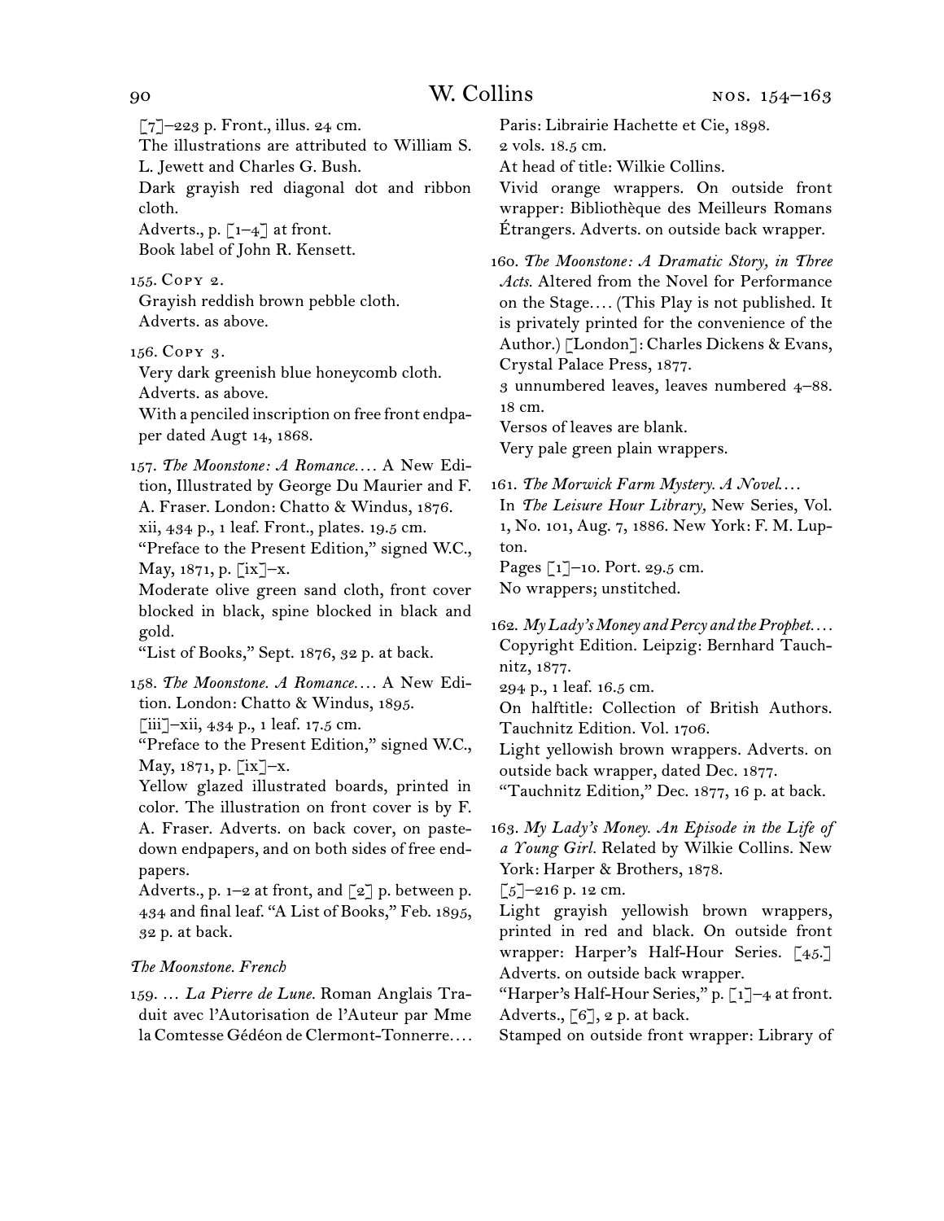[7]–223 p. Front., illus. 24 cm.
The illustrations are attributed to William S. L. Jewett and Charles G. Bush.
Dark grayish red diagonal dot and ribbon cloth.
Adverts., p. [1–4] at front.
Book label of John R. Kensett.

155. Copy 2.
Grayish reddish brown pebble cloth.
Adverts. as above.

156. Copy 3.
Very dark greenish blue honeycomb cloth.
Adverts. as above.
With a penciled inscription on free front endpaper dated Augt 14, 1868.

157. *The Moonstone: A Romance.…* A New Edition, Illustrated by George Du Maurier and F. A. Fraser. London: Chatto & Windus, 1876.
xii, 434 p., 1 leaf. Front., plates. 19.5 cm.
"Preface to the Present Edition," signed W.C., May, 1871, p. [ix]–x.
Moderate olive green sand cloth, front cover blocked in black, spine blocked in black and gold.
"List of Books," Sept. 1876, 32 p. at back.

158. *The Moonstone. A Romance.…* A New Edition. London: Chatto & Windus, 1895.
[iii]–xii, 434 p., 1 leaf. 17.5 cm.
"Preface to the Present Edition," signed W.C., May, 1871, p. [ix]–x.
Yellow glazed illustrated boards, printed in color. The illustration on front cover is by F. A. Fraser. Adverts. on back cover, on pastedown endpapers, and on both sides of free endpapers.
Adverts., p. 1–2 at front, and [2] p. between p. 434 and final leaf. "A List of Books," Feb. 1895, 32 p. at back.

*The Moonstone. French*

159. … *La Pierre de Lune.* Roman Anglais Traduit avec l'Autorisation de l'Auteur par Mme la Comtesse Gédéon de Clermont-Tonnerre.… Paris: Librairie Hachette et Cie, 1898.
2 vols. 18.5 cm.
At head of title: Wilkie Collins.
Vivid orange wrappers. On outside front wrapper: Bibliothèque des Meilleurs Romans Étrangers. Adverts. on outside back wrapper.

160. *The Moonstone: A Dramatic Story, in Three Acts.* Altered from the Novel for Performance on the Stage.… (This Play is not published. It is privately printed for the convenience of the Author.) [London]: Charles Dickens & Evans, Crystal Palace Press, 1877.
3 unnumbered leaves, leaves numbered 4–88. 18 cm.
Versos of leaves are blank.
Very pale green plain wrappers.

161. *The Morwick Farm Mystery. A Novel.…*
In *The Leisure Hour Library,* New Series, Vol. 1, No. 101, Aug. 7, 1886. New York: F. M. Lupton.
Pages [1]–10. Port. 29.5 cm.
No wrappers; unstitched.

162. *My Lady's Money and Percy and the Prophet.…* Copyright Edition. Leipzig: Bernhard Tauchnitz, 1877.
294 p., 1 leaf. 16.5 cm.
On halftitle: Collection of British Authors. Tauchnitz Edition. Vol. 1706.
Light yellowish brown wrappers. Adverts. on outside back wrapper, dated Dec. 1877.
"Tauchnitz Edition," Dec. 1877, 16 p. at back.

163. *My Lady's Money. An Episode in the Life of a Young Girl.* Related by Wilkie Collins. New York: Harper & Brothers, 1878.
[5]–216 p. 12 cm.
Light grayish yellowish brown wrappers, printed in red and black. On outside front wrapper: Harper's Half-Hour Series. [45.] Adverts. on outside back wrapper.
"Harper's Half-Hour Series," p. [1]–4 at front. Adverts., [6], 2 p. at back.
Stamped on outside front wrapper: Library of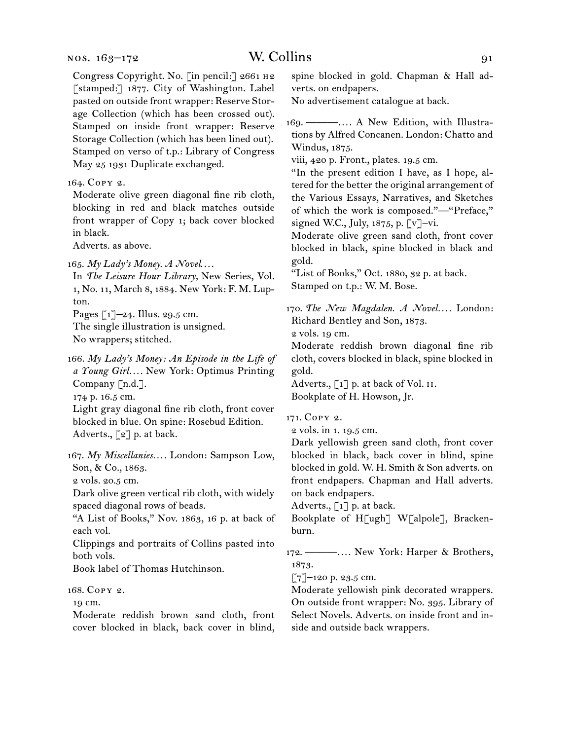Congress Copyright. No. [in pencil:] 2661 H2 [stamped:] 1877. City of Washington. Label pasted on outside front wrapper: Reserve Storage Collection (which has been crossed out). Stamped on inside front wrapper: Reserve Storage Collection (which has been lined out). Stamped on verso of t.p.: Library of Congress May 25 1931 Duplicate exchanged.

164. Copy 2.
Moderate olive green diagonal fine rib cloth, blocking in red and black matches outside front wrapper of Copy 1; back cover blocked in black.
Adverts. as above.

165. *My Lady's Money. A Novel. . . .*
In *The Leisure Hour Library,* New Series, Vol. 1, No. 11, March 8, 1884. New York: F. M. Lupton.
Pages [1]–24. Illus. 29.5 cm.
The single illustration is unsigned.
No wrappers; stitched.

166. *My Lady's Money: An Episode in the Life of a Young Girl. . . .* New York: Optimus Printing Company [n.d.].
174 p. 16.5 cm.
Light gray diagonal fine rib cloth, front cover blocked in blue. On spine: Rosebud Edition.
Adverts., [2] p. at back.

167. *My Miscellanies. . . .* London: Sampson Low, Son, & Co., 1863.
2 vols. 20.5 cm.
Dark olive green vertical rib cloth, with widely spaced diagonal rows of beads.
"A List of Books," Nov. 1863, 16 p. at back of each vol.
Clippings and portraits of Collins pasted into both vols.
Book label of Thomas Hutchinson.

168. Copy 2.
19 cm.
Moderate reddish brown sand cloth, front cover blocked in black, back cover in blind, spine blocked in gold. Chapman & Hall adverts. on endpapers.
No advertisement catalogue at back.

169. ———. . . . A New Edition, with Illustrations by Alfred Concanen. London: Chatto and Windus, 1875.
viii, 420 p. Front., plates. 19.5 cm.
"In the present edition I have, as I hope, altered for the better the original arrangement of the Various Essays, Narratives, and Sketches of which the work is composed."—"Preface," signed W.C., July, 1875, p. [v]–vi.
Moderate olive green sand cloth, front cover blocked in black, spine blocked in black and gold.
"List of Books," Oct. 1880, 32 p. at back.
Stamped on t.p.: W. M. Bose.

170. *The New Magdalen. A Novel. . . .* London: Richard Bentley and Son, 1873.
2 vols. 19 cm.
Moderate reddish brown diagonal fine rib cloth, covers blocked in black, spine blocked in gold.
Adverts., [1] p. at back of Vol. II.
Bookplate of H. Howson, Jr.

171. Copy 2.
2 vols. in 1. 19.5 cm.
Dark yellowish green sand cloth, front cover blocked in black, back cover in blind, spine blocked in gold. W. H. Smith & Son adverts. on front endpapers. Chapman and Hall adverts. on back endpapers.
Adverts., [1] p. at back.
Bookplate of H[ugh] W[alpole], Brackenburn.

172. ———. . . . New York: Harper & Brothers, 1873.
[7]–120 p. 23.5 cm.
Moderate yellowish pink decorated wrappers. On outside front wrapper: No. 395. Library of Select Novels. Adverts. on inside front and inside and outside back wrappers.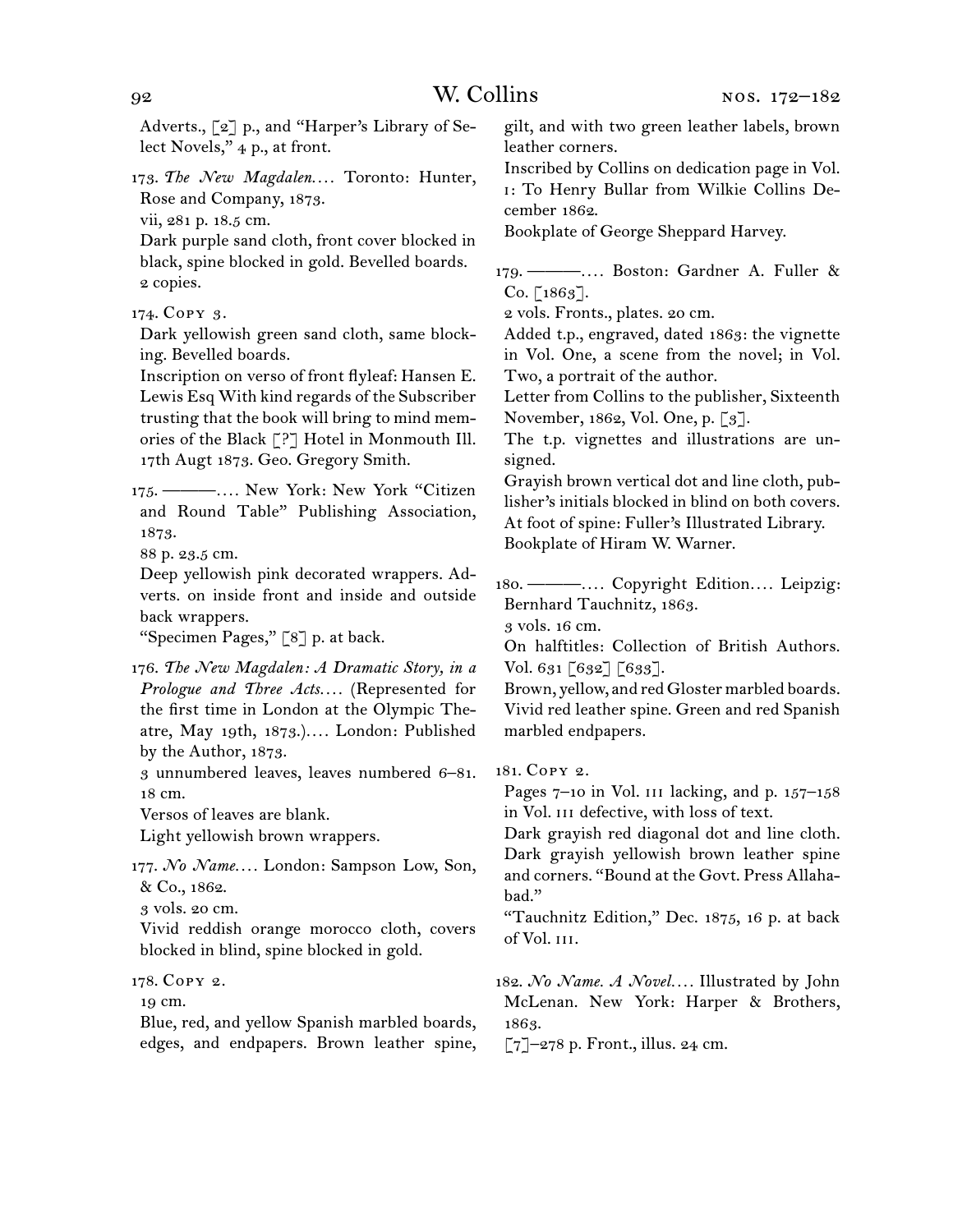Adverts., [2] p., and "Harper's Library of Select Novels," 4 p., at front.

173. *The New Magdalen*.... Toronto: Hunter, Rose and Company, 1873.
vii, 281 p. 18.5 cm.
Dark purple sand cloth, front cover blocked in black, spine blocked in gold. Bevelled boards.
2 copies.

174. Copy 3.
Dark yellowish green sand cloth, same blocking. Bevelled boards.
Inscription on verso of front flyleaf: Hansen E. Lewis Esq With kind regards of the Subscriber trusting that the book will bring to mind memories of the Black [?] Hotel in Monmouth Ill. 17th Augt 1873. Geo. Gregory Smith.

175. ———.... New York: New York "Citizen and Round Table" Publishing Association, 1873.
88 p. 23.5 cm.
Deep yellowish pink decorated wrappers. Adverts. on inside front and inside and outside back wrappers.
"Specimen Pages," [8] p. at back.

176. *The New Magdalen: A Dramatic Story, in a Prologue and Three Acts*.... (Represented for the first time in London at the Olympic Theatre, May 19th, 1873.).... London: Published by the Author, 1873.
3 unnumbered leaves, leaves numbered 6–81. 18 cm.
Versos of leaves are blank.
Light yellowish brown wrappers.

177. *No Name*.... London: Sampson Low, Son, & Co., 1862.
3 vols. 20 cm.
Vivid reddish orange morocco cloth, covers blocked in blind, spine blocked in gold.

178. Copy 2.
19 cm.
Blue, red, and yellow Spanish marbled boards, edges, and endpapers. Brown leather spine, gilt, and with two green leather labels, brown leather corners.
Inscribed by Collins on dedication page in Vol. i: To Henry Bullar from Wilkie Collins December 1862.
Bookplate of George Sheppard Harvey.

179. ———.... Boston: Gardner A. Fuller & Co. [1863].
2 vols. Fronts., plates. 20 cm.
Added t.p., engraved, dated 1863: the vignette in Vol. One, a scene from the novel; in Vol. Two, a portrait of the author.
Letter from Collins to the publisher, Sixteenth November, 1862, Vol. One, p. [3].
The t.p. vignettes and illustrations are unsigned.
Grayish brown vertical dot and line cloth, publisher's initials blocked in blind on both covers. At foot of spine: Fuller's Illustrated Library.
Bookplate of Hiram W. Warner.

180. ———.... Copyright Edition.... Leipzig: Bernhard Tauchnitz, 1863.
3 vols. 16 cm.
On halftitles: Collection of British Authors. Vol. 631 [632] [633].
Brown, yellow, and red Gloster marbled boards. Vivid red leather spine. Green and red Spanish marbled endpapers.

181. Copy 2.
Pages 7–10 in Vol. iii lacking, and p. 157–158 in Vol. iii defective, with loss of text.
Dark grayish red diagonal dot and line cloth. Dark grayish yellowish brown leather spine and corners. "Bound at the Govt. Press Allahabad."
"Tauchnitz Edition," Dec. 1875, 16 p. at back of Vol. iii.

182. *No Name. A Novel*.... Illustrated by John McLenan. New York: Harper & Brothers, 1863.
[7]–278 p. Front., illus. 24 cm.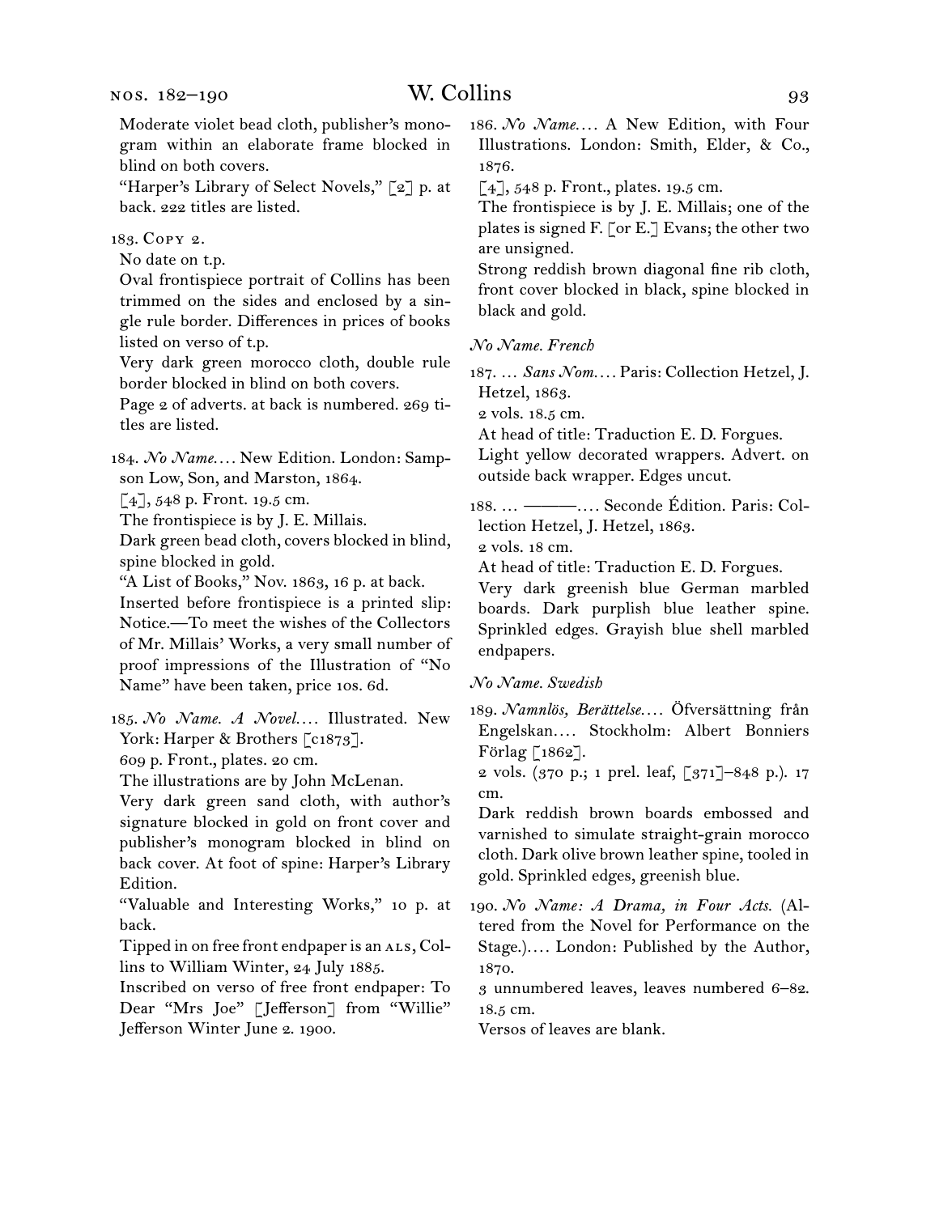Moderate violet bead cloth, publisher's monogram within an elaborate frame blocked in blind on both covers.

"Harper's Library of Select Novels," [2] p. at back. 222 titles are listed.

183. Copy 2.

No date on t.p.

Oval frontispiece portrait of Collins has been trimmed on the sides and enclosed by a single rule border. Differences in prices of books listed on verso of t.p.

Very dark green morocco cloth, double rule border blocked in blind on both covers.

Page 2 of adverts. at back is numbered. 269 titles are listed.

184. *No Name*.... New Edition. London: Sampson Low, Son, and Marston, 1864.

[4], 548 p. Front. 19.5 cm.

The frontispiece is by J. E. Millais.

Dark green bead cloth, covers blocked in blind, spine blocked in gold.

"A List of Books," Nov. 1863, 16 p. at back.

Inserted before frontispiece is a printed slip: Notice.—To meet the wishes of the Collectors of Mr. Millais' Works, a very small number of proof impressions of the Illustration of "No Name" have been taken, price 10s. 6d.

185. *No Name. A Novel*.... Illustrated. New York: Harper & Brothers [c1873].

609 p. Front., plates. 20 cm.

The illustrations are by John McLenan.

Very dark green sand cloth, with author's signature blocked in gold on front cover and publisher's monogram blocked in blind on back cover. At foot of spine: Harper's Library Edition.

"Valuable and Interesting Works," 10 p. at back.

Tipped in on free front endpaper is an ALS, Collins to William Winter, 24 July 1885.

Inscribed on verso of free front endpaper: To Dear "Mrs Joe" [Jefferson] from "Willie" Jefferson Winter June 2. 1900.

186. *No Name*.... A New Edition, with Four Illustrations. London: Smith, Elder, & Co., 1876.

[4], 548 p. Front., plates. 19.5 cm.

The frontispiece is by J. E. Millais; one of the plates is signed F. [or E.] Evans; the other two are unsigned.

Strong reddish brown diagonal fine rib cloth, front cover blocked in black, spine blocked in black and gold.

*No Name. French*

187. ... *Sans Nom*.... Paris: Collection Hetzel, J. Hetzel, 1863.

2 vols. 18.5 cm.

At head of title: Traduction E. D. Forgues.

Light yellow decorated wrappers. Advert. on outside back wrapper. Edges uncut.

188. ... ———.... Seconde Édition. Paris: Collection Hetzel, J. Hetzel, 1863.

2 vols. 18 cm.

At head of title: Traduction E. D. Forgues.

Very dark greenish blue German marbled boards. Dark purplish blue leather spine. Sprinkled edges. Grayish blue shell marbled endpapers.

*No Name. Swedish*

189. *Namnlös, Berättelse*.... Öfversättning från Engelskan.... Stockholm: Albert Bonniers Förlag [1862].

2 vols. (370 p.; 1 prel. leaf, [371]–848 p.). 17 cm.

Dark reddish brown boards embossed and varnished to simulate straight-grain morocco cloth. Dark olive brown leather spine, tooled in gold. Sprinkled edges, greenish blue.

190. *No Name: A Drama, in Four Acts.* (Altered from the Novel for Performance on the Stage.).... London: Published by the Author, 1870.

3 unnumbered leaves, leaves numbered 6–82. 18.5 cm.

Versos of leaves are blank.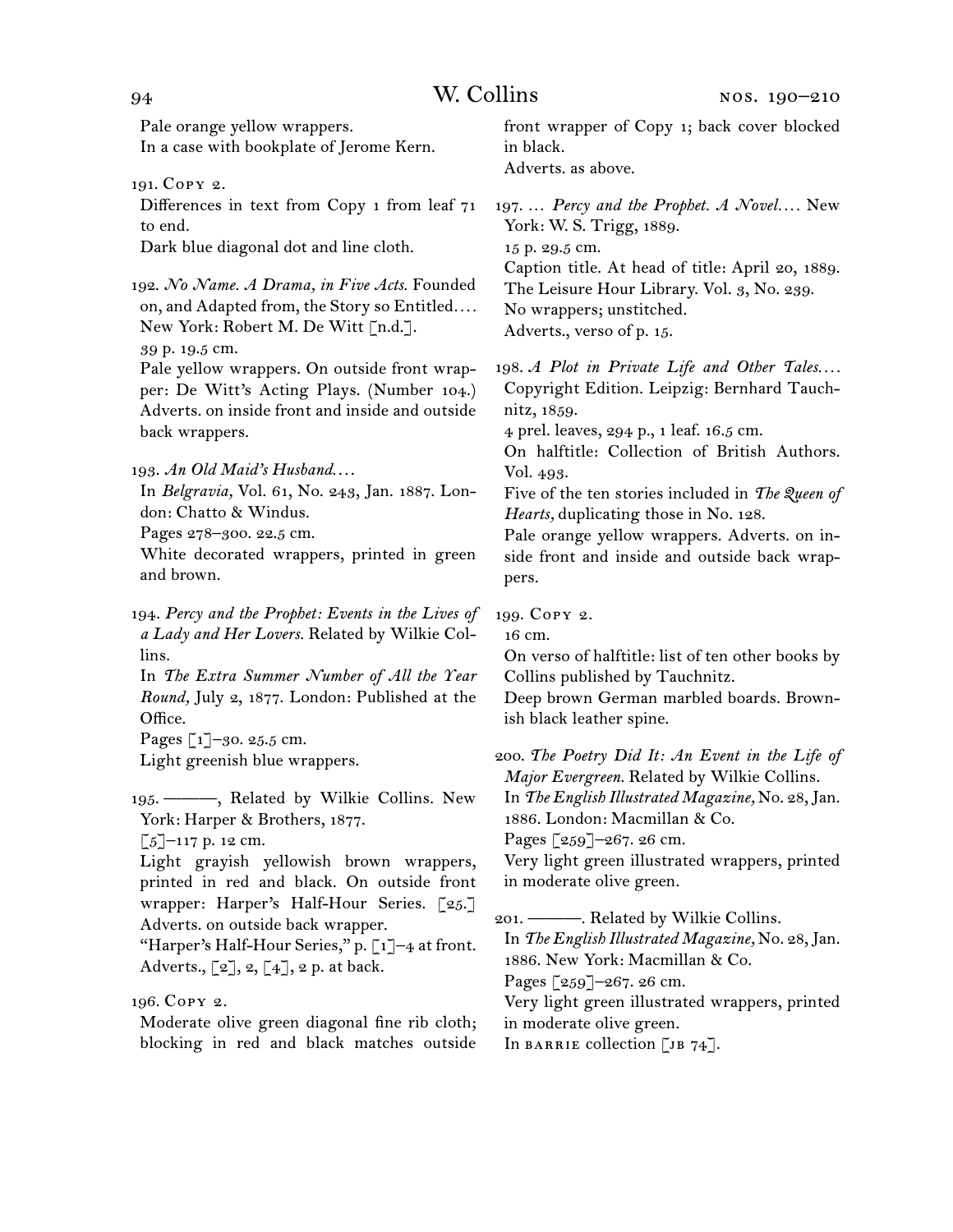Pale orange yellow wrappers.
In a case with bookplate of Jerome Kern.

191. Copy 2.
Differences in text from Copy 1 from leaf 71 to end.
Dark blue diagonal dot and line cloth.

192. *No Name. A Drama, in Five Acts.* Founded on, and Adapted from, the Story so Entitled.... New York: Robert M. De Witt [n.d.].
39 p. 19.5 cm.
Pale yellow wrappers. On outside front wrapper: De Witt's Acting Plays. (Number 104.) Adverts. on inside front and inside and outside back wrappers.

193. *An Old Maid's Husband....*
In *Belgravia,* Vol. 61, No. 243, Jan. 1887. London: Chatto & Windus.
Pages 278–300. 22.5 cm.
White decorated wrappers, printed in green and brown.

194. *Percy and the Prophet: Events in the Lives of a Lady and Her Lovers.* Related by Wilkie Collins.
In *The Extra Summer Number of All the Year Round,* July 2, 1877. London: Published at the Office.
Pages [1]–30. 25.5 cm.
Light greenish blue wrappers.

195. ———, Related by Wilkie Collins. New York: Harper & Brothers, 1877.
[5]–117 p. 12 cm.
Light grayish yellowish brown wrappers, printed in red and black. On outside front wrapper: Harper's Half-Hour Series. [25.] Adverts. on outside back wrapper.
"Harper's Half-Hour Series," p. [1]–4 at front. Adverts., [2], 2, [4], 2 p. at back.

196. Copy 2.
Moderate olive green diagonal fine rib cloth; blocking in red and black matches outside front wrapper of Copy 1; back cover blocked in black.
Adverts. as above.

197. ... *Percy and the Prophet. A Novel....* New York: W. S. Trigg, 1889.
15 p. 29.5 cm.
Caption title. At head of title: April 20, 1889. The Leisure Hour Library. Vol. 3, No. 239.
No wrappers; unstitched.
Adverts., verso of p. 15.

198. *A Plot in Private Life and Other Tales....* Copyright Edition. Leipzig: Bernhard Tauchnitz, 1859.
4 prel. leaves, 294 p., 1 leaf. 16.5 cm.
On halftitle: Collection of British Authors. Vol. 493.
Five of the ten stories included in *The Queen of Hearts,* duplicating those in No. 128.
Pale orange yellow wrappers. Adverts. on inside front and inside and outside back wrappers.

199. Copy 2.
16 cm.
On verso of halftitle: list of ten other books by Collins published by Tauchnitz.
Deep brown German marbled boards. Brownish black leather spine.

200. *The Poetry Did It: An Event in the Life of Major Evergreen.* Related by Wilkie Collins.
In *The English Illustrated Magazine,* No. 28, Jan. 1886. London: Macmillan & Co.
Pages [259]–267. 26 cm.
Very light green illustrated wrappers, printed in moderate olive green.

201. ———. Related by Wilkie Collins.
In *The English Illustrated Magazine,* No. 28, Jan. 1886. New York: Macmillan & Co.
Pages [259]–267. 26 cm.
Very light green illustrated wrappers, printed in moderate olive green.
In Barrie collection [JB 74].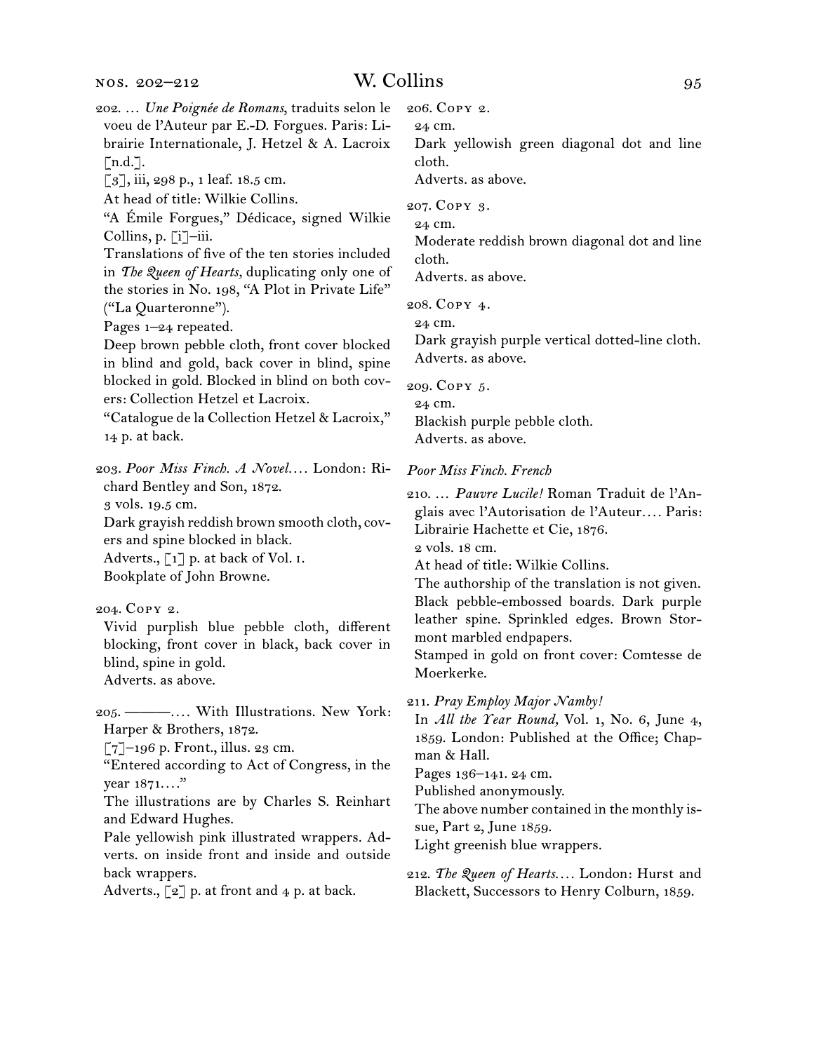202. … *Une Poignée de Romans*, traduits selon le voeu de l'Auteur par E.-D. Forgues. Paris: Librairie Internationale, J. Hetzel & A. Lacroix [n.d.].
[3], iii, 298 p., 1 leaf. 18.5 cm.
At head of title: Wilkie Collins.
"A Émile Forgues," Dédicace, signed Wilkie Collins, p. [i]–iii.
Translations of five of the ten stories included in *The Queen of Hearts,* duplicating only one of the stories in No. 198, "A Plot in Private Life" ("La Quarteronne").
Pages 1–24 repeated.
Deep brown pebble cloth, front cover blocked in blind and gold, back cover in blind, spine blocked in gold. Blocked in blind on both covers: Collection Hetzel et Lacroix.
"Catalogue de la Collection Hetzel & Lacroix," 14 p. at back.

203. *Poor Miss Finch. A Novel.…* London: Richard Bentley and Son, 1872.
3 vols. 19.5 cm.
Dark grayish reddish brown smooth cloth, covers and spine blocked in black.
Adverts., [1] p. at back of Vol. 1.
Bookplate of John Browne.

204. Copy 2.
Vivid purplish blue pebble cloth, different blocking, front cover in black, back cover in blind, spine in gold.
Adverts. as above.

205. ———.… With Illustrations. New York: Harper & Brothers, 1872.
[7]–196 p. Front., illus. 23 cm.
"Entered according to Act of Congress, in the year 1871.…"
The illustrations are by Charles S. Reinhart and Edward Hughes.
Pale yellowish pink illustrated wrappers. Adverts. on inside front and inside and outside back wrappers.
Adverts., [2] p. at front and 4 p. at back.

206. Copy 2.
24 cm.
Dark yellowish green diagonal dot and line cloth.
Adverts. as above.

207. Copy 3.
24 cm.
Moderate reddish brown diagonal dot and line cloth.
Adverts. as above.

208. Copy 4.
24 cm.
Dark grayish purple vertical dotted-line cloth.
Adverts. as above.

209. Copy 5.
24 cm.
Blackish purple pebble cloth.
Adverts. as above.

*Poor Miss Finch. French*

210. … *Pauvre Lucile!* Roman Traduit de l'Anglais avec l'Autorisation de l'Auteur.… Paris: Librairie Hachette et Cie, 1876.
2 vols. 18 cm.
At head of title: Wilkie Collins.
The authorship of the translation is not given.
Black pebble-embossed boards. Dark purple leather spine. Sprinkled edges. Brown Stormont marbled endpapers.
Stamped in gold on front cover: Comtesse de Moerkerke.

211. *Pray Employ Major Namby!*
In *All the Year Round,* Vol. 1, No. 6, June 4, 1859. London: Published at the Office; Chapman & Hall.
Pages 136–141. 24 cm.
Published anonymously.
The above number contained in the monthly issue, Part 2, June 1859.
Light greenish blue wrappers.

212. *The Queen of Hearts.…* London: Hurst and Blackett, Successors to Henry Colburn, 1859.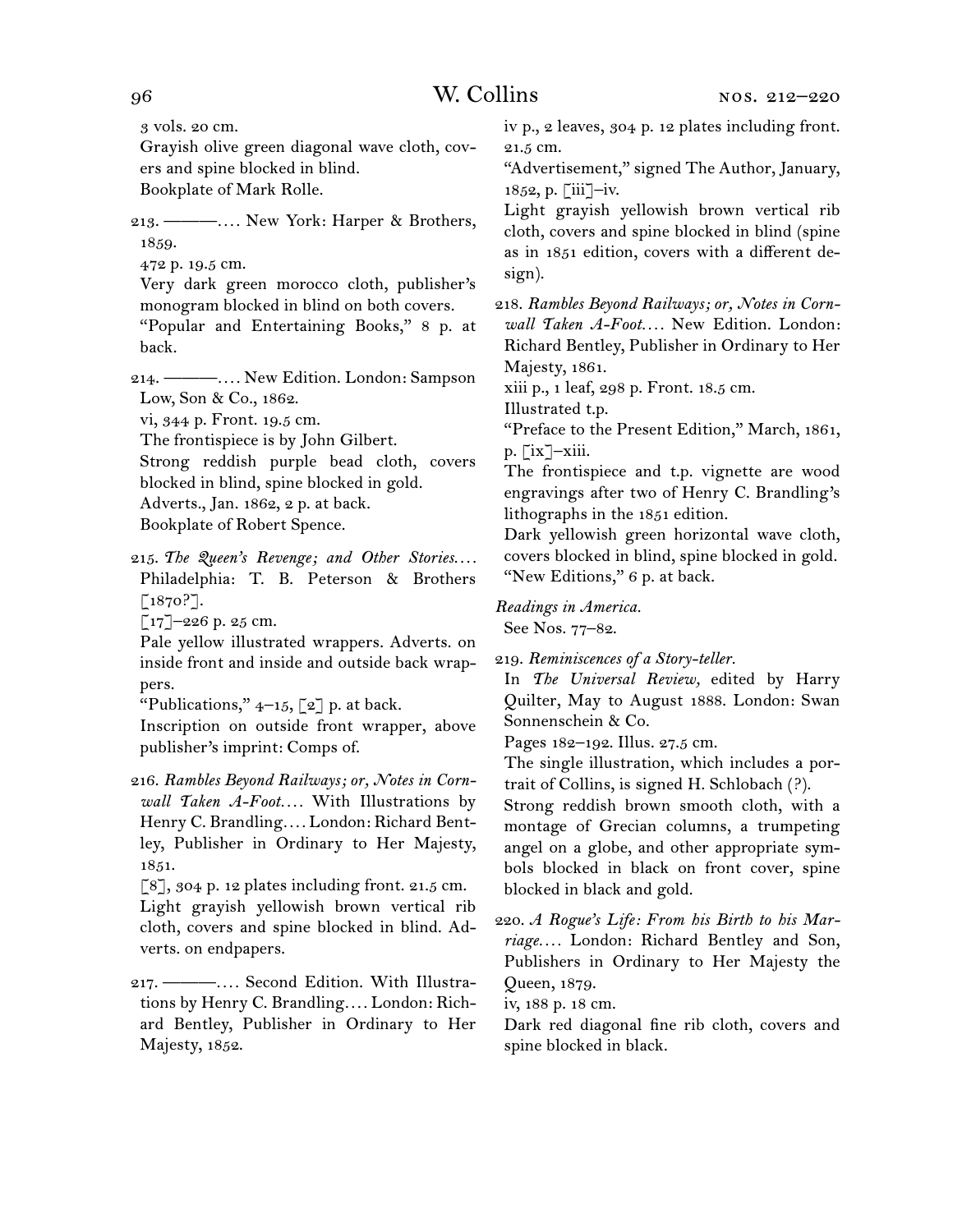3 vols. 20 cm.
Grayish olive green diagonal wave cloth, covers and spine blocked in blind.
Bookplate of Mark Rolle.

213. ———. . . . New York: Harper & Brothers, 1859.
472 p. 19.5 cm.
Very dark green morocco cloth, publisher's monogram blocked in blind on both covers.
"Popular and Entertaining Books," 8 p. at back.

214. ———. . . . New Edition. London: Sampson Low, Son & Co., 1862.
vi, 344 p. Front. 19.5 cm.
The frontispiece is by John Gilbert.
Strong reddish purple bead cloth, covers blocked in blind, spine blocked in gold.
Adverts., Jan. 1862, 2 p. at back.
Bookplate of Robert Spence.

215. *The Queen's Revenge; and Other Stories. . . .* Philadelphia: T. B. Peterson & Brothers [1870?].
[17]–226 p. 25 cm.
Pale yellow illustrated wrappers. Adverts. on inside front and inside and outside back wrappers.
"Publications," 4–15, [2] p. at back.
Inscription on outside front wrapper, above publisher's imprint: Comps of.

216. *Rambles Beyond Railways; or, Notes in Cornwall Taken A-Foot. . . .* With Illustrations by Henry C. Brandling. . . . London: Richard Bentley, Publisher in Ordinary to Her Majesty, 1851.
[8], 304 p. 12 plates including front. 21.5 cm.
Light grayish yellowish brown vertical rib cloth, covers and spine blocked in blind. Adverts. on endpapers.

217. ———. . . . Second Edition. With Illustrations by Henry C. Brandling. . . . London: Richard Bentley, Publisher in Ordinary to Her Majesty, 1852.
iv p., 2 leaves, 304 p. 12 plates including front. 21.5 cm.
"Advertisement," signed The Author, January, 1852, p. [iii]–iv.
Light grayish yellowish brown vertical rib cloth, covers and spine blocked in blind (spine as in 1851 edition, covers with a different design).

218. *Rambles Beyond Railways; or, Notes in Cornwall Taken A-Foot. . . .* New Edition. London: Richard Bentley, Publisher in Ordinary to Her Majesty, 1861.
xiii p., 1 leaf, 298 p. Front. 18.5 cm.
Illustrated t.p.
"Preface to the Present Edition," March, 1861, p. [ix]–xiii.
The frontispiece and t.p. vignette are wood engravings after two of Henry C. Brandling's lithographs in the 1851 edition.
Dark yellowish green horizontal wave cloth, covers blocked in blind, spine blocked in gold.
"New Editions," 6 p. at back.

*Readings in America.*
See Nos. 77–82.

219. *Reminiscences of a Story-teller.*
In *The Universal Review,* edited by Harry Quilter, May to August 1888. London: Swan Sonnenschein & Co.
Pages 182–192. Illus. 27.5 cm.
The single illustration, which includes a portrait of Collins, is signed H. Schlobach (?).
Strong reddish brown smooth cloth, with a montage of Grecian columns, a trumpeting angel on a globe, and other appropriate symbols blocked in black on front cover, spine blocked in black and gold.

220. *A Rogue's Life: From his Birth to his Marriage. . . .* London: Richard Bentley and Son, Publishers in Ordinary to Her Majesty the Queen, 1879.
iv, 188 p. 18 cm.
Dark red diagonal fine rib cloth, covers and spine blocked in black.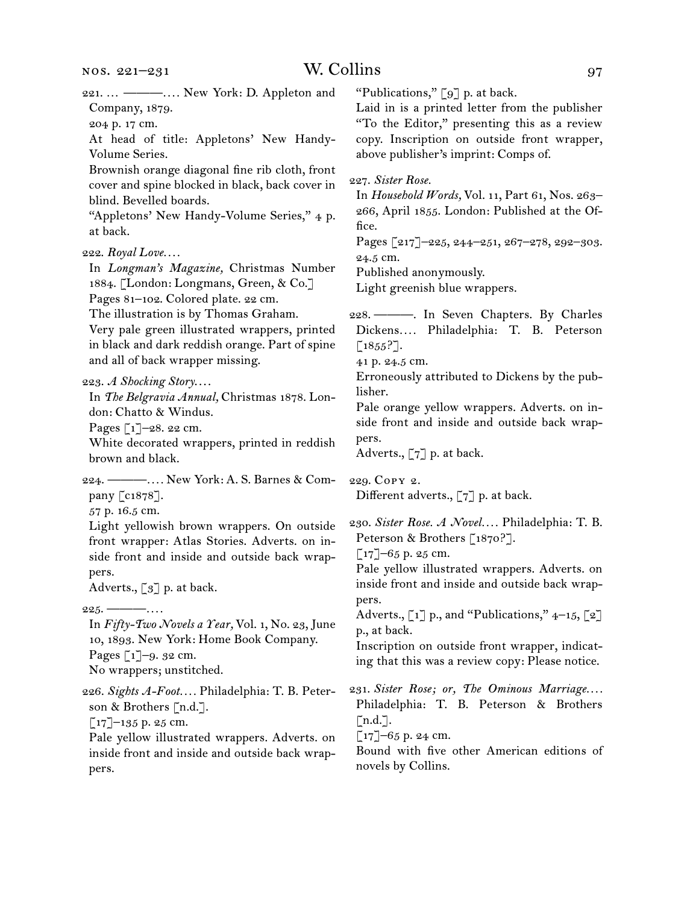221. … ———. … New York: D. Appleton and Company, 1879.
204 p. 17 cm.
At head of title: Appletons' New Handy-Volume Series.
Brownish orange diagonal fine rib cloth, front cover and spine blocked in black, back cover in blind. Bevelled boards.
"Appletons' New Handy-Volume Series," 4 p. at back.

222. *Royal Love.* …
In *Longman's Magazine,* Christmas Number 1884. [London: Longmans, Green, & Co.]
Pages 81–102. Colored plate. 22 cm.
The illustration is by Thomas Graham.
Very pale green illustrated wrappers, printed in black and dark reddish orange. Part of spine and all of back wrapper missing.

223. *A Shocking Story.* …
In *The Belgravia Annual,* Christmas 1878. London: Chatto & Windus.
Pages [1]–28. 22 cm.
White decorated wrappers, printed in reddish brown and black.

224. ———. … New York: A. S. Barnes & Company [c1878].
57 p. 16.5 cm.
Light yellowish brown wrappers. On outside front wrapper: Atlas Stories. Adverts. on inside front and inside and outside back wrappers.
Adverts., [3] p. at back.

225. ———. …
In *Fifty-Two Novels a Year,* Vol. 1, No. 23, June 10, 1893. New York: Home Book Company.
Pages [1]–9. 32 cm.
No wrappers; unstitched.

226. *Sights A-Foot.* … Philadelphia: T. B. Peterson & Brothers [n.d.].
[17]–135 p. 25 cm.
Pale yellow illustrated wrappers. Adverts. on inside front and inside and outside back wrappers.
"Publications," [9] p. at back.
Laid in is a printed letter from the publisher "To the Editor," presenting this as a review copy. Inscription on outside front wrapper, above publisher's imprint: Comps of.

227. *Sister Rose.*
In *Household Words,* Vol. 11, Part 61, Nos. 263–266, April 1855. London: Published at the Office.
Pages [217]–225, 244–251, 267–278, 292–303. 24.5 cm.
Published anonymously.
Light greenish blue wrappers.

228. ———. In Seven Chapters. By Charles Dickens. … Philadelphia: T. B. Peterson [1855?].
41 p. 24.5 cm.
Erroneously attributed to Dickens by the publisher.
Pale orange yellow wrappers. Adverts. on inside front and inside and outside back wrappers.
Adverts., [7] p. at back.

229. Copy 2.
Different adverts., [7] p. at back.

230. *Sister Rose. A Novel.* … Philadelphia: T. B. Peterson & Brothers [1870?].
[17]–65 p. 25 cm.
Pale yellow illustrated wrappers. Adverts. on inside front and inside and outside back wrappers.
Adverts., [1] p., and "Publications," 4–15, [2] p., at back.
Inscription on outside front wrapper, indicating that this was a review copy: Please notice.

231. *Sister Rose; or, The Ominous Marriage.* … Philadelphia: T. B. Peterson & Brothers [n.d.].
[17]–65 p. 24 cm.
Bound with five other American editions of novels by Collins.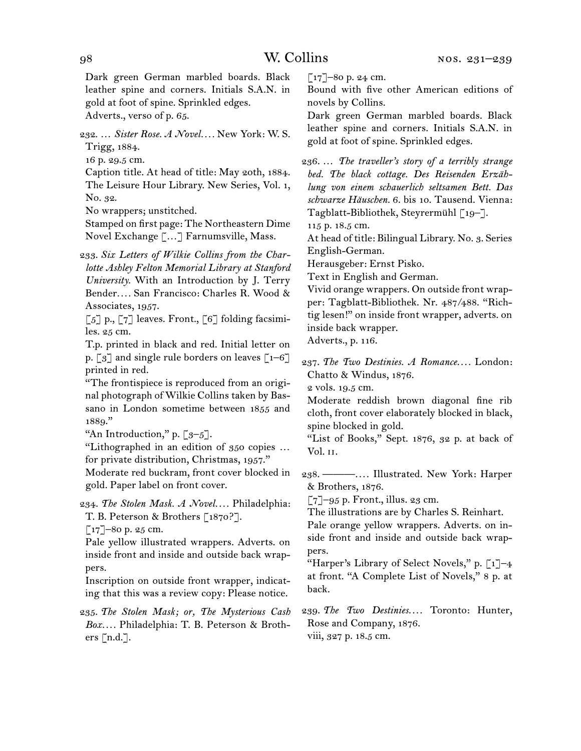Dark green German marbled boards. Black leather spine and corners. Initials S.A.N. in gold at foot of spine. Sprinkled edges.
Adverts., verso of p. 65.

232. … *Sister Rose. A Novel.*… New York: W. S. Trigg, 1884.
16 p. 29.5 cm.
Caption title. At head of title: May 20th, 1884. The Leisure Hour Library. New Series, Vol. 1, No. 32.
No wrappers; unstitched.
Stamped on first page: The Northeastern Dime Novel Exchange […] Farnumsville, Mass.

233. *Six Letters of Wilkie Collins from the Charlotte Ashley Felton Memorial Library at Stanford University.* With an Introduction by J. Terry Bender.… San Francisco: Charles R. Wood & Associates, 1957.
[5] p., [7] leaves. Front., [6] folding facsimiles. 25 cm.
T.p. printed in black and red. Initial letter on p. [3] and single rule borders on leaves [1–6] printed in red.
"The frontispiece is reproduced from an original photograph of Wilkie Collins taken by Bassano in London sometime between 1855 and 1889."
"An Introduction," p. [3–5].
"Lithographed in an edition of 350 copies … for private distribution, Christmas, 1957."
Moderate red buckram, front cover blocked in gold. Paper label on front cover.

234. *The Stolen Mask. A Novel.*… Philadelphia: T. B. Peterson & Brothers [1870?].
[17]–80 p. 25 cm.
Pale yellow illustrated wrappers. Adverts. on inside front and inside and outside back wrappers.
Inscription on outside front wrapper, indicating that this was a review copy: Please notice.

235. *The Stolen Mask; or, The Mysterious Cash Box.*… Philadelphia: T. B. Peterson & Brothers [n.d.].
[17]–80 p. 24 cm.
Bound with five other American editions of novels by Collins.
Dark green German marbled boards. Black leather spine and corners. Initials S.A.N. in gold at foot of spine. Sprinkled edges.

236. … *The traveller's story of a terribly strange bed. The black cottage. Des Reisenden Erzählung von einem schauerlich seltsamen Bett. Das schwarze Häuschen.* 6. bis 10. Tausend. Vienna: Tagblatt-Bibliothek, Steyrermühl [19–].
115 p. 18.5 cm.
At head of title: Bilingual Library. No. 3. Series English-German.
Herausgeber: Ernst Pisko.
Text in English and German.
Vivid orange wrappers. On outside front wrapper: Tagblatt-Bibliothek. Nr. 487/488. "Richtig lesen!" on inside front wrapper, adverts. on inside back wrapper.
Adverts., p. 116.

237. *The Two Destinies. A Romance.*… London: Chatto & Windus, 1876.
2 vols. 19.5 cm.
Moderate reddish brown diagonal fine rib cloth, front cover elaborately blocked in black, spine blocked in gold.
"List of Books," Sept. 1876, 32 p. at back of Vol. II.

238. ———.… Illustrated. New York: Harper & Brothers, 1876.
[7]–95 p. Front., illus. 23 cm.
The illustrations are by Charles S. Reinhart.
Pale orange yellow wrappers. Adverts. on inside front and inside and outside back wrappers.
"Harper's Library of Select Novels," p. [1]–4 at front. "A Complete List of Novels," 8 p. at back.

239. *The Two Destinies.*… Toronto: Hunter, Rose and Company, 1876.
viii, 327 p. 18.5 cm.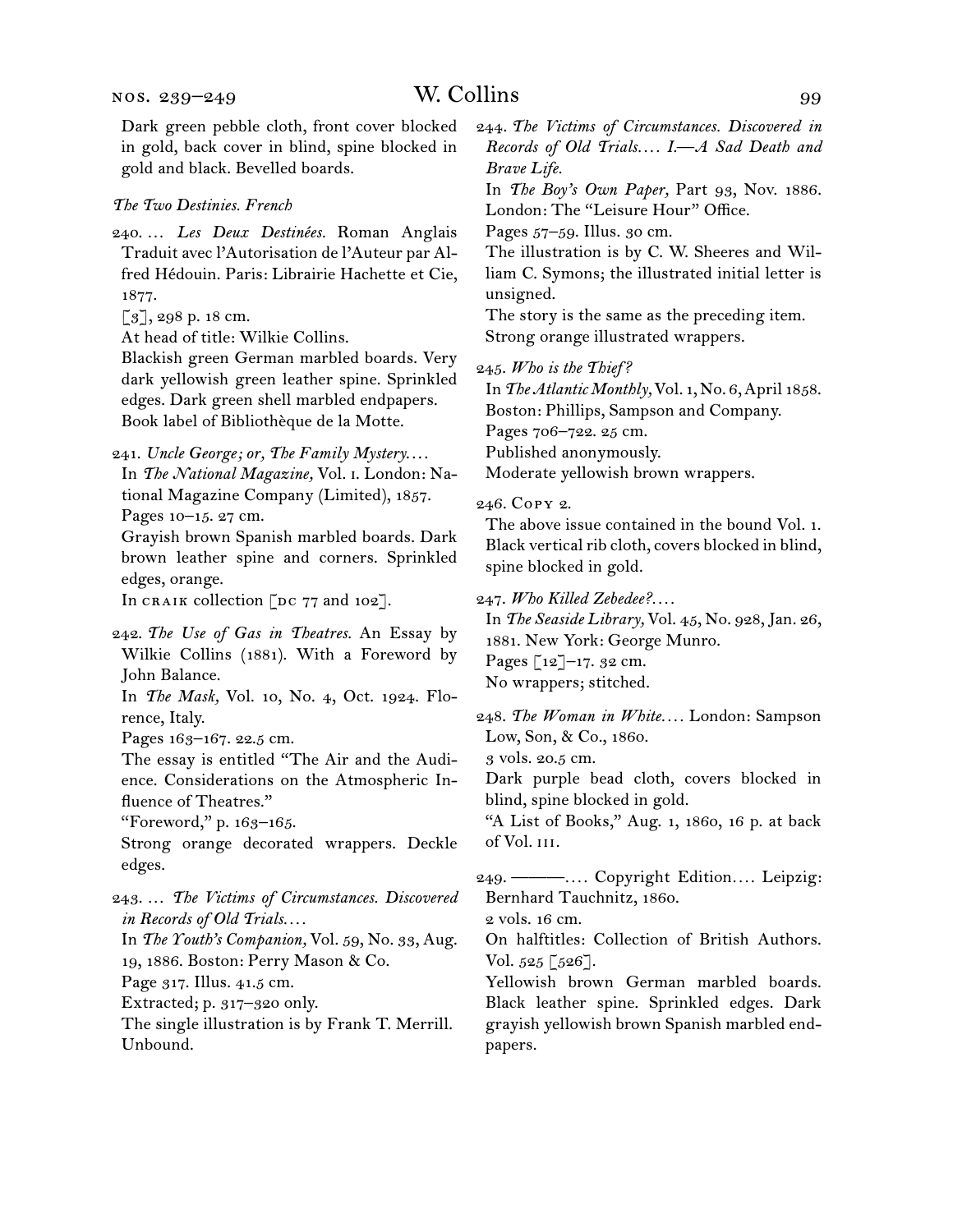Dark green pebble cloth, front cover blocked in gold, back cover in blind, spine blocked in gold and black. Bevelled boards.

*The Two Destinies. French*

240. … *Les Deux Destinées.* Roman Anglais Traduit avec l'Autorisation de l'Auteur par Alfred Hédouin. Paris: Librairie Hachette et Cie, 1877.
[3], 298 p. 18 cm.
At head of title: Wilkie Collins.
Blackish green German marbled boards. Very dark yellowish green leather spine. Sprinkled edges. Dark green shell marbled endpapers.
Book label of Bibliothèque de la Motte.

241. *Uncle George; or, The Family Mystery.…*
In *The National Magazine,* Vol. i. London: National Magazine Company (Limited), 1857.
Pages 10–15. 27 cm.
Grayish brown Spanish marbled boards. Dark brown leather spine and corners. Sprinkled edges, orange.
In craik collection [dc 77 and 102].

242. *The Use of Gas in Theatres.* An Essay by Wilkie Collins (1881). With a Foreword by John Balance.
In *The Mask,* Vol. 10, No. 4, Oct. 1924. Florence, Italy.
Pages 163–167. 22.5 cm.
The essay is entitled "The Air and the Audience. Considerations on the Atmospheric Influence of Theatres."
"Foreword," p. 163–165.
Strong orange decorated wrappers. Deckle edges.

243. … *The Victims of Circumstances. Discovered in Records of Old Trials.…*
In *The Youth's Companion,* Vol. 59, No. 33, Aug. 19, 1886. Boston: Perry Mason & Co.
Page 317. Illus. 41.5 cm.
Extracted; p. 317–320 only.
The single illustration is by Frank T. Merrill.
Unbound.

244. *The Victims of Circumstances. Discovered in Records of Old Trials.… I.—A Sad Death and Brave Life.*
In *The Boy's Own Paper,* Part 93, Nov. 1886. London: The "Leisure Hour" Office.
Pages 57–59. Illus. 30 cm.
The illustration is by C. W. Sheeres and William C. Symons; the illustrated initial letter is unsigned.
The story is the same as the preceding item.
Strong orange illustrated wrappers.

245. *Who is the Thief?*
In *The Atlantic Monthly,* Vol. 1, No. 6, April 1858. Boston: Phillips, Sampson and Company.
Pages 706–722. 25 cm.
Published anonymously.
Moderate yellowish brown wrappers.

246. Copy 2.
The above issue contained in the bound Vol. 1.
Black vertical rib cloth, covers blocked in blind, spine blocked in gold.

247. *Who Killed Zebedee?…*
In *The Seaside Library,* Vol. 45, No. 928, Jan. 26, 1881. New York: George Munro.
Pages [12]–17. 32 cm.
No wrappers; stitched.

248. *The Woman in White.…* London: Sampson Low, Son, & Co., 1860.
3 vols. 20.5 cm.
Dark purple bead cloth, covers blocked in blind, spine blocked in gold.
"A List of Books," Aug. 1, 1860, 16 p. at back of Vol. iii.

249. ———.… Copyright Edition.… Leipzig: Bernhard Tauchnitz, 1860.
2 vols. 16 cm.
On halftitles: Collection of British Authors. Vol. 525 [526].
Yellowish brown German marbled boards. Black leather spine. Sprinkled edges. Dark grayish yellowish brown Spanish marbled endpapers.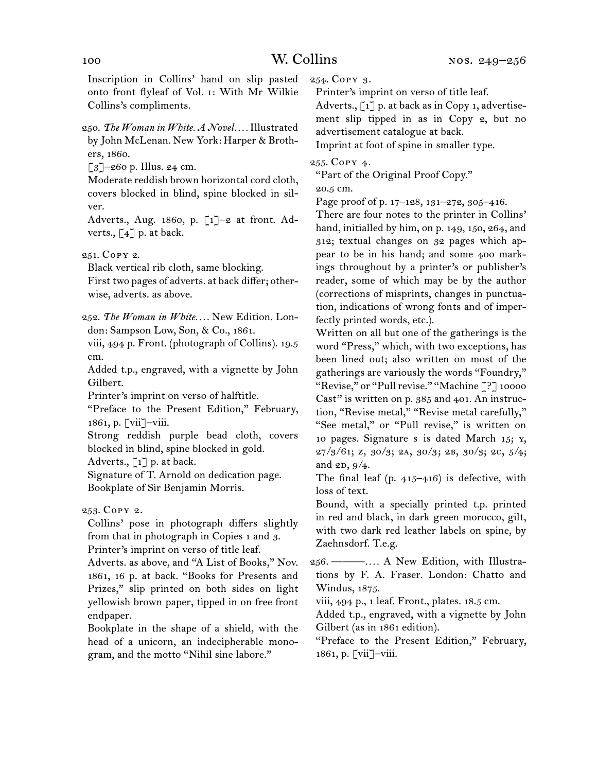Inscription in Collins' hand on slip pasted onto front flyleaf of Vol. i: With Mr Wilkie Collins's compliments.

250. *The Woman in White. A Novel.* . . . Illustrated by John McLenan. New York: Harper & Brothers, 1860.

[3]–260 p. Illus. 24 cm.

Moderate reddish brown horizontal cord cloth, covers blocked in blind, spine blocked in silver.

Adverts., Aug. 1860, p. [1]–2 at front. Adverts., [4] p. at back.

251. Copy 2.

Black vertical rib cloth, same blocking.

First two pages of adverts. at back differ; otherwise, adverts. as above.

252. *The Woman in White.* . . . New Edition. London: Sampson Low, Son, & Co., 1861.

viii, 494 p. Front. (photograph of Collins). 19.5 cm.

Added t.p., engraved, with a vignette by John Gilbert.

Printer's imprint on verso of halftitle.

"Preface to the Present Edition," February, 1861, p. [vii]–viii.

Strong reddish purple bead cloth, covers blocked in blind, spine blocked in gold.

Adverts., [1] p. at back.

Signature of T. Arnold on dedication page.

Bookplate of Sir Benjamin Morris.

253. Copy 2.

Collins' pose in photograph differs slightly from that in photograph in Copies 1 and 3.

Printer's imprint on verso of title leaf.

Adverts. as above, and "A List of Books," Nov. 1861, 16 p. at back. "Books for Presents and Prizes," slip printed on both sides on light yellowish brown paper, tipped in on free front endpaper.

Bookplate in the shape of a shield, with the head of a unicorn, an indecipherable monogram, and the motto "Nihil sine labore."

254. Copy 3.

Printer's imprint on verso of title leaf.

Adverts., [1] p. at back as in Copy 1, advertisement slip tipped in as in Copy 2, but no advertisement catalogue at back.

Imprint at foot of spine in smaller type.

255. Copy 4.

"Part of the Original Proof Copy."

20.5 cm.

Page proof of p. 17–128, 131–272, 305–416.

There are four notes to the printer in Collins' hand, initialled by him, on p. 149, 150, 264, and 312; textual changes on 32 pages which appear to be in his hand; and some 400 markings throughout by a printer's or publisher's reader, some of which may be by the author (corrections of misprints, changes in punctuation, indications of wrong fonts and of imperfectly printed words, etc.).

Written on all but one of the gatherings is the word "Press," which, with two exceptions, has been lined out; also written on most of the gatherings are variously the words "Foundry," "Revise," or "Pull revise." "Machine [?] 10000 Cast" is written on p. 385 and 401. An instruction, "Revise metal," "Revise metal carefully," "See metal," or "Pull revise," is written on 10 pages. Signature s is dated March 15; y, 27/3/61; z, 30/3; 2a, 30/3; 2b, 30/3; 2c, 5/4; and 2d, 9/4.

The final leaf (p. 415–416) is defective, with loss of text.

Bound, with a specially printed t.p. printed in red and black, in dark green morocco, gilt, with two dark red leather labels on spine, by Zaehnsdorf. T.e.g.

256. ———. . . . A New Edition, with Illustrations by F. A. Fraser. London: Chatto and Windus, 1875.

viii, 494 p., 1 leaf. Front., plates. 18.5 cm.

Added t.p., engraved, with a vignette by John Gilbert (as in 1861 edition).

"Preface to the Present Edition," February, 1861, p. [vii]–viii.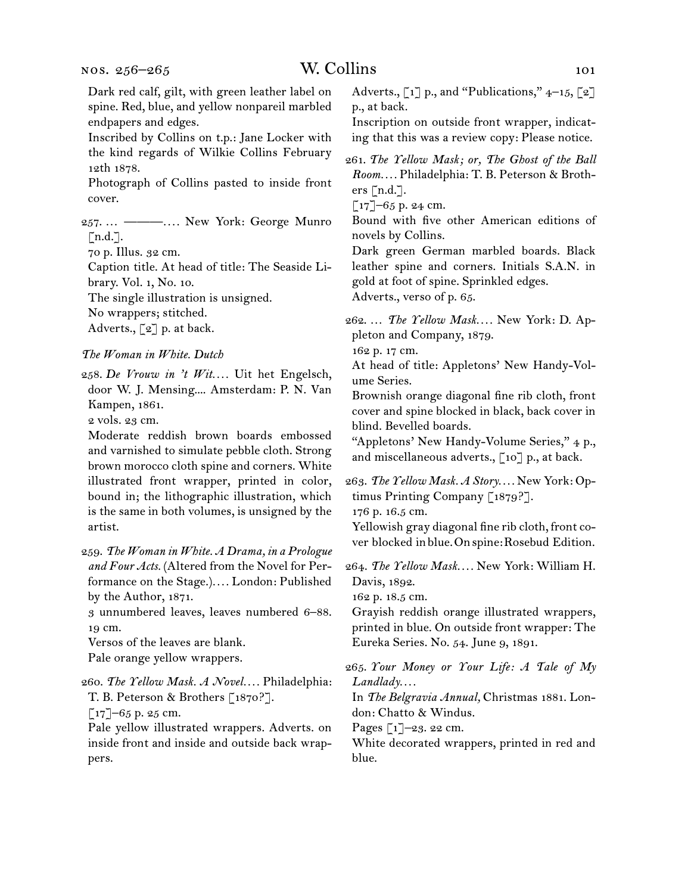Dark red calf, gilt, with green leather label on spine. Red, blue, and yellow nonpareil marbled endpapers and edges.

Inscribed by Collins on t.p.: Jane Locker with the kind regards of Wilkie Collins February 12th 1878.

Photograph of Collins pasted to inside front cover.

257. … ———. … New York: George Munro [n.d.].

70 p. Illus. 32 cm.

Caption title. At head of title: The Seaside Library. Vol. 1, No. 10.

The single illustration is unsigned.

No wrappers; stitched.

Adverts., [2] p. at back.

*The Woman in White. Dutch*

258. *De Vrouw in 't Wit.* … Uit het Engelsch, door W. J. Mensing.... Amsterdam: P. N. Van Kampen, 1861.

2 vols. 23 cm.

Moderate reddish brown boards embossed and varnished to simulate pebble cloth. Strong brown morocco cloth spine and corners. White illustrated front wrapper, printed in color, bound in; the lithographic illustration, which is the same in both volumes, is unsigned by the artist.

259. *The Woman in White. A Drama, in a Prologue and Four Acts.* (Altered from the Novel for Performance on the Stage.). … London: Published by the Author, 1871.

3 unnumbered leaves, leaves numbered 6–88. 19 cm.

Versos of the leaves are blank.

Pale orange yellow wrappers.

260. *The Yellow Mask. A Novel.* … Philadelphia: T. B. Peterson & Brothers [1870?].

[17]–65 p. 25 cm.

Pale yellow illustrated wrappers. Adverts. on inside front and inside and outside back wrappers.

Adverts., [1] p., and "Publications," 4–15, [2] p., at back.

Inscription on outside front wrapper, indicating that this was a review copy: Please notice.

261. *The Yellow Mask; or, The Ghost of the Ball Room.* … Philadelphia: T. B. Peterson & Brothers [n.d.].

[17]–65 p. 24 cm.

Bound with five other American editions of novels by Collins.

Dark green German marbled boards. Black leather spine and corners. Initials S.A.N. in gold at foot of spine. Sprinkled edges.

Adverts., verso of p. 65.

262. … *The Yellow Mask.* … New York: D. Appleton and Company, 1879.

162 p. 17 cm.

At head of title: Appletons' New Handy-Volume Series.

Brownish orange diagonal fine rib cloth, front cover and spine blocked in black, back cover in blind. Bevelled boards.

"Appletons' New Handy-Volume Series," 4 p., and miscellaneous adverts., [10] p., at back.

263. *The Yellow Mask. A Story.* … New York: Optimus Printing Company [1879?].

176 p. 16.5 cm.

Yellowish gray diagonal fine rib cloth, front cover blocked in blue. On spine: Rosebud Edition.

264. *The Yellow Mask.* … New York: William H. Davis, 1892.

162 p. 18.5 cm.

Grayish reddish orange illustrated wrappers, printed in blue. On outside front wrapper: The Eureka Series. No. 54. June 9, 1891.

265. *Your Money or Your Life: A Tale of My Landlady.* …

In *The Belgravia Annual,* Christmas 1881. London: Chatto & Windus.

Pages [1]–23. 22 cm.

White decorated wrappers, printed in red and blue.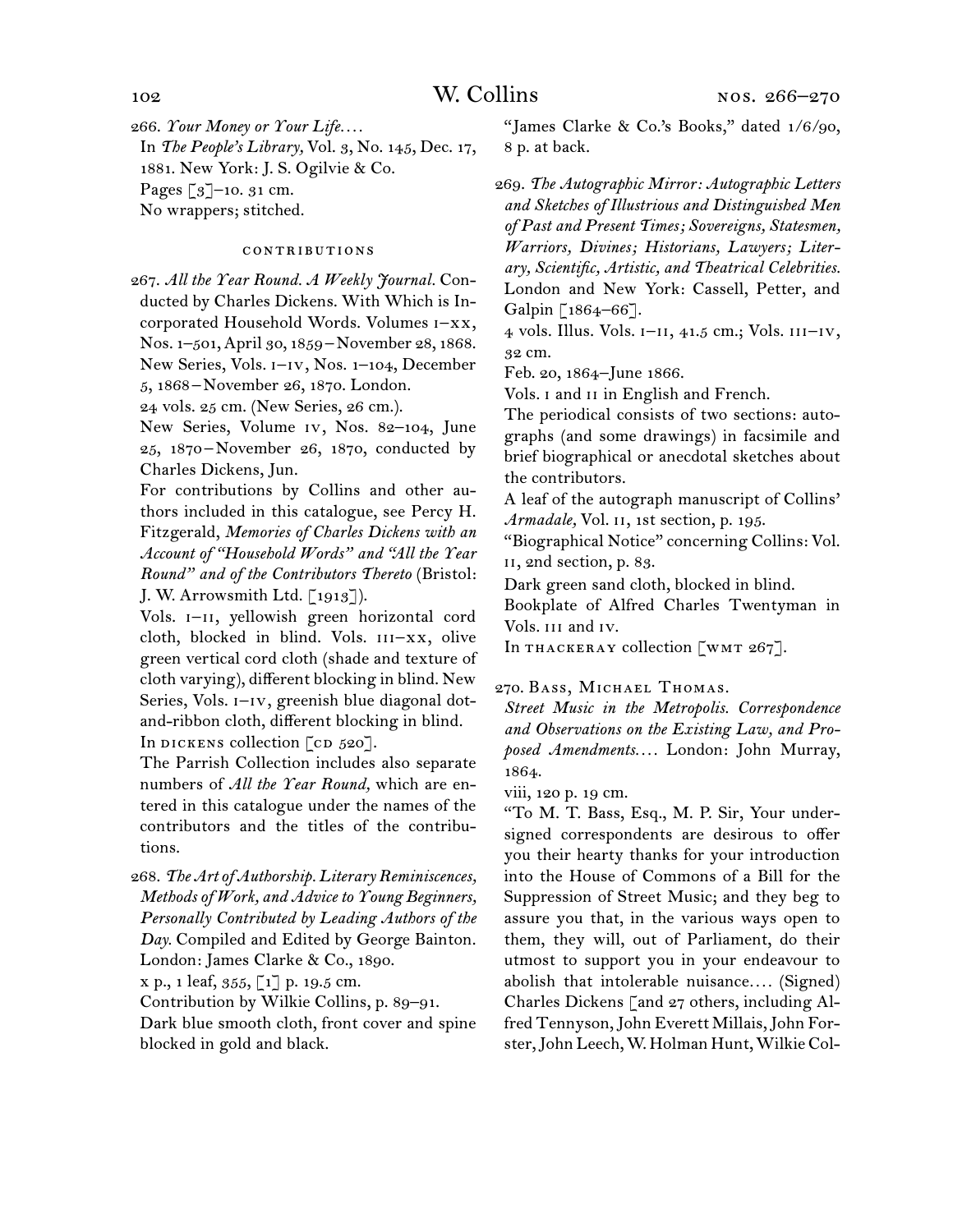266. *Your Money or Your Life....*
In *The People's Library,* Vol. 3, No. 145, Dec. 17, 1881. New York: J. S. Ogilvie & Co.
Pages [3]–10. 31 cm.
No wrappers; stitched.

### CONTRIBUTIONS

267. *All the Year Round. A Weekly Journal.* Conducted by Charles Dickens. With Which is Incorporated Household Words. Volumes I–XX, Nos. 1–501, April 30, 1859 – November 28, 1868. New Series, Vols. I–IV, Nos. 1–104, December 5, 1868 – November 26, 1870. London.
24 vols. 25 cm. (New Series, 26 cm.).
New Series, Volume IV, Nos. 82–104, June 25, 1870 – November 26, 1870, conducted by Charles Dickens, Jun.
For contributions by Collins and other authors included in this catalogue, see Percy H. Fitzgerald, *Memories of Charles Dickens with an Account of "Household Words" and "All the Year Round" and of the Contributors Thereto* (Bristol: J. W. Arrowsmith Ltd. [1913]).
Vols. I–II, yellowish green horizontal cord cloth, blocked in blind. Vols. III–XX, olive green vertical cord cloth (shade and texture of cloth varying), different blocking in blind. New Series, Vols. I–IV, greenish blue diagonal dot-and-ribbon cloth, different blocking in blind.
In DICKENS collection [CD 520].
The Parrish Collection includes also separate numbers of *All the Year Round,* which are entered in this catalogue under the names of the contributors and the titles of the contributions.

268. *The Art of Authorship. Literary Reminiscences, Methods of Work, and Advice to Young Beginners, Personally Contributed by Leading Authors of the Day.* Compiled and Edited by George Bainton. London: James Clarke & Co., 1890.
x p., 1 leaf, 355, [1] p. 19.5 cm.
Contribution by Wilkie Collins, p. 89–91.
Dark blue smooth cloth, front cover and spine blocked in gold and black.
"James Clarke & Co.'s Books," dated 1/6/90, 8 p. at back.

269. *The Autographic Mirror: Autographic Letters and Sketches of Illustrious and Distinguished Men of Past and Present Times; Sovereigns, Statesmen, Warriors, Divines; Historians, Lawyers; Literary, Scientific, Artistic, and Theatrical Celebrities.* London and New York: Cassell, Petter, and Galpin [1864–66].
4 vols. Illus. Vols. I–II, 41.5 cm.; Vols. III–IV, 32 cm.
Feb. 20, 1864–June 1866.
Vols. I and II in English and French.
The periodical consists of two sections: autographs (and some drawings) in facsimile and brief biographical or anecdotal sketches about the contributors.
A leaf of the autograph manuscript of Collins' *Armadale,* Vol. II, 1st section, p. 195.
"Biographical Notice" concerning Collins: Vol. II, 2nd section, p. 83.
Dark green sand cloth, blocked in blind.
Bookplate of Alfred Charles Twentyman in Vols. III and IV.
In THACKERAY collection [WMT 267].

270. BASS, MICHAEL THOMAS.
*Street Music in the Metropolis. Correspondence and Observations on the Existing Law, and Proposed Amendments....* London: John Murray, 1864.
viii, 120 p. 19 cm.
"To M. T. Bass, Esq., M. P. Sir, Your undersigned correspondents are desirous to offer you their hearty thanks for your introduction into the House of Commons of a Bill for the Suppression of Street Music; and they beg to assure you that, in the various ways open to them, they will, out of Parliament, do their utmost to support you in your endeavour to abolish that intolerable nuisance.... (Signed) Charles Dickens [and 27 others, including Alfred Tennyson, John Everett Millais, John Forster, John Leech, W. Holman Hunt, Wilkie Col-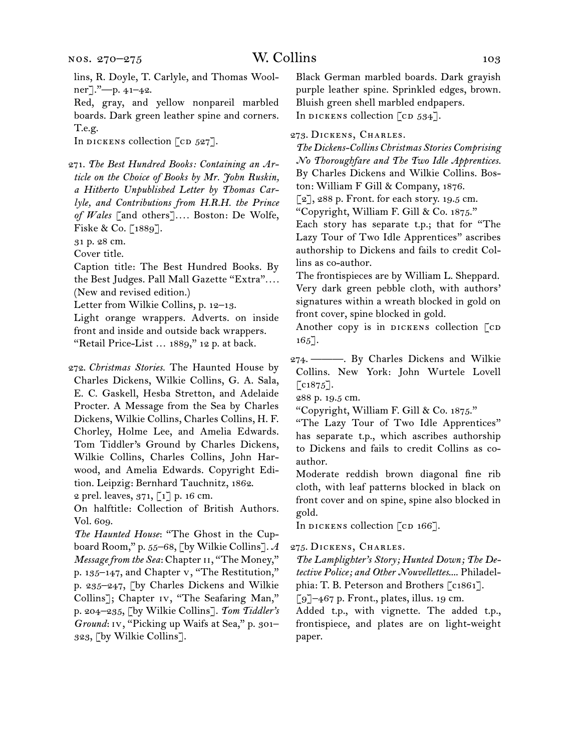lins, R. Doyle, T. Carlyle, and Thomas Woolner].”—p. 41–42.

Red, gray, and yellow nonpareil marbled boards. Dark green leather spine and corners. T.e.g.

In DICKENS collection [CD 527].

271. *The Best Hundred Books: Containing an Article on the Choice of Books by Mr. John Ruskin, a Hitherto Unpublished Letter by Thomas Carlyle, and Contributions from H.R.H. the Prince of Wales* [and others].… Boston: De Wolfe, Fiske & Co. [1889].

31 p. 28 cm.

Cover title.

Caption title: The Best Hundred Books. By the Best Judges. Pall Mall Gazette “Extra”.… (New and revised edition.)

Letter from Wilkie Collins, p. 12–13.

Light orange wrappers. Adverts. on inside front and inside and outside back wrappers. “Retail Price-List … 1889,” 12 p. at back.

272. *Christmas Stories.* The Haunted House by Charles Dickens, Wilkie Collins, G. A. Sala, E. C. Gaskell, Hesba Stretton, and Adelaide Procter. A Message from the Sea by Charles Dickens, Wilkie Collins, Charles Collins, H. F. Chorley, Holme Lee, and Amelia Edwards. Tom Tiddler’s Ground by Charles Dickens, Wilkie Collins, Charles Collins, John Harwood, and Amelia Edwards. Copyright Edition. Leipzig: Bernhard Tauchnitz, 1862.

2 prel. leaves, 371, [1] p. 16 cm.

On halftitle: Collection of British Authors. Vol. 609.

*The Haunted House*: “The Ghost in the Cupboard Room,” p. 55–68, [by Wilkie Collins]. *A Message from the Sea*: Chapter II, “The Money,” p. 135–147, and Chapter V, “The Restitution,” p. 235–247, [by Charles Dickens and Wilkie Collins]; Chapter IV, “The Seafaring Man,” p. 204–235, [by Wilkie Collins]. *Tom Tiddler’s Ground*: IV, “Picking up Waifs at Sea,” p. 301–323, [by Wilkie Collins].

Black German marbled boards. Dark grayish purple leather spine. Sprinkled edges, brown. Bluish green shell marbled endpapers.

In DICKENS collection [CD 534].

273. Dickens, Charles.

*The Dickens-Collins Christmas Stories Comprising No Thoroughfare and The Two Idle Apprentices.* By Charles Dickens and Wilkie Collins. Boston: William F Gill & Company, 1876.

[2], 288 p. Front. for each story. 19.5 cm.

“Copyright, William F. Gill & Co. 1875.”

Each story has separate t.p.; that for “The Lazy Tour of Two Idle Apprentices” ascribes authorship to Dickens and fails to credit Collins as co-author.

The frontispieces are by William L. Sheppard.

Very dark green pebble cloth, with authors’ signatures within a wreath blocked in gold on front cover, spine blocked in gold.

Another copy is in DICKENS collection [CD 165].

274. ———. By Charles Dickens and Wilkie Collins. New York: John Wurtele Lovell [c1875].

288 p. 19.5 cm.

“Copyright, William F. Gill & Co. 1875.”

“The Lazy Tour of Two Idle Apprentices” has separate t.p., which ascribes authorship to Dickens and fails to credit Collins as co-author.

Moderate reddish brown diagonal fine rib cloth, with leaf patterns blocked in black on front cover and on spine, spine also blocked in gold.

In DICKENS collection [CD 166].

275. Dickens, Charles.

*The Lamplighter’s Story; Hunted Down; The Detective Police; and Other Nouvellettes....* Philadelphia: T. B. Peterson and Brothers [c1861].

[9]–467 p. Front., plates, illus. 19 cm.

Added t.p., with vignette. The added t.p., frontispiece, and plates are on light-weight paper.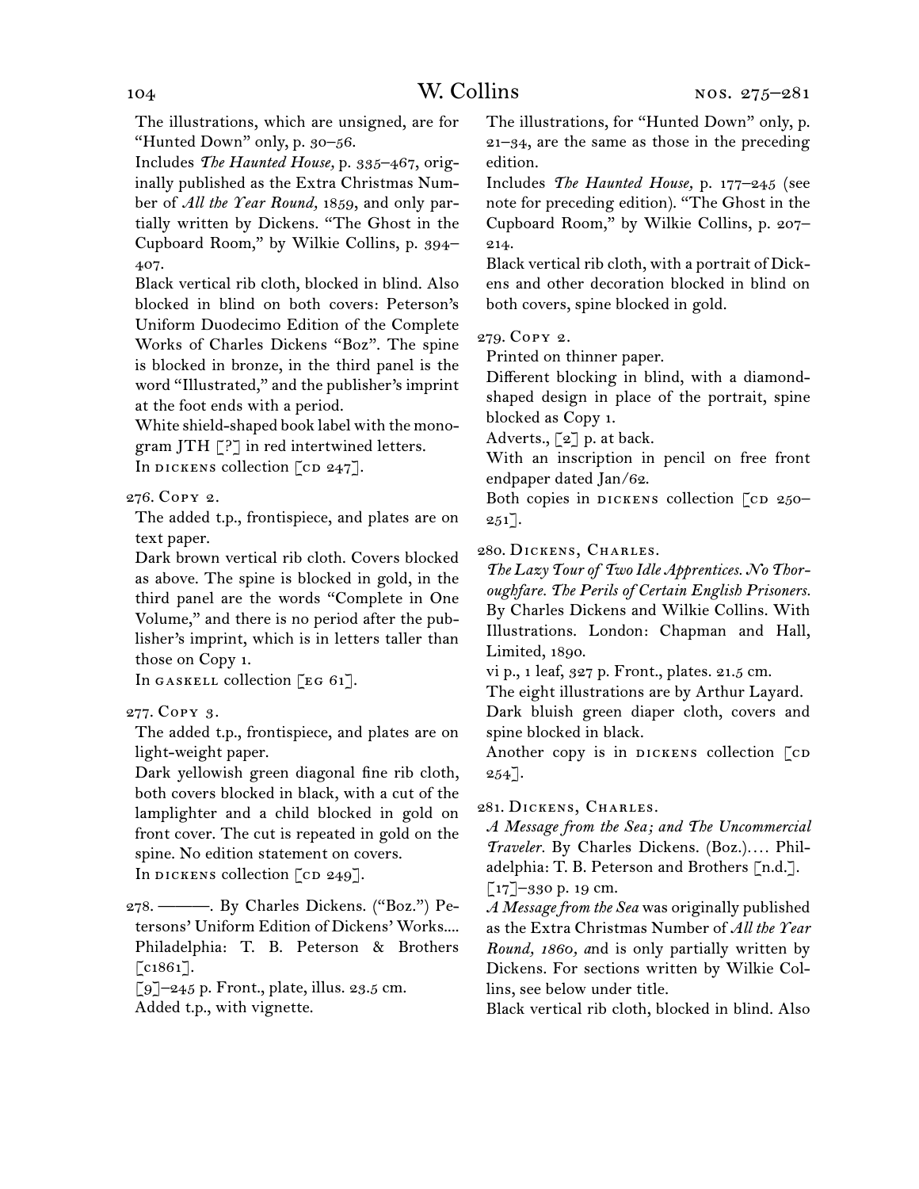The illustrations, which are unsigned, are for "Hunted Down" only, p. 30–56.

Includes *The Haunted House,* p. 335–467, originally published as the Extra Christmas Number of *All the Year Round,* 1859, and only partially written by Dickens. "The Ghost in the Cupboard Room," by Wilkie Collins, p. 394–407.

Black vertical rib cloth, blocked in blind. Also blocked in blind on both covers: Peterson's Uniform Duodecimo Edition of the Complete Works of Charles Dickens "Boz". The spine is blocked in bronze, in the third panel is the word "Illustrated," and the publisher's imprint at the foot ends with a period.

White shield-shaped book label with the monogram JTH [?] in red intertwined letters.

In DICKENS collection [CD 247].

276. Copy 2.

The added t.p., frontispiece, and plates are on text paper.

Dark brown vertical rib cloth. Covers blocked as above. The spine is blocked in gold, in the third panel are the words "Complete in One Volume," and there is no period after the publisher's imprint, which is in letters taller than those on Copy 1.

In GASKELL collection [EG 61].

277. Copy 3.

The added t.p., frontispiece, and plates are on light-weight paper.

Dark yellowish green diagonal fine rib cloth, both covers blocked in black, with a cut of the lamplighter and a child blocked in gold on front cover. The cut is repeated in gold on the spine. No edition statement on covers.

In DICKENS collection [CD 249].

278. ———. By Charles Dickens. ("Boz.") Petersons' Uniform Edition of Dickens' Works.... Philadelphia: T. B. Peterson & Brothers [c1861].

[9]–245 p. Front., plate, illus. 23.5 cm.

Added t.p., with vignette.

The illustrations, for "Hunted Down" only, p. 21–34, are the same as those in the preceding edition.

Includes *The Haunted House,* p. 177–245 (see note for preceding edition). "The Ghost in the Cupboard Room," by Wilkie Collins, p. 207–214.

Black vertical rib cloth, with a portrait of Dickens and other decoration blocked in blind on both covers, spine blocked in gold.

279. Copy 2.

Printed on thinner paper.

Different blocking in blind, with a diamond-shaped design in place of the portrait, spine blocked as Copy 1.

Adverts., [2] p. at back.

With an inscription in pencil on free front endpaper dated Jan/62.

Both copies in DICKENS collection [CD 250–251].

280. Dickens, Charles.

*The Lazy Tour of Two Idle Apprentices. No Thoroughfare. The Perils of Certain English Prisoners.* By Charles Dickens and Wilkie Collins. With Illustrations. London: Chapman and Hall, Limited, 1890.

vi p., 1 leaf, 327 p. Front., plates. 21.5 cm.

The eight illustrations are by Arthur Layard.

Dark bluish green diaper cloth, covers and spine blocked in black.

Another copy is in DICKENS collection [CD 254].

281. Dickens, Charles.

*A Message from the Sea; and The Uncommercial Traveler.* By Charles Dickens. (Boz.).... Philadelphia: T. B. Peterson and Brothers [n.d.].

[17]–330 p. 19 cm.

*A Message from the Sea* was originally published as the Extra Christmas Number of *All the Year Round, 1860, a*nd is only partially written by Dickens. For sections written by Wilkie Collins, see below under title.

Black vertical rib cloth, blocked in blind. Also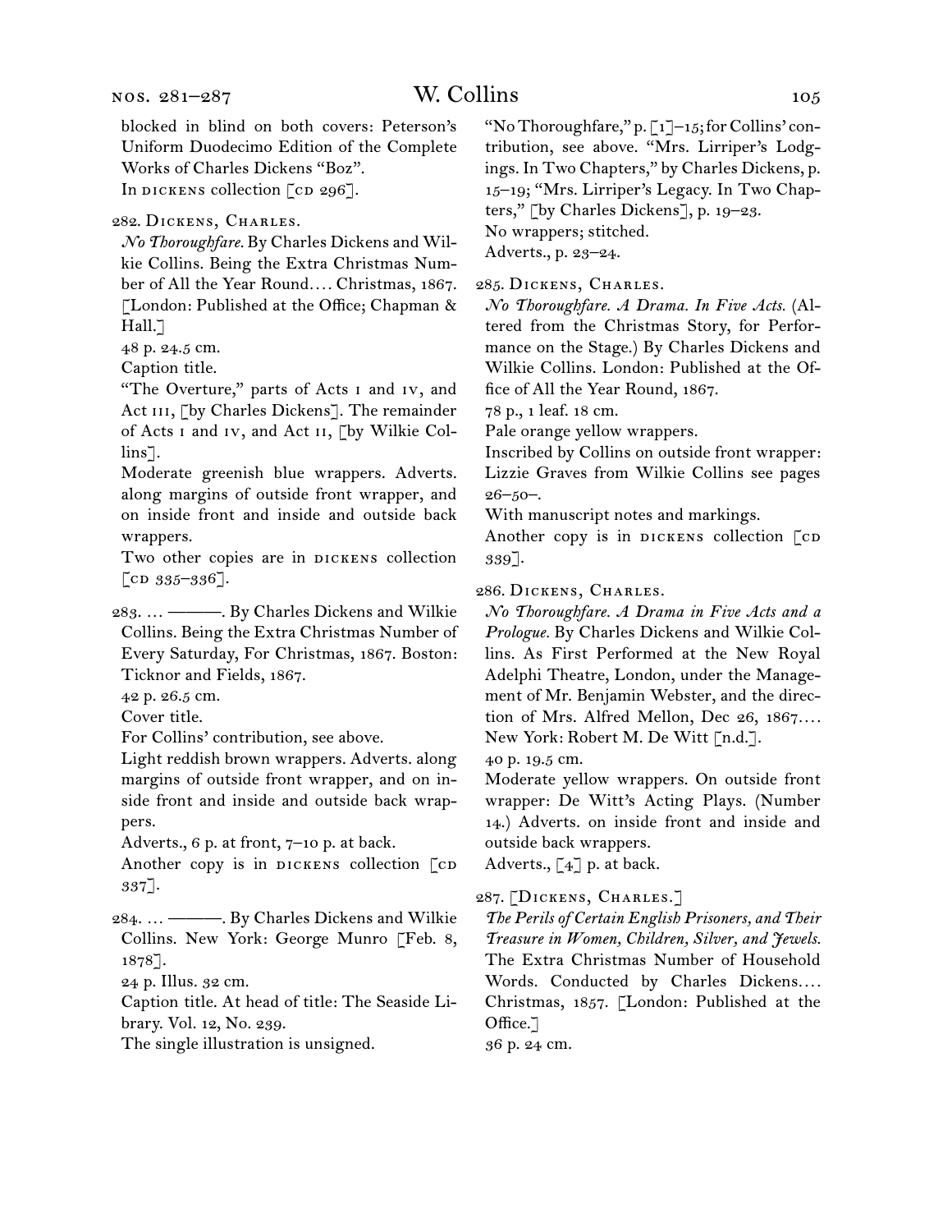blocked in blind on both covers: Peterson's Uniform Duodecimo Edition of the Complete Works of Charles Dickens "Boz".
In DICKENS collection [CD 296].

282. DICKENS, CHARLES.
*No Thoroughfare.* By Charles Dickens and Wilkie Collins. Being the Extra Christmas Number of All the Year Round.... Christmas, 1867. [London: Published at the Office; Chapman & Hall.]
48 p. 24.5 cm.
Caption title.
"The Overture," parts of Acts I and IV, and Act III, [by Charles Dickens]. The remainder of Acts I and IV, and Act II, [by Wilkie Collins].
Moderate greenish blue wrappers. Adverts. along margins of outside front wrapper, and on inside front and inside and outside back wrappers.
Two other copies are in DICKENS collection [CD 335–336].

283. ... ———. By Charles Dickens and Wilkie Collins. Being the Extra Christmas Number of Every Saturday, For Christmas, 1867. Boston: Ticknor and Fields, 1867.
42 p. 26.5 cm.
Cover title.
For Collins' contribution, see above.
Light reddish brown wrappers. Adverts. along margins of outside front wrapper, and on inside front and inside and outside back wrappers.
Adverts., 6 p. at front, 7–10 p. at back.
Another copy is in DICKENS collection [CD 337].

284. ... ———. By Charles Dickens and Wilkie Collins. New York: George Munro [Feb. 8, 1878].
24 p. Illus. 32 cm.
Caption title. At head of title: The Seaside Library. Vol. 12, No. 239.
The single illustration is unsigned.
"No Thoroughfare," p. [1]–15; for Collins' contribution, see above. "Mrs. Lirriper's Lodgings. In Two Chapters," by Charles Dickens, p. 15–19; "Mrs. Lirriper's Legacy. In Two Chapters," [by Charles Dickens], p. 19–23.
No wrappers; stitched.
Adverts., p. 23–24.

285. DICKENS, CHARLES.
*No Thoroughfare. A Drama. In Five Acts.* (Altered from the Christmas Story, for Performance on the Stage.) By Charles Dickens and Wilkie Collins. London: Published at the Office of All the Year Round, 1867.
78 p., 1 leaf. 18 cm.
Pale orange yellow wrappers.
Inscribed by Collins on outside front wrapper: Lizzie Graves from Wilkie Collins see pages 26–50–.
With manuscript notes and markings.
Another copy is in DICKENS collection [CD 339].

286. DICKENS, CHARLES.
*No Thoroughfare. A Drama in Five Acts and a Prologue.* By Charles Dickens and Wilkie Collins. As First Performed at the New Royal Adelphi Theatre, London, under the Management of Mr. Benjamin Webster, and the direction of Mrs. Alfred Mellon, Dec 26, 1867.... New York: Robert M. De Witt [n.d.].
40 p. 19.5 cm.
Moderate yellow wrappers. On outside front wrapper: De Witt's Acting Plays. (Number 14.) Adverts. on inside front and inside and outside back wrappers.
Adverts., [4] p. at back.

287. [DICKENS, CHARLES.]
*The Perils of Certain English Prisoners, and Their Treasure in Women, Children, Silver, and Jewels.* The Extra Christmas Number of Household Words. Conducted by Charles Dickens.... Christmas, 1857. [London: Published at the Office.]
36 p. 24 cm.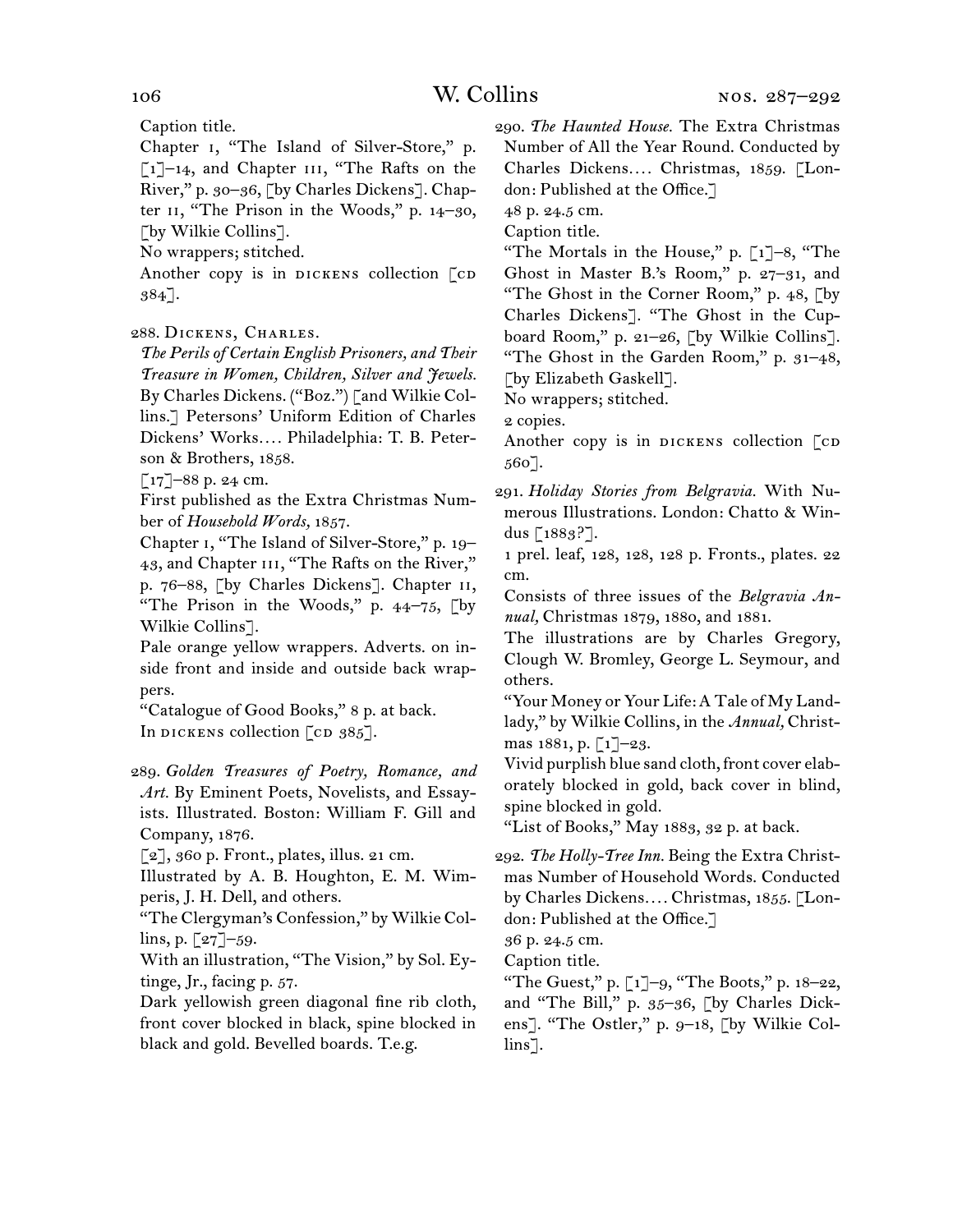Caption title.

Chapter I, “The Island of Silver-Store,” p. [1]–14, and Chapter III, “The Rafts on the River,” p. 30–36, [by Charles Dickens]. Chapter II, “The Prison in the Woods,” p. 14–30, [by Wilkie Collins].

No wrappers; stitched.

Another copy is in DICKENS collection [CD 384].

288. DICKENS, CHARLES.

*The Perils of Certain English Prisoners, and Their Treasure in Women, Children, Silver and Jewels.* By Charles Dickens. (“Boz.”) [and Wilkie Collins.] Petersons’ Uniform Edition of Charles Dickens’ Works.... Philadelphia: T. B. Peterson & Brothers, 1858.

[17]–88 p. 24 cm.

First published as the Extra Christmas Number of *Household Words,* 1857.

Chapter I, “The Island of Silver-Store,” p. 19–43, and Chapter III, “The Rafts on the River,” p. 76–88, [by Charles Dickens]. Chapter II, “The Prison in the Woods,” p. 44–75, [by Wilkie Collins].

Pale orange yellow wrappers. Adverts. on inside front and inside and outside back wrappers.

“Catalogue of Good Books,” 8 p. at back.

In DICKENS collection [CD 385].

289. *Golden Treasures of Poetry, Romance, and Art.* By Eminent Poets, Novelists, and Essayists. Illustrated. Boston: William F. Gill and Company, 1876.

[2], 360 p. Front., plates, illus. 21 cm.

Illustrated by A. B. Houghton, E. M. Wimperis, J. H. Dell, and others.

“The Clergyman’s Confession,” by Wilkie Collins, p. [27]–59.

With an illustration, “The Vision,” by Sol. Eytinge, Jr., facing p. 57.

Dark yellowish green diagonal fine rib cloth, front cover blocked in black, spine blocked in black and gold. Bevelled boards. T.e.g.

290. *The Haunted House.* The Extra Christmas Number of All the Year Round. Conducted by Charles Dickens.... Christmas, 1859. [London: Published at the Office.]

48 p. 24.5 cm.

Caption title.

“The Mortals in the House,” p. [1]–8, “The Ghost in Master B.’s Room,” p. 27–31, and “The Ghost in the Corner Room,” p. 48, [by Charles Dickens]. “The Ghost in the Cupboard Room,” p. 21–26, [by Wilkie Collins]. “The Ghost in the Garden Room,” p. 31–48, [by Elizabeth Gaskell].

No wrappers; stitched.

2 copies.

Another copy is in DICKENS collection [CD 560].

291. *Holiday Stories from Belgravia.* With Numerous Illustrations. London: Chatto & Windus [1883?].

1 prel. leaf, 128, 128, 128 p. Fronts., plates. 22 cm.

Consists of three issues of the *Belgravia Annual,* Christmas 1879, 1880, and 1881.

The illustrations are by Charles Gregory, Clough W. Bromley, George L. Seymour, and others.

“Your Money or Your Life: A Tale of My Landlady,” by Wilkie Collins, in the *Annual,* Christmas 1881, p. [1]–23.

Vivid purplish blue sand cloth, front cover elaborately blocked in gold, back cover in blind, spine blocked in gold.

“List of Books,” May 1883, 32 p. at back.

292. *The Holly-Tree Inn.* Being the Extra Christmas Number of Household Words. Conducted by Charles Dickens.... Christmas, 1855. [London: Published at the Office.]

36 p. 24.5 cm.

Caption title.

“The Guest,” p. [1]–9, “The Boots,” p. 18–22, and “The Bill,” p. 35–36, [by Charles Dickens]. “The Ostler,” p. 9–18, [by Wilkie Collins].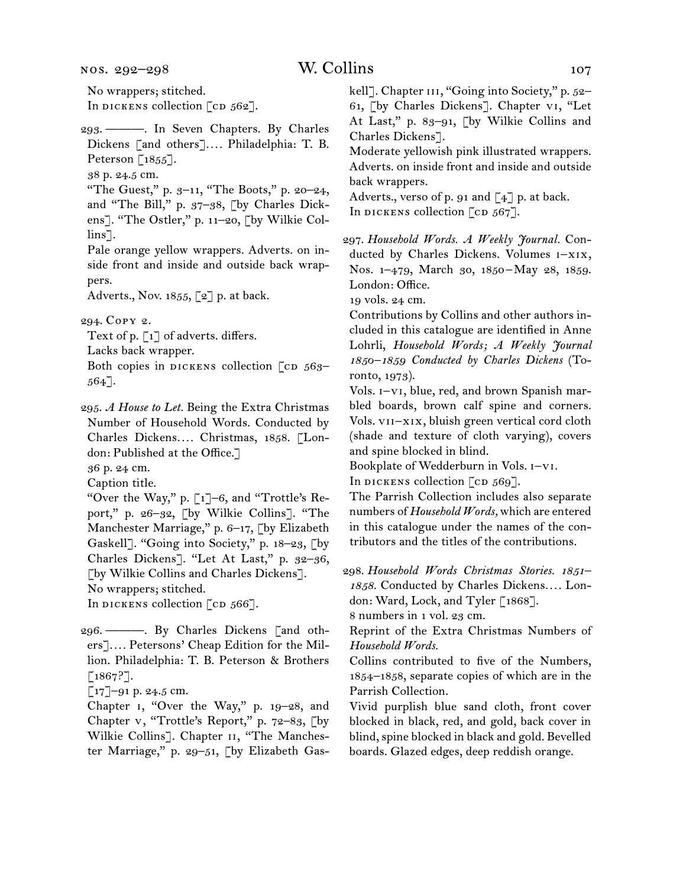No wrappers; stitched.
In DICKENS collection [CD 562].

293. ———. In Seven Chapters. By Charles Dickens [and others].... Philadelphia: T. B. Peterson [1855].
38 p. 24.5 cm.
"The Guest," p. 3–11, "The Boots," p. 20–24, and "The Bill," p. 37–38, [by Charles Dickens]. "The Ostler," p. 11–20, [by Wilkie Collins].
Pale orange yellow wrappers. Adverts. on inside front and inside and outside back wrappers.
Adverts., Nov. 1855, [2] p. at back.

294. COPY 2.
Text of p. [1] of adverts. differs.
Lacks back wrapper.
Both copies in DICKENS collection [CD 563–564].

295. *A House to Let.* Being the Extra Christmas Number of Household Words. Conducted by Charles Dickens.... Christmas, 1858. [London: Published at the Office.]
36 p. 24 cm.
Caption title.
"Over the Way," p. [1]–6, and "Trottle's Report," p. 26–32, [by Wilkie Collins]. "The Manchester Marriage," p. 6–17, [by Elizabeth Gaskell]. "Going into Society," p. 18–23, [by Charles Dickens]. "Let At Last," p. 32–36, [by Wilkie Collins and Charles Dickens].
No wrappers; stitched.
In DICKENS collection [CD 566].

296. ———. By Charles Dickens [and others].... Petersons' Cheap Edition for the Million. Philadelphia: T. B. Peterson & Brothers [1867?].
[17]–91 p. 24.5 cm.
Chapter I, "Over the Way," p. 19–28, and Chapter V, "Trottle's Report," p. 72–83, [by Wilkie Collins]. Chapter II, "The Manchester Marriage," p. 29–51, [by Elizabeth Gaskell]. Chapter III, "Going into Society," p. 52–61, [by Charles Dickens]. Chapter VI, "Let At Last," p. 83–91, [by Wilkie Collins and Charles Dickens].
Moderate yellowish pink illustrated wrappers. Adverts. on inside front and inside and outside back wrappers.
Adverts., verso of p. 91 and [4] p. at back.
In DICKENS collection [CD 567].

297. *Household Words. A Weekly Journal.* Conducted by Charles Dickens. Volumes I–XIX, Nos. 1–479, March 30, 1850–May 28, 1859. London: Office.
19 vols. 24 cm.
Contributions by Collins and other authors included in this catalogue are identified in Anne Lohrli, *Household Words; A Weekly Journal 1850–1859 Conducted by Charles Dickens* (Toronto, 1973).
Vols. I–VI, blue, red, and brown Spanish marbled boards, brown calf spine and corners. Vols. VII–XIX, bluish green vertical cord cloth (shade and texture of cloth varying), covers and spine blocked in blind.
Bookplate of Wedderburn in Vols. I–VI.
In DICKENS collection [CD 569].
The Parrish Collection includes also separate numbers of *Household Words,* which are entered in this catalogue under the names of the contributors and the titles of the contributions.

298. *Household Words Christmas Stories. 1851–1858.* Conducted by Charles Dickens.... London: Ward, Lock, and Tyler [1868].
8 numbers in 1 vol. 23 cm.
Reprint of the Extra Christmas Numbers of *Household Words.*
Collins contributed to five of the Numbers, 1854–1858, separate copies of which are in the Parrish Collection.
Vivid purplish blue sand cloth, front cover blocked in black, red, and gold, back cover in blind, spine blocked in black and gold. Bevelled boards. Glazed edges, deep reddish orange.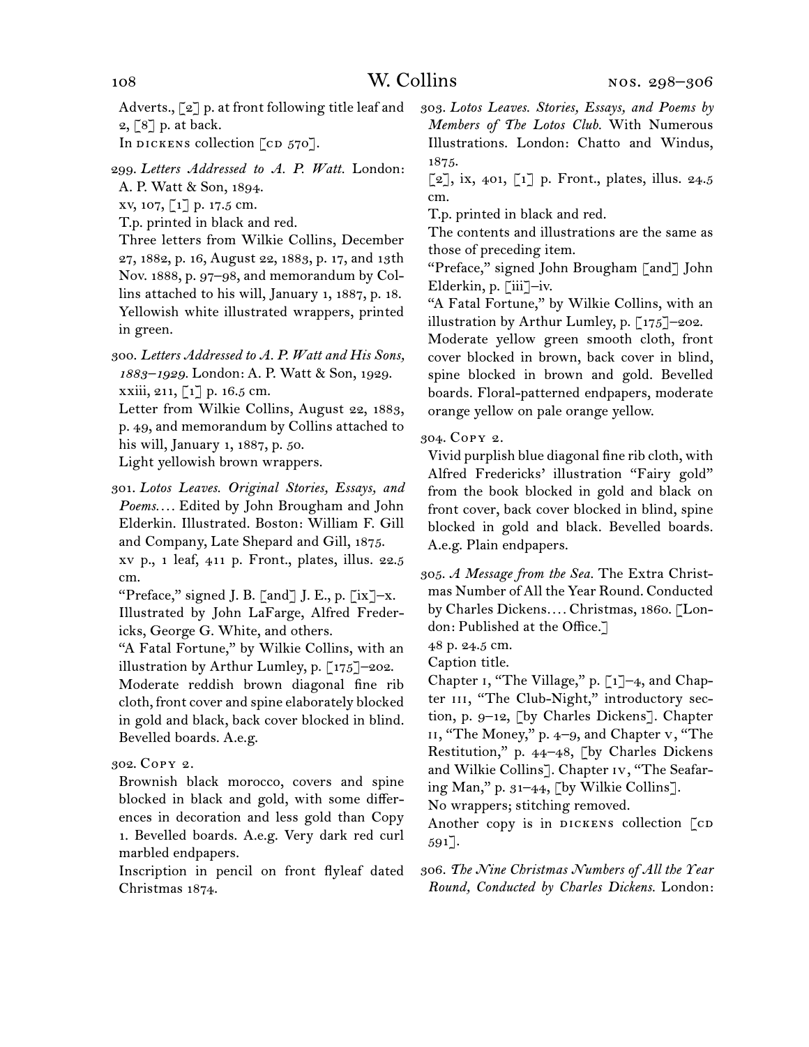Adverts., [2] p. at front following title leaf and 2, [8] p. at back.
In DICKENS collection [CD 570].

299. *Letters Addressed to A. P. Watt.* London: A. P. Watt & Son, 1894.
xv, 107, [1] p. 17.5 cm.
T.p. printed in black and red.
Three letters from Wilkie Collins, December 27, 1882, p. 16, August 22, 1883, p. 17, and 13th Nov. 1888, p. 97–98, and memorandum by Collins attached to his will, January 1, 1887, p. 18.
Yellowish white illustrated wrappers, printed in green.

300. *Letters Addressed to A. P. Watt and His Sons, 1883–1929.* London: A. P. Watt & Son, 1929.
xxiii, 211, [1] p. 16.5 cm.
Letter from Wilkie Collins, August 22, 1883, p. 49, and memorandum by Collins attached to his will, January 1, 1887, p. 50.
Light yellowish brown wrappers.

301. *Lotos Leaves. Original Stories, Essays, and Poems. . . .* Edited by John Brougham and John Elderkin. Illustrated. Boston: William F. Gill and Company, Late Shepard and Gill, 1875.
xv p., 1 leaf, 411 p. Front., plates, illus. 22.5 cm.
"Preface," signed J. B. [and] J. E., p. [ix]–x.
Illustrated by John LaFarge, Alfred Fredericks, George G. White, and others.
"A Fatal Fortune," by Wilkie Collins, with an illustration by Arthur Lumley, p. [175]–202.
Moderate reddish brown diagonal fine rib cloth, front cover and spine elaborately blocked in gold and black, back cover blocked in blind. Bevelled boards. A.e.g.

302. COPY 2.
Brownish black morocco, covers and spine blocked in black and gold, with some differences in decoration and less gold than Copy 1. Bevelled boards. A.e.g. Very dark red curl marbled endpapers.
Inscription in pencil on front flyleaf dated Christmas 1874.

303. *Lotos Leaves. Stories, Essays, and Poems by Members of The Lotos Club.* With Numerous Illustrations. London: Chatto and Windus, 1875.
[2], ix, 401, [1] p. Front., plates, illus. 24.5 cm.
T.p. printed in black and red.
The contents and illustrations are the same as those of preceding item.
"Preface," signed John Brougham [and] John Elderkin, p. [iii]–iv.
"A Fatal Fortune," by Wilkie Collins, with an illustration by Arthur Lumley, p. [175]–202.
Moderate yellow green smooth cloth, front cover blocked in brown, back cover in blind, spine blocked in brown and gold. Bevelled boards. Floral-patterned endpapers, moderate orange yellow on pale orange yellow.

304. COPY 2.
Vivid purplish blue diagonal fine rib cloth, with Alfred Fredericks' illustration "Fairy gold" from the book blocked in gold and black on front cover, back cover blocked in blind, spine blocked in gold and black. Bevelled boards. A.e.g. Plain endpapers.

305. *A Message from the Sea.* The Extra Christmas Number of All the Year Round. Conducted by Charles Dickens. . . . Christmas, 1860. [London: Published at the Office.]
48 p. 24.5 cm.
Caption title.
Chapter I, "The Village," p. [1]–4, and Chapter III, "The Club-Night," introductory section, p. 9–12, [by Charles Dickens]. Chapter II, "The Money," p. 4–9, and Chapter V, "The Restitution," p. 44–48, [by Charles Dickens and Wilkie Collins]. Chapter IV, "The Seafaring Man," p. 31–44, [by Wilkie Collins].
No wrappers; stitching removed.
Another copy is in DICKENS collection [CD 591].

306. *The Nine Christmas Numbers of All the Year Round, Conducted by Charles Dickens.* London: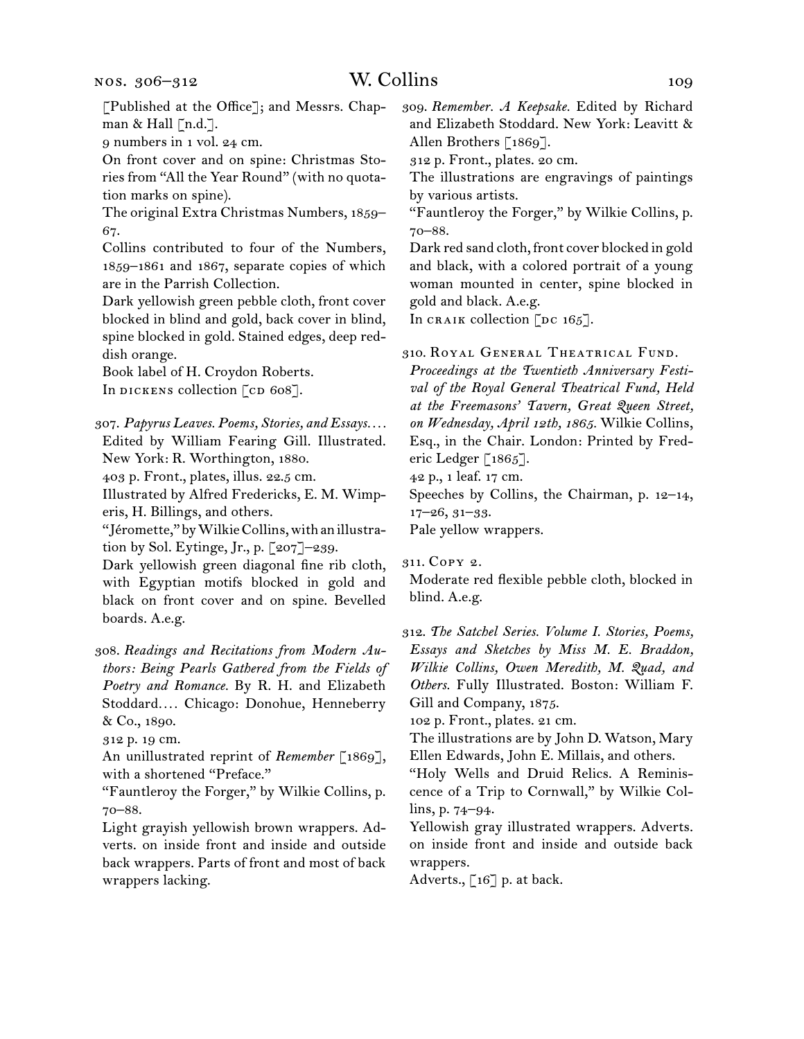[Published at the Office]; and Messrs. Chapman & Hall [n.d.].

9 numbers in 1 vol. 24 cm.

On front cover and on spine: Christmas Stories from "All the Year Round" (with no quotation marks on spine).

The original Extra Christmas Numbers, 1859–67.

Collins contributed to four of the Numbers, 1859–1861 and 1867, separate copies of which are in the Parrish Collection.

Dark yellowish green pebble cloth, front cover blocked in blind and gold, back cover in blind, spine blocked in gold. Stained edges, deep reddish orange.

Book label of H. Croydon Roberts.

In DICKENS collection [CD 608].

307. *Papyrus Leaves. Poems, Stories, and Essays....* Edited by William Fearing Gill. Illustrated. New York: R. Worthington, 1880.

403 p. Front., plates, illus. 22.5 cm.

Illustrated by Alfred Fredericks, E. M. Wimperis, H. Billings, and others.

"Jéromette," by Wilkie Collins, with an illustration by Sol. Eytinge, Jr., p. [207]–239.

Dark yellowish green diagonal fine rib cloth, with Egyptian motifs blocked in gold and black on front cover and on spine. Bevelled boards. A.e.g.

308. *Readings and Recitations from Modern Authors: Being Pearls Gathered from the Fields of Poetry and Romance.* By R. H. and Elizabeth Stoddard.... Chicago: Donohue, Henneberry & Co., 1890.

312 p. 19 cm.

An unillustrated reprint of *Remember* [1869], with a shortened "Preface."

"Fauntleroy the Forger," by Wilkie Collins, p. 70–88.

Light grayish yellowish brown wrappers. Adverts. on inside front and inside and outside back wrappers. Parts of front and most of back wrappers lacking.

309. *Remember. A Keepsake.* Edited by Richard and Elizabeth Stoddard. New York: Leavitt & Allen Brothers [1869].

312 p. Front., plates. 20 cm.

The illustrations are engravings of paintings by various artists.

"Fauntleroy the Forger," by Wilkie Collins, p. 70–88.

Dark red sand cloth, front cover blocked in gold and black, with a colored portrait of a young woman mounted in center, spine blocked in gold and black. A.e.g.

In CRAIK collection [DC 165].

310. Royal General Theatrical Fund. *Proceedings at the Twentieth Anniversary Festival of the Royal General Theatrical Fund, Held at the Freemasons' Tavern, Great Queen Street, on Wednesday, April 12th, 1865.* Wilkie Collins, Esq., in the Chair. London: Printed by Frederic Ledger [1865].

42 p., 1 leaf. 17 cm.

Speeches by Collins, the Chairman, p. 12–14, 17–26, 31–33.

Pale yellow wrappers.

311. Copy 2.

Moderate red flexible pebble cloth, blocked in blind. A.e.g.

312. *The Satchel Series. Volume I. Stories, Poems, Essays and Sketches by Miss M. E. Braddon, Wilkie Collins, Owen Meredith, M. Quad, and Others.* Fully Illustrated. Boston: William F. Gill and Company, 1875.

102 p. Front., plates. 21 cm.

The illustrations are by John D. Watson, Mary Ellen Edwards, John E. Millais, and others.

"Holy Wells and Druid Relics. A Reminiscence of a Trip to Cornwall," by Wilkie Collins, p. 74–94.

Yellowish gray illustrated wrappers. Adverts. on inside front and inside and outside back wrappers.

Adverts., [16] p. at back.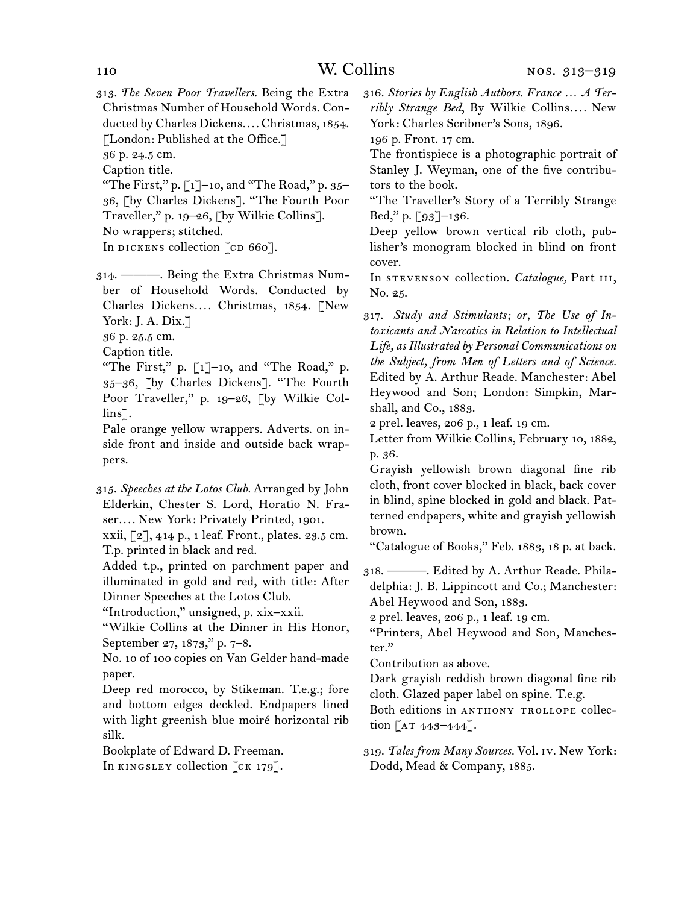313. *The Seven Poor Travellers.* Being the Extra Christmas Number of Household Words. Conducted by Charles Dickens.... Christmas, 1854. [London: Published at the Office.]
36 p. 24.5 cm.
Caption title.
"The First," p. [1]–10, and "The Road," p. 35–36, [by Charles Dickens]. "The Fourth Poor Traveller," p. 19–26, [by Wilkie Collins].
No wrappers; stitched.
In DICKENS collection [CD 660].

314. ———. Being the Extra Christmas Number of Household Words. Conducted by Charles Dickens.... Christmas, 1854. [New York: J. A. Dix.]
36 p. 25.5 cm.
Caption title.
"The First," p. [1]–10, and "The Road," p. 35–36, [by Charles Dickens]. "The Fourth Poor Traveller," p. 19–26, [by Wilkie Collins].
Pale orange yellow wrappers. Adverts. on inside front and inside and outside back wrappers.

315. *Speeches at the Lotos Club.* Arranged by John Elderkin, Chester S. Lord, Horatio N. Fraser.... New York: Privately Printed, 1901.
xxii, [2], 414 p., 1 leaf. Front., plates. 23.5 cm.
T.p. printed in black and red.
Added t.p., printed on parchment paper and illuminated in gold and red, with title: After Dinner Speeches at the Lotos Club.
"Introduction," unsigned, p. xix–xxii.
"Wilkie Collins at the Dinner in His Honor, September 27, 1873," p. 7–8.
No. 10 of 100 copies on Van Gelder hand-made paper.
Deep red morocco, by Stikeman. T.e.g.; fore and bottom edges deckled. Endpapers lined with light greenish blue moiré horizontal rib silk.
Bookplate of Edward D. Freeman.
In KINGSLEY collection [CK 179].

316. *Stories by English Authors. France ... A Terribly Strange Bed,* By Wilkie Collins.... New York: Charles Scribner's Sons, 1896.
196 p. Front. 17 cm.
The frontispiece is a photographic portrait of Stanley J. Weyman, one of the five contributors to the book.
"The Traveller's Story of a Terribly Strange Bed," p. [93]–136.
Deep yellow brown vertical rib cloth, publisher's monogram blocked in blind on front cover.
In STEVENSON collection. *Catalogue,* Part III, No. 25.

317. *Study and Stimulants; or, The Use of Intoxicants and Narcotics in Relation to Intellectual Life, as Illustrated by Personal Communications on the Subject, from Men of Letters and of Science.* Edited by A. Arthur Reade. Manchester: Abel Heywood and Son; London: Simpkin, Marshall, and Co., 1883.
2 prel. leaves, 206 p., 1 leaf. 19 cm.
Letter from Wilkie Collins, February 10, 1882, p. 36.
Grayish yellowish brown diagonal fine rib cloth, front cover blocked in black, back cover in blind, spine blocked in gold and black. Patterned endpapers, white and grayish yellowish brown.
"Catalogue of Books," Feb. 1883, 18 p. at back.

318. ———. Edited by A. Arthur Reade. Philadelphia: J. B. Lippincott and Co.; Manchester: Abel Heywood and Son, 1883.
2 prel. leaves, 206 p., 1 leaf. 19 cm.
"Printers, Abel Heywood and Son, Manchester."
Contribution as above.
Dark grayish reddish brown diagonal fine rib cloth. Glazed paper label on spine. T.e.g.
Both editions in ANTHONY TROLLOPE collection [AT 443–444].

319. *Tales from Many Sources.* Vol. IV. New York: Dodd, Mead & Company, 1885.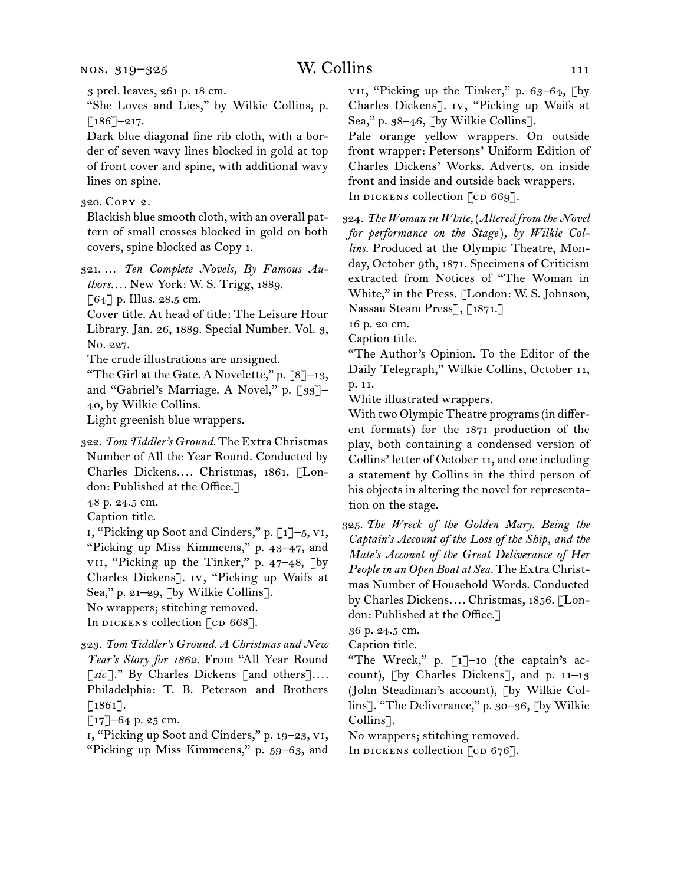3 prel. leaves, 261 p. 18 cm.

"She Loves and Lies," by Wilkie Collins, p. [186]–217.

Dark blue diagonal fine rib cloth, with a border of seven wavy lines blocked in gold at top of front cover and spine, with additional wavy lines on spine.

320. Copy 2.

Blackish blue smooth cloth, with an overall pattern of small crosses blocked in gold on both covers, spine blocked as Copy 1.

321. … *Ten Complete Novels, By Famous Authors.*… New York: W. S. Trigg, 1889.

[64] p. Illus. 28.5 cm.

Cover title. At head of title: The Leisure Hour Library. Jan. 26, 1889. Special Number. Vol. 3, No. 227.

The crude illustrations are unsigned.

"The Girl at the Gate. A Novelette," p. [8]–13, and "Gabriel's Marriage. A Novel," p. [33]–40, by Wilkie Collins.

Light greenish blue wrappers.

322. *Tom Tiddler's Ground.* The Extra Christmas Number of All the Year Round. Conducted by Charles Dickens.… Christmas, 1861. [London: Published at the Office.]

48 p. 24.5 cm.

Caption title.

i, "Picking up Soot and Cinders," p. [1]–5, vi, "Picking up Miss Kimmeens," p. 43–47, and vii, "Picking up the Tinker," p. 47–48, [by Charles Dickens]. iv, "Picking up Waifs at Sea," p. 21–29, [by Wilkie Collins].

No wrappers; stitching removed.

In dickens collection [cd 668].

323. *Tom Tiddler's Ground. A Christmas and New Year's Story for 1862.* From "All Year Round [*sic*]." By Charles Dickens [and others].… Philadelphia: T. B. Peterson and Brothers [1861].

[17]–64 p. 25 cm.

i, "Picking up Soot and Cinders," p. 19–23, vi, "Picking up Miss Kimmeens," p. 59–63, and vii, "Picking up the Tinker," p. 63–64, [by Charles Dickens]. iv, "Picking up Waifs at Sea," p. 38–46, [by Wilkie Collins].

Pale orange yellow wrappers. On outside front wrapper: Petersons' Uniform Edition of Charles Dickens' Works. Adverts. on inside front and inside and outside back wrappers.

In dickens collection [cd 669].

324. *The Woman in White, (Altered from the Novel for performance on the Stage), by Wilkie Collins.* Produced at the Olympic Theatre, Monday, October 9th, 1871. Specimens of Criticism extracted from Notices of "The Woman in White," in the Press. [London: W. S. Johnson, Nassau Steam Press], [1871.]

16 p. 20 cm.

Caption title.

"The Author's Opinion. To the Editor of the Daily Telegraph," Wilkie Collins, October 11, p. 11.

White illustrated wrappers.

With two Olympic Theatre programs (in different formats) for the 1871 production of the play, both containing a condensed version of Collins' letter of October 11, and one including a statement by Collins in the third person of his objects in altering the novel for representation on the stage.

325. *The Wreck of the Golden Mary. Being the Captain's Account of the Loss of the Ship, and the Mate's Account of the Great Deliverance of Her People in an Open Boat at Sea.* The Extra Christmas Number of Household Words. Conducted by Charles Dickens.… Christmas, 1856. [London: Published at the Office.]

36 p. 24.5 cm.

Caption title.

"The Wreck," p. [1]–10 (the captain's account), [by Charles Dickens], and p. 11–13 (John Steadiman's account), [by Wilkie Collins]. "The Deliverance," p. 30–36, [by Wilkie Collins].

No wrappers; stitching removed.

In dickens collection [cd 676].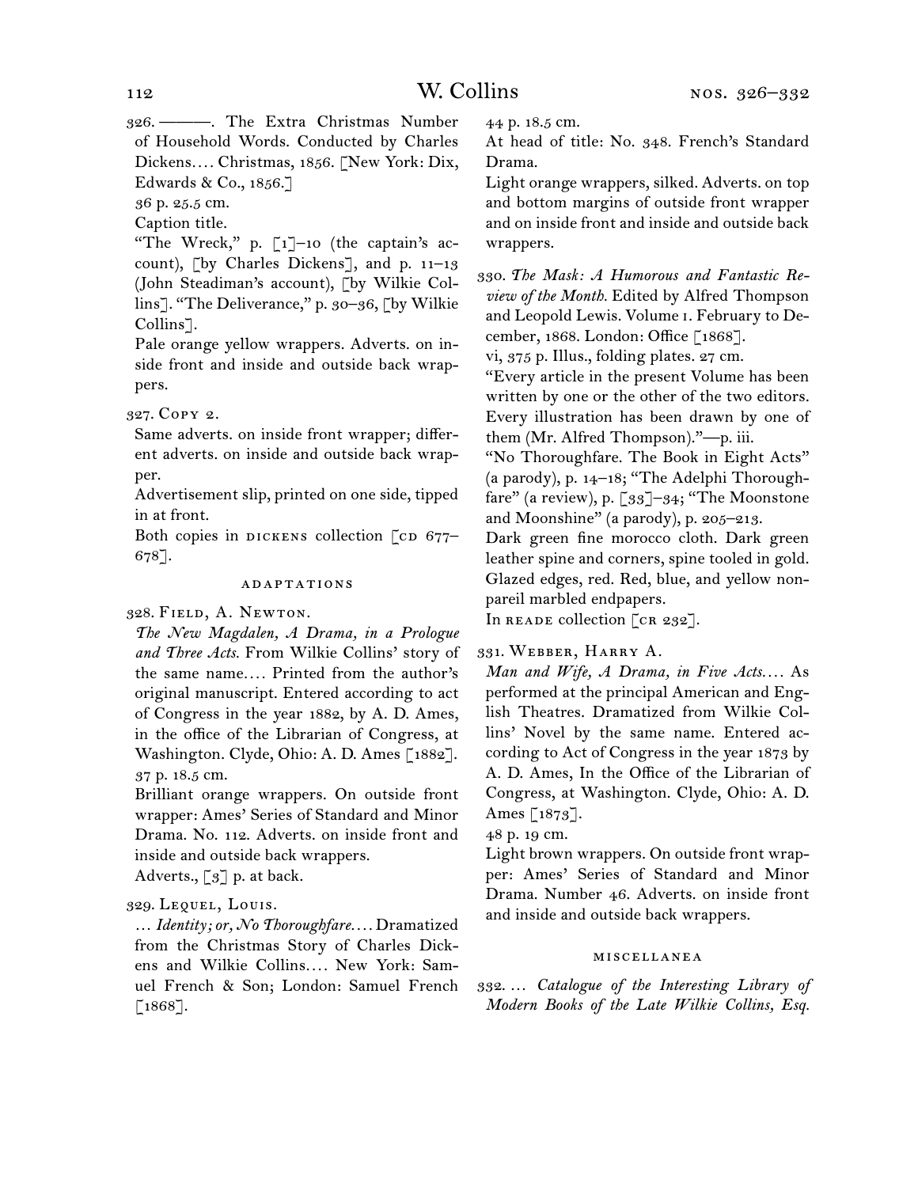326. ———. The Extra Christmas Number of Household Words. Conducted by Charles Dickens.... Christmas, 1856. [New York: Dix, Edwards & Co., 1856.]

36 p. 25.5 cm.

Caption title.

"The Wreck," p. [1]–10 (the captain's account), [by Charles Dickens], and p. 11–13 (John Steadiman's account), [by Wilkie Collins]. "The Deliverance," p. 30–36, [by Wilkie Collins].

Pale orange yellow wrappers. Adverts. on inside front and inside and outside back wrappers.

327. Copy 2.

Same adverts. on inside front wrapper; different adverts. on inside and outside back wrapper.

Advertisement slip, printed on one side, tipped in at front.

Both copies in DICKENS collection [CD 677–678].

### ADAPTATIONS

328. Field, A. Newton.

*The New Magdalen, A Drama, in a Prologue and Three Acts.* From Wilkie Collins' story of the same name.... Printed from the author's original manuscript. Entered according to act of Congress in the year 1882, by A. D. Ames, in the office of the Librarian of Congress, at Washington. Clyde, Ohio: A. D. Ames [1882].

37 p. 18.5 cm.

Brilliant orange wrappers. On outside front wrapper: Ames' Series of Standard and Minor Drama. No. 112. Adverts. on inside front and inside and outside back wrappers.

Adverts., [3] p. at back.

329. Lequel, Louis.

... *Identity; or, No Thoroughfare....* Dramatized from the Christmas Story of Charles Dickens and Wilkie Collins.... New York: Samuel French & Son; London: Samuel French [1868].

44 p. 18.5 cm.

At head of title: No. 348. French's Standard Drama.

Light orange wrappers, silked. Adverts. on top and bottom margins of outside front wrapper and on inside front and inside and outside back wrappers.

330. *The Mask: A Humorous and Fantastic Review of the Month.* Edited by Alfred Thompson and Leopold Lewis. Volume I. February to December, 1868. London: Office [1868].

vi, 375 p. Illus., folding plates. 27 cm.

"Every article in the present Volume has been written by one or the other of the two editors. Every illustration has been drawn by one of them (Mr. Alfred Thompson)."—p. iii.

"No Thoroughfare. The Book in Eight Acts" (a parody), p. 14–18; "The Adelphi Thoroughfare" (a review), p. [33]–34; "The Moonstone and Moonshine" (a parody), p. 205–213.

Dark green fine morocco cloth. Dark green leather spine and corners, spine tooled in gold. Glazed edges, red. Red, blue, and yellow nonpareil marbled endpapers.

In READE collection [CR 232].

331. Webber, Harry A.

*Man and Wife, A Drama, in Five Acts....* As performed at the principal American and English Theatres. Dramatized from Wilkie Collins' Novel by the same name. Entered according to Act of Congress in the year 1873 by A. D. Ames, In the Office of the Librarian of Congress, at Washington. Clyde, Ohio: A. D. Ames [1873].

48 p. 19 cm.

Light brown wrappers. On outside front wrapper: Ames' Series of Standard and Minor Drama. Number 46. Adverts. on inside front and inside and outside back wrappers.

### MISCELLANEA

332. ... *Catalogue of the Interesting Library of Modern Books of the Late Wilkie Collins, Esq.*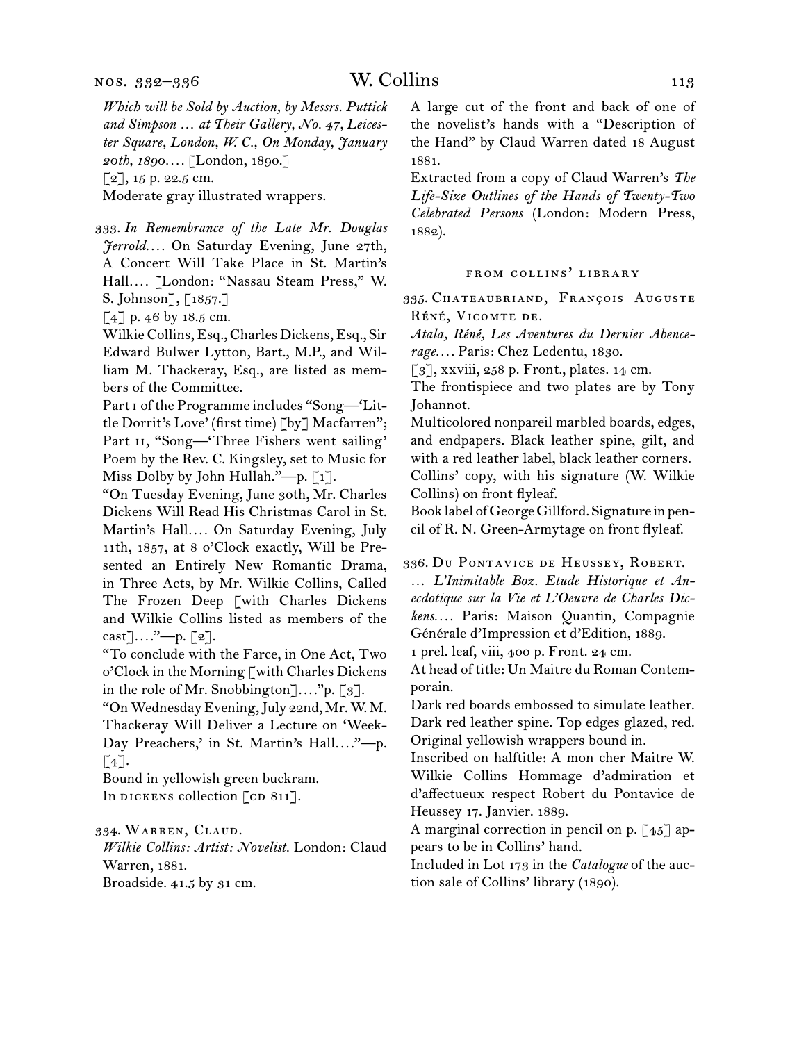*Which will be Sold by Auction, by Messrs. Puttick and Simpson … at Their Gallery, No. 47, Leicester Square, London, W. C., On Monday, January 20th, 1890.…* [London, 1890.]

[2], 15 p. 22.5 cm.

Moderate gray illustrated wrappers.

333. *In Remembrance of the Late Mr. Douglas Jerrold.…* On Saturday Evening, June 27th, A Concert Will Take Place in St. Martin's Hall.… [London: "Nassau Steam Press," W. S. Johnson], [1857.]

[4] p. 46 by 18.5 cm.

Wilkie Collins, Esq., Charles Dickens, Esq., Sir Edward Bulwer Lytton, Bart., M.P., and William M. Thackeray, Esq., are listed as members of the Committee.

Part I of the Programme includes "Song—'Little Dorrit's Love' (first time) [by] Macfarren"; Part II, "Song—'Three Fishers went sailing' Poem by the Rev. C. Kingsley, set to Music for Miss Dolby by John Hullah."—p. [1].

"On Tuesday Evening, June 30th, Mr. Charles Dickens Will Read His Christmas Carol in St. Martin's Hall.… On Saturday Evening, July 11th, 1857, at 8 o'Clock exactly, Will be Presented an Entirely New Romantic Drama, in Three Acts, by Mr. Wilkie Collins, Called The Frozen Deep [with Charles Dickens and Wilkie Collins listed as members of the cast].…"—p. [2].

"To conclude with the Farce, in One Act, Two o'Clock in the Morning [with Charles Dickens in the role of Mr. Snobbington].…"p. [3].

"On Wednesday Evening, July 22nd, Mr. W. M. Thackeray Will Deliver a Lecture on 'Week-Day Preachers,' in St. Martin's Hall.…"—p. [4].

Bound in yellowish green buckram.

In DICKENS collection [CD 811].

334. Warren, Claud.

*Wilkie Collins: Artist: Novelist.* London: Claud Warren, 1881.

Broadside. 41.5 by 31 cm.

A large cut of the front and back of one of the novelist's hands with a "Description of the Hand" by Claud Warren dated 18 August 1881.

Extracted from a copy of Claud Warren's *The Life-Size Outlines of the Hands of Twenty-Two Celebrated Persons* (London: Modern Press, 1882).

### FROM COLLINS' LIBRARY

335. Chateaubriand, François Auguste Réné, Vicomte de.

*Atala, Réné, Les Aventures du Dernier Abencerage.…* Paris: Chez Ledentu, 1830.

[3], xxviii, 258 p. Front., plates. 14 cm.

The frontispiece and two plates are by Tony Johannot.

Multicolored nonpareil marbled boards, edges, and endpapers. Black leather spine, gilt, and with a red leather label, black leather corners.

Collins' copy, with his signature (W. Wilkie Collins) on front flyleaf.

Book label of George Gillford. Signature in pencil of R. N. Green-Armytage on front flyleaf.

336. Du Pontavice de Heussey, Robert.

… *L'Inimitable Boz. Etude Historique et Anecdotique sur la Vie et L'Oeuvre de Charles Dickens.…* Paris: Maison Quantin, Compagnie Générale d'Impression et d'Edition, 1889.

1 prel. leaf, viii, 400 p. Front. 24 cm.

At head of title: Un Maitre du Roman Contemporain.

Dark red boards embossed to simulate leather. Dark red leather spine. Top edges glazed, red. Original yellowish wrappers bound in.

Inscribed on halftitle: A mon cher Maitre W. Wilkie Collins Hommage d'admiration et d'affectueux respect Robert du Pontavice de Heussey 17. Janvier. 1889.

A marginal correction in pencil on p. [45] appears to be in Collins' hand.

Included in Lot 173 in the *Catalogue* of the auction sale of Collins' library (1890).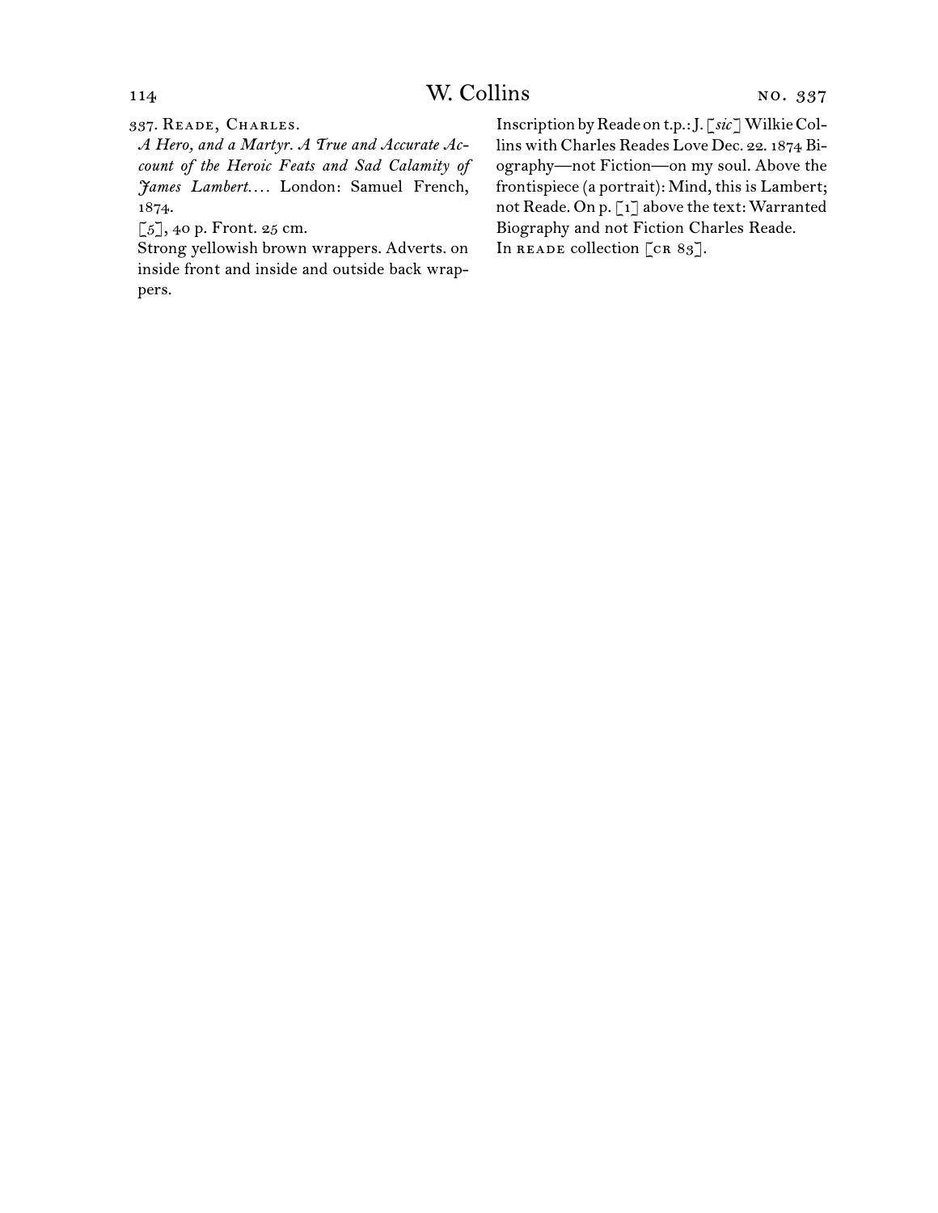337. Reade, Charles.

*A Hero, and a Martyr. A True and Accurate Account of the Heroic Feats and Sad Calamity of James Lambert....* London: Samuel French, 1874.

[5], 40 p. Front. 25 cm.

Strong yellowish brown wrappers. Adverts. on inside front and inside and outside back wrappers.

Inscription by Reade on t.p.: J. [*sic*] Wilkie Collins with Charles Reades Love Dec. 22. 1874 Biography—not Fiction—on my soul. Above the frontispiece (a portrait): Mind, this is Lambert; not Reade. On p. [1] above the text: Warranted Biography and not Fiction Charles Reade.

In reade collection [cr 83].